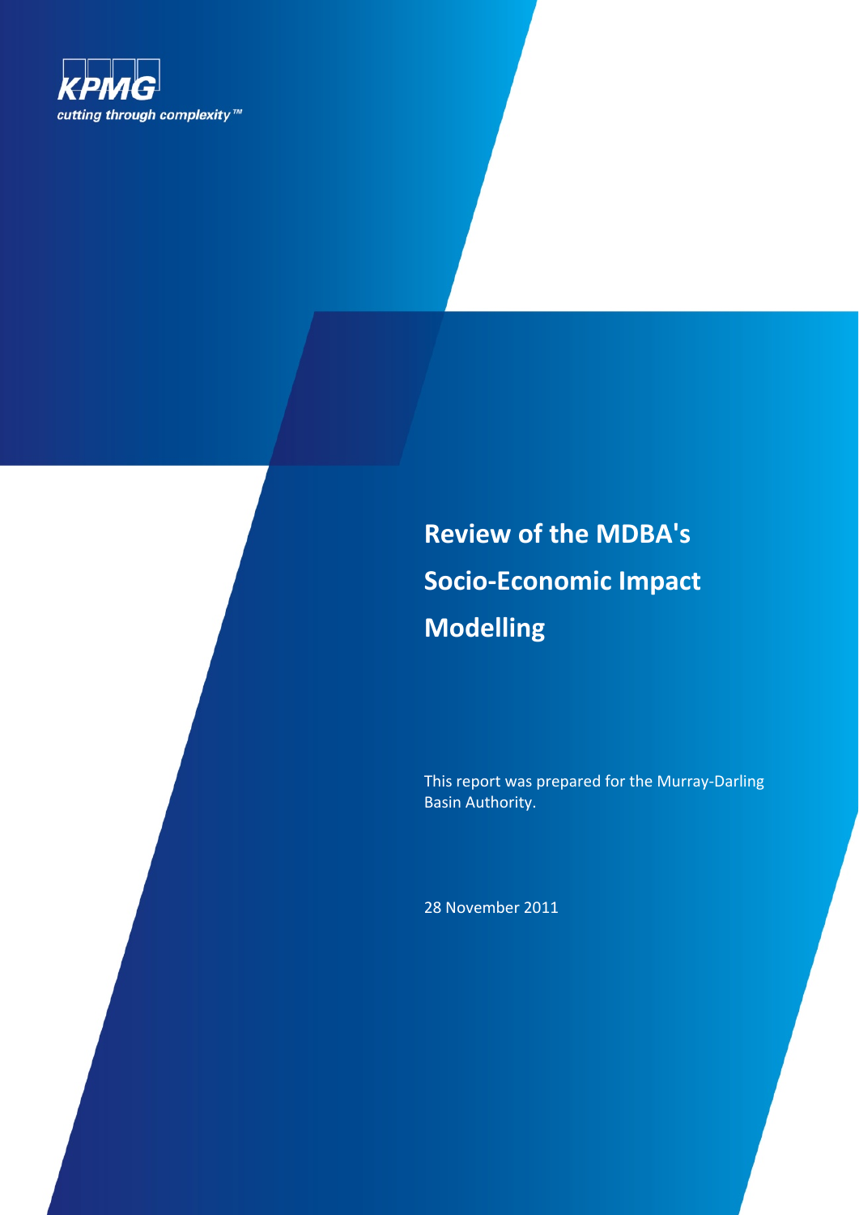KPMG

cutting through complexity™

# Review of the MDBA's Socio-Economic Impact Modelling

This report was prepared for the Murray-Darling Basin Authority.

28 November 2011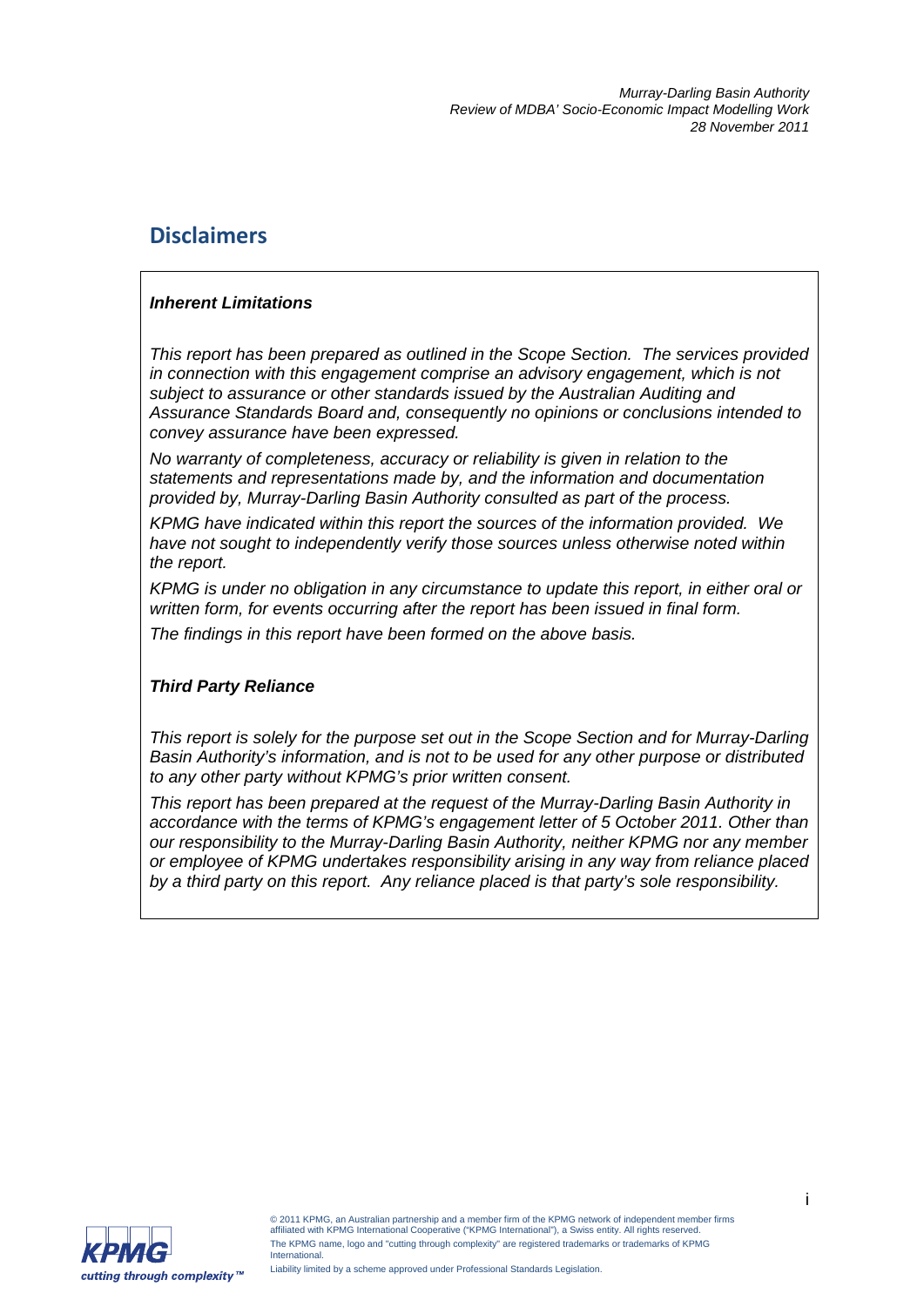# Disclaimers

***Inherent Limitations***

*This report has been prepared as outlined in the Scope Section. The services provided in connection with this engagement comprise an advisory engagement, which is not subject to assurance or other standards issued by the Australian Auditing and Assurance Standards Board and, consequently no opinions or conclusions intended to convey assurance have been expressed.*

*No warranty of completeness, accuracy or reliability is given in relation to the statements and representations made by, and the information and documentation provided by, Murray-Darling Basin Authority consulted as part of the process.*

*KPMG have indicated within this report the sources of the information provided. We have not sought to independently verify those sources unless otherwise noted within the report.*

*KPMG is under no obligation in any circumstance to update this report, in either oral or written form, for events occurring after the report has been issued in final form.*

*The findings in this report have been formed on the above basis.*

***Third Party Reliance***

*This report is solely for the purpose set out in the Scope Section and for Murray-Darling Basin Authority's information, and is not to be used for any other purpose or distributed to any other party without KPMG's prior written consent.*

*This report has been prepared at the request of the Murray-Darling Basin Authority in accordance with the terms of KPMG's engagement letter of 5 October 2011. Other than our responsibility to the Murray-Darling Basin Authority, neither KPMG nor any member or employee of KPMG undertakes responsibility arising in any way from reliance placed by a third party on this report. Any reliance placed is that party's sole responsibility.*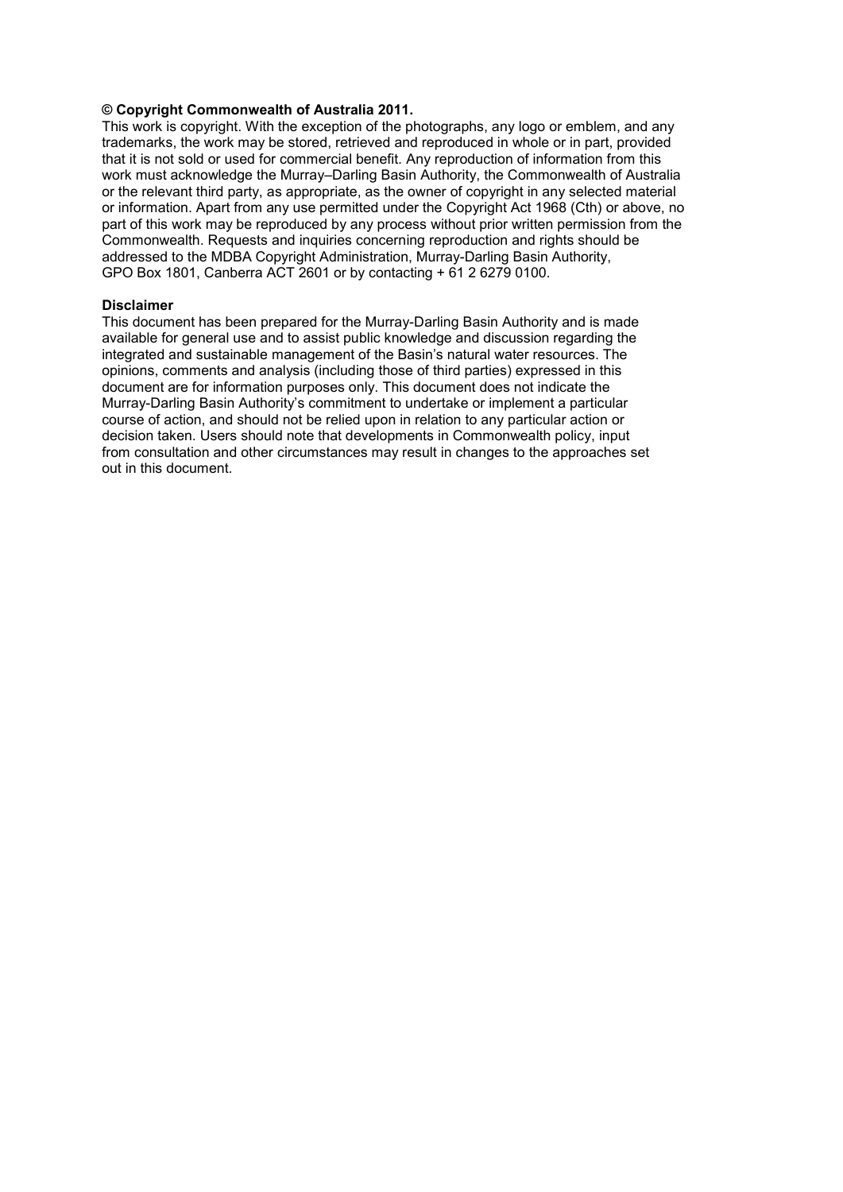**© Copyright Commonwealth of Australia 2011.**

This work is copyright. With the exception of the photographs, any logo or emblem, and any trademarks, the work may be stored, retrieved and reproduced in whole or in part, provided that it is not sold or used for commercial benefit. Any reproduction of information from this work must acknowledge the Murray–Darling Basin Authority, the Commonwealth of Australia or the relevant third party, as appropriate, as the owner of copyright in any selected material or information. Apart from any use permitted under the Copyright Act 1968 (Cth) or above, no part of this work may be reproduced by any process without prior written permission from the Commonwealth. Requests and inquiries concerning reproduction and rights should be addressed to the MDBA Copyright Administration, Murray-Darling Basin Authority, GPO Box 1801, Canberra ACT 2601 or by contacting + 61 2 6279 0100.

**Disclaimer**

This document has been prepared for the Murray-Darling Basin Authority and is made available for general use and to assist public knowledge and discussion regarding the integrated and sustainable management of the Basin's natural water resources. The opinions, comments and analysis (including those of third parties) expressed in this document are for information purposes only. This document does not indicate the Murray-Darling Basin Authority's commitment to undertake or implement a particular course of action, and should not be relied upon in relation to any particular action or decision taken. Users should note that developments in Commonwealth policy, input from consultation and other circumstances may result in changes to the approaches set out in this document.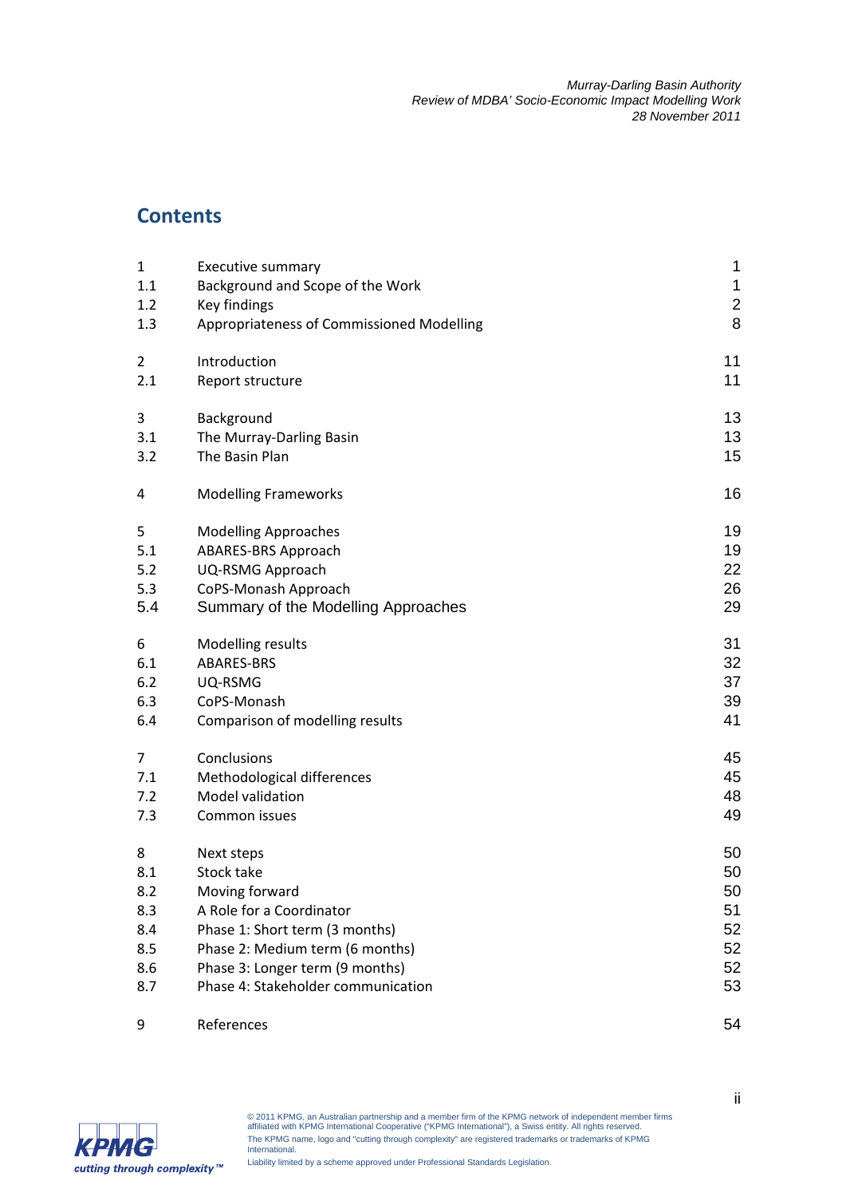## Contents

| | | |
|---|---|---|
| 1 | Executive summary | 1 |
| 1.1 | Background and Scope of the Work | 1 |
| 1.2 | Key findings | 2 |
| 1.3 | Appropriateness of Commissioned Modelling | 8 |
| 2 | Introduction | 11 |
| 2.1 | Report structure | 11 |
| 3 | Background | 13 |
| 3.1 | The Murray-Darling Basin | 13 |
| 3.2 | The Basin Plan | 15 |
| 4 | Modelling Frameworks | 16 |
| 5 | Modelling Approaches | 19 |
| 5.1 | ABARES-BRS Approach | 19 |
| 5.2 | UQ-RSMG Approach | 22 |
| 5.3 | CoPS-Monash Approach | 26 |
| 5.4 | Summary of the Modelling Approaches | 29 |
| 6 | Modelling results | 31 |
| 6.1 | ABARES-BRS | 32 |
| 6.2 | UQ-RSMG | 37 |
| 6.3 | CoPS-Monash | 39 |
| 6.4 | Comparison of modelling results | 41 |
| 7 | Conclusions | 45 |
| 7.1 | Methodological differences | 45 |
| 7.2 | Model validation | 48 |
| 7.3 | Common issues | 49 |
| 8 | Next steps | 50 |
| 8.1 | Stock take | 50 |
| 8.2 | Moving forward | 50 |
| 8.3 | A Role for a Coordinator | 51 |
| 8.4 | Phase 1: Short term (3 months) | 52 |
| 8.5 | Phase 2: Medium term (6 months) | 52 |
| 8.6 | Phase 3: Longer term (9 months) | 52 |
| 8.7 | Phase 4: Stakeholder communication | 53 |
| 9 | References | 54 |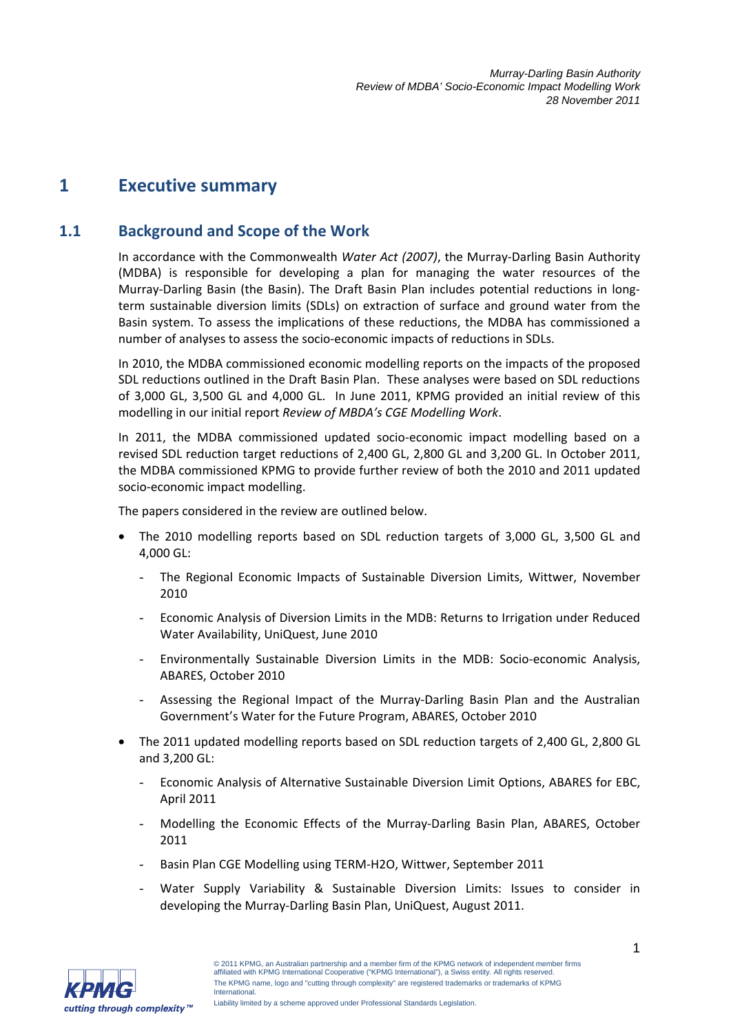# 1 Executive summary

## 1.1 Background and Scope of the Work

In accordance with the Commonwealth *Water Act (2007)*, the Murray-Darling Basin Authority (MDBA) is responsible for developing a plan for managing the water resources of the Murray-Darling Basin (the Basin). The Draft Basin Plan includes potential reductions in long-term sustainable diversion limits (SDLs) on extraction of surface and ground water from the Basin system. To assess the implications of these reductions, the MDBA has commissioned a number of analyses to assess the socio-economic impacts of reductions in SDLs.

In 2010, the MDBA commissioned economic modelling reports on the impacts of the proposed SDL reductions outlined in the Draft Basin Plan. These analyses were based on SDL reductions of 3,000 GL, 3,500 GL and 4,000 GL. In June 2011, KPMG provided an initial review of this modelling in our initial report *Review of MBDA's CGE Modelling Work*.

In 2011, the MDBA commissioned updated socio-economic impact modelling based on a revised SDL reduction target reductions of 2,400 GL, 2,800 GL and 3,200 GL. In October 2011, the MDBA commissioned KPMG to provide further review of both the 2010 and 2011 updated socio-economic impact modelling.

The papers considered in the review are outlined below.

- The 2010 modelling reports based on SDL reduction targets of 3,000 GL, 3,500 GL and 4,000 GL:
  - The Regional Economic Impacts of Sustainable Diversion Limits, Wittwer, November 2010
  - Economic Analysis of Diversion Limits in the MDB: Returns to Irrigation under Reduced Water Availability, UniQuest, June 2010
  - Environmentally Sustainable Diversion Limits in the MDB: Socio-economic Analysis, ABARES, October 2010
  - Assessing the Regional Impact of the Murray-Darling Basin Plan and the Australian Government's Water for the Future Program, ABARES, October 2010
- The 2011 updated modelling reports based on SDL reduction targets of 2,400 GL, 2,800 GL and 3,200 GL:
  - Economic Analysis of Alternative Sustainable Diversion Limit Options, ABARES for EBC, April 2011
  - Modelling the Economic Effects of the Murray-Darling Basin Plan, ABARES, October 2011
  - Basin Plan CGE Modelling using TERM-H2O, Wittwer, September 2011
  - Water Supply Variability & Sustainable Diversion Limits: Issues to consider in developing the Murray-Darling Basin Plan, UniQuest, August 2011.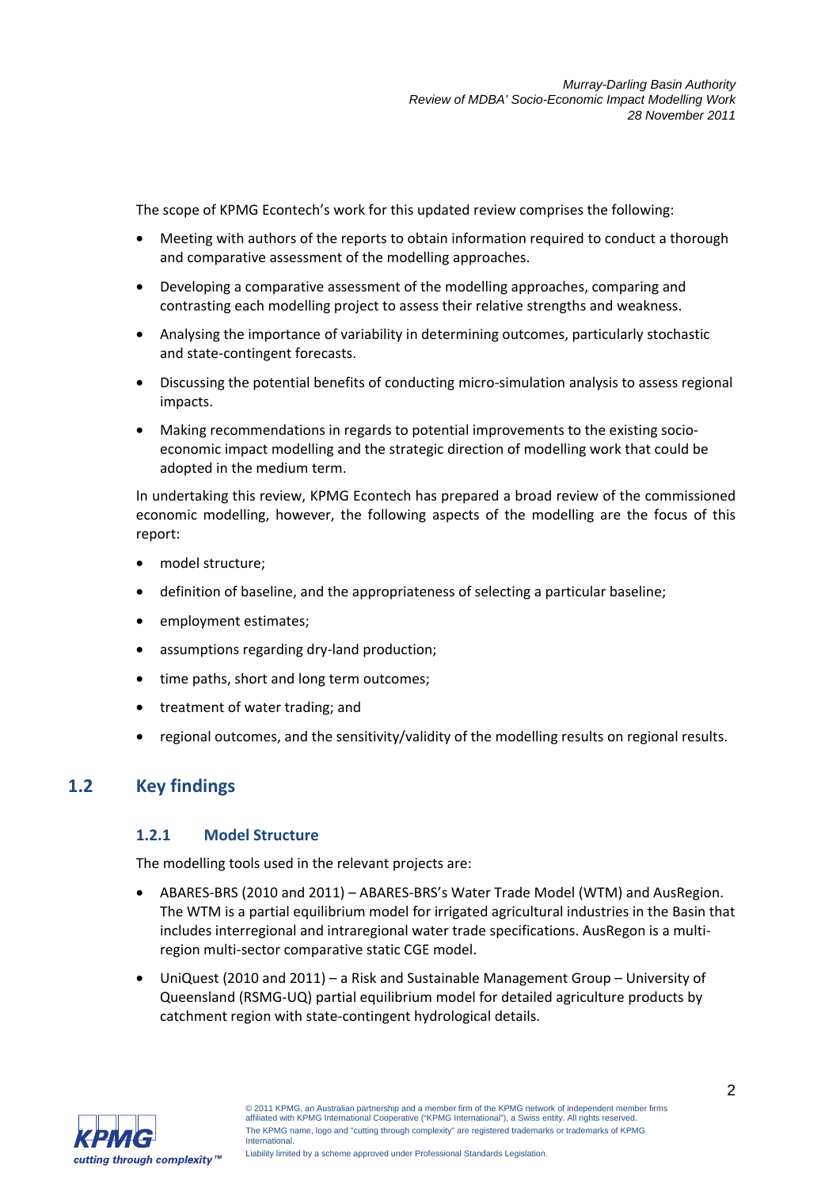The scope of KPMG Econtech's work for this updated review comprises the following:

- Meeting with authors of the reports to obtain information required to conduct a thorough and comparative assessment of the modelling approaches.
- Developing a comparative assessment of the modelling approaches, comparing and contrasting each modelling project to assess their relative strengths and weakness.
- Analysing the importance of variability in determining outcomes, particularly stochastic and state-contingent forecasts.
- Discussing the potential benefits of conducting micro-simulation analysis to assess regional impacts.
- Making recommendations in regards to potential improvements to the existing socio-economic impact modelling and the strategic direction of modelling work that could be adopted in the medium term.

In undertaking this review, KPMG Econtech has prepared a broad review of the commissioned economic modelling, however, the following aspects of the modelling are the focus of this report:

- model structure;
- definition of baseline, and the appropriateness of selecting a particular baseline;
- employment estimates;
- assumptions regarding dry-land production;
- time paths, short and long term outcomes;
- treatment of water trading; and
- regional outcomes, and the sensitivity/validity of the modelling results on regional results.

## 1.2 Key findings

### 1.2.1 Model Structure

The modelling tools used in the relevant projects are:

- ABARES-BRS (2010 and 2011) – ABARES-BRS's Water Trade Model (WTM) and AusRegion. The WTM is a partial equilibrium model for irrigated agricultural industries in the Basin that includes interregional and intraregional water trade specifications. AusRegon is a multi-region multi-sector comparative static CGE model.
- UniQuest (2010 and 2011) – a Risk and Sustainable Management Group – University of Queensland (RSMG-UQ) partial equilibrium model for detailed agriculture products by catchment region with state-contingent hydrological details.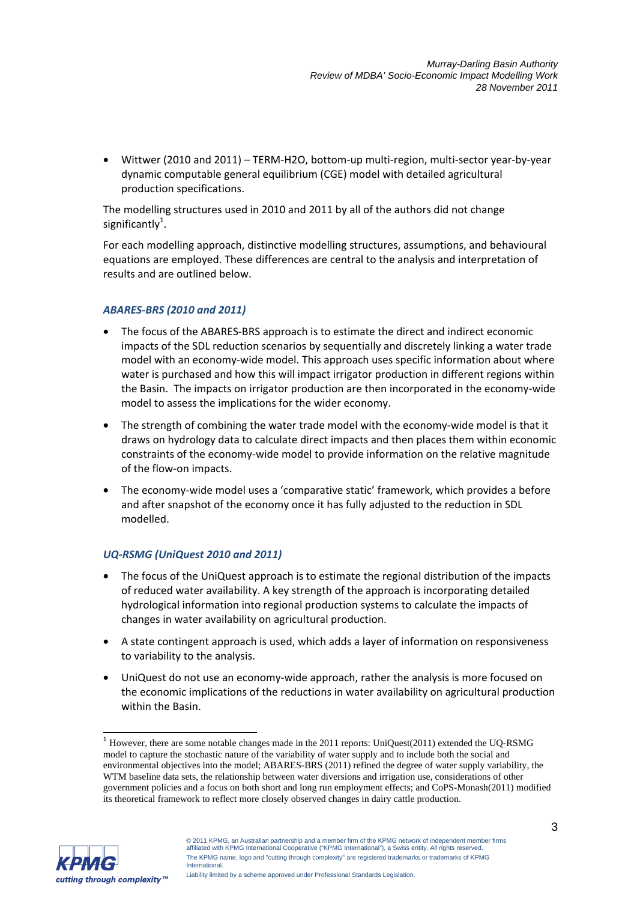- Wittwer (2010 and 2011) – TERM-H2O, bottom-up multi-region, multi-sector year-by-year dynamic computable general equilibrium (CGE) model with detailed agricultural production specifications.

The modelling structures used in 2010 and 2011 by all of the authors did not change significantly[1].

For each modelling approach, distinctive modelling structures, assumptions, and behavioural equations are employed. These differences are central to the analysis and interpretation of results and are outlined below.

### *ABARES-BRS (2010 and 2011)*

- The focus of the ABARES-BRS approach is to estimate the direct and indirect economic impacts of the SDL reduction scenarios by sequentially and discretely linking a water trade model with an economy-wide model. This approach uses specific information about where water is purchased and how this will impact irrigator production in different regions within the Basin. The impacts on irrigator production are then incorporated in the economy-wide model to assess the implications for the wider economy.
- The strength of combining the water trade model with the economy-wide model is that it draws on hydrology data to calculate direct impacts and then places them within economic constraints of the economy-wide model to provide information on the relative magnitude of the flow-on impacts.
- The economy-wide model uses a 'comparative static' framework, which provides a before and after snapshot of the economy once it has fully adjusted to the reduction in SDL modelled.

### *UQ-RSMG (UniQuest 2010 and 2011)*

- The focus of the UniQuest approach is to estimate the regional distribution of the impacts of reduced water availability. A key strength of the approach is incorporating detailed hydrological information into regional production systems to calculate the impacts of changes in water availability on agricultural production.
- A state contingent approach is used, which adds a layer of information on responsiveness to variability to the analysis.
- UniQuest do not use an economy-wide approach, rather the analysis is more focused on the economic implications of the reductions in water availability on agricultural production within the Basin.

[1] However, there are some notable changes made in the 2011 reports: UniQuest(2011) extended the UQ-RSMG model to capture the stochastic nature of the variability of water supply and to include both the social and environmental objectives into the model; ABARES-BRS (2011) refined the degree of water supply variability, the WTM baseline data sets, the relationship between water diversions and irrigation use, considerations of other government policies and a focus on both short and long run employment effects; and CoPS-Monash(2011) modified its theoretical framework to reflect more closely observed changes in dairy cattle production.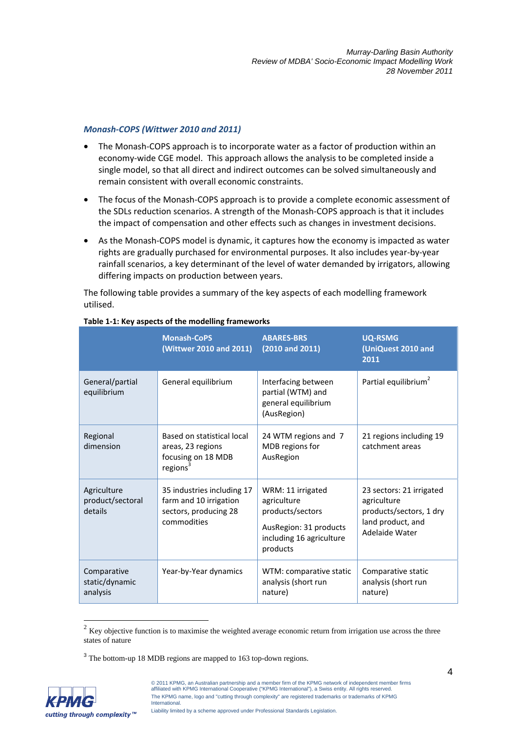### *Monash-COPS (Wittwer 2010 and 2011)*

- The Monash-COPS approach is to incorporate water as a factor of production within an economy-wide CGE model. This approach allows the analysis to be completed inside a single model, so that all direct and indirect outcomes can be solved simultaneously and remain consistent with overall economic constraints.
- The focus of the Monash-COPS approach is to provide a complete economic assessment of the SDLs reduction scenarios. A strength of the Monash-COPS approach is that it includes the impact of compensation and other effects such as changes in investment decisions.
- As the Monash-COPS model is dynamic, it captures how the economy is impacted as water rights are gradually purchased for environmental purposes. It also includes year-by-year rainfall scenarios, a key determinant of the level of water demanded by irrigators, allowing differing impacts on production between years.

The following table provides a summary of the key aspects of each modelling framework utilised.

**Table 1-1: Key aspects of the modelling frameworks**

| | Monash-CoPS (Wittwer 2010 and 2011) | ABARES-BRS (2010 and 2011) | UQ-RSMG (UniQuest 2010 and 2011 |
|---|---|---|---|
| General/partial equilibrium | General equilibrium | Interfacing between partial (WTM) and general equilibrium (AusRegion) | Partial equilibrium[2] |
| Regional dimension | Based on statistical local areas, 23 regions focusing on 18 MDB regions[3] | 24 WTM regions and 7 MDB regions for AusRegion | 21 regions including 19 catchment areas |
| Agriculture product/sectoral details | 35 industries including 17 farm and 10 irrigation sectors, producing 28 commodities | WRM: 11 irrigated agriculture products/sectors<br>AusRegion: 31 products including 16 agriculture products | 23 sectors: 21 irrigated agriculture products/sectors, 1 dry land product, and Adelaide Water |
| Comparative static/dynamic analysis | Year-by-Year dynamics | WTM: comparative static analysis (short run nature) | Comparative static analysis (short run nature) |

[2] Key objective function is to maximise the weighted average economic return from irrigation use across the three states of nature

[3] The bottom-up 18 MDB regions are mapped to 163 top-down regions.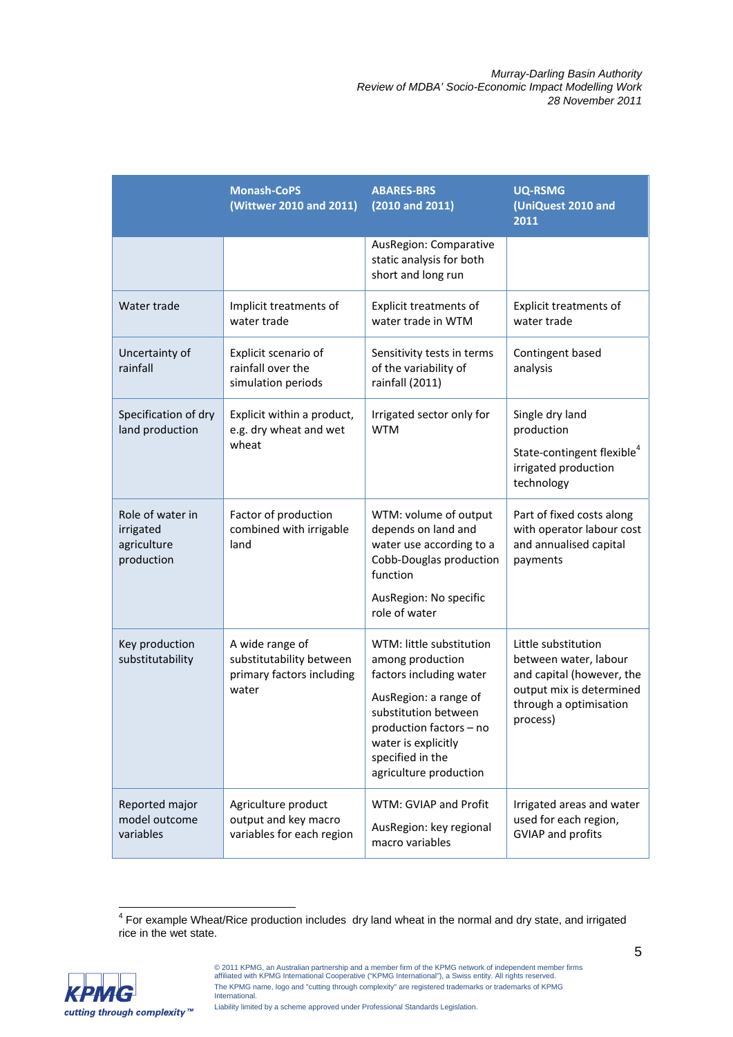| | Monash-CoPS (Wittwer 2010 and 2011) | ABARES-BRS (2010 and 2011) | UQ-RSMG (UniQuest 2010 and 2011 |
|---|---|---|---|
| | | AusRegion: Comparative static analysis for both short and long run | |
| Water trade | Implicit treatments of water trade | Explicit treatments of water trade in WTM | Explicit treatments of water trade |
| Uncertainty of rainfall | Explicit scenario of rainfall over the simulation periods | Sensitivity tests in terms of the variability of rainfall (2011) | Contingent based analysis |
| Specification of dry land production | Explicit within a product, e.g. dry wheat and wet wheat | Irrigated sector only for WTM | Single dry land production<br><br>State-contingent flexible[4] irrigated production technology |
| Role of water in irrigated agriculture production | Factor of production combined with irrigable land | WTM: volume of output depends on land and water use according to a Cobb-Douglas production function<br><br>AusRegion: No specific role of water | Part of fixed costs along with operator labour cost and annualised capital payments |
| Key production substitutability | A wide range of substitutability between primary factors including water | WTM: little substitution among production factors including water<br><br>AusRegion: a range of substitution between production factors – no water is explicitly specified in the agriculture production | Little substitution between water, labour and capital (however, the output mix is determined through a optimisation process) |
| Reported major model outcome variables | Agriculture product output and key macro variables for each region | WTM: GVIAP and Profit<br><br>AusRegion: key regional macro variables | Irrigated areas and water used for each region, GVIAP and profits |

[4] For example Wheat/Rice production includes dry land wheat in the normal and dry state, and irrigated rice in the wet state.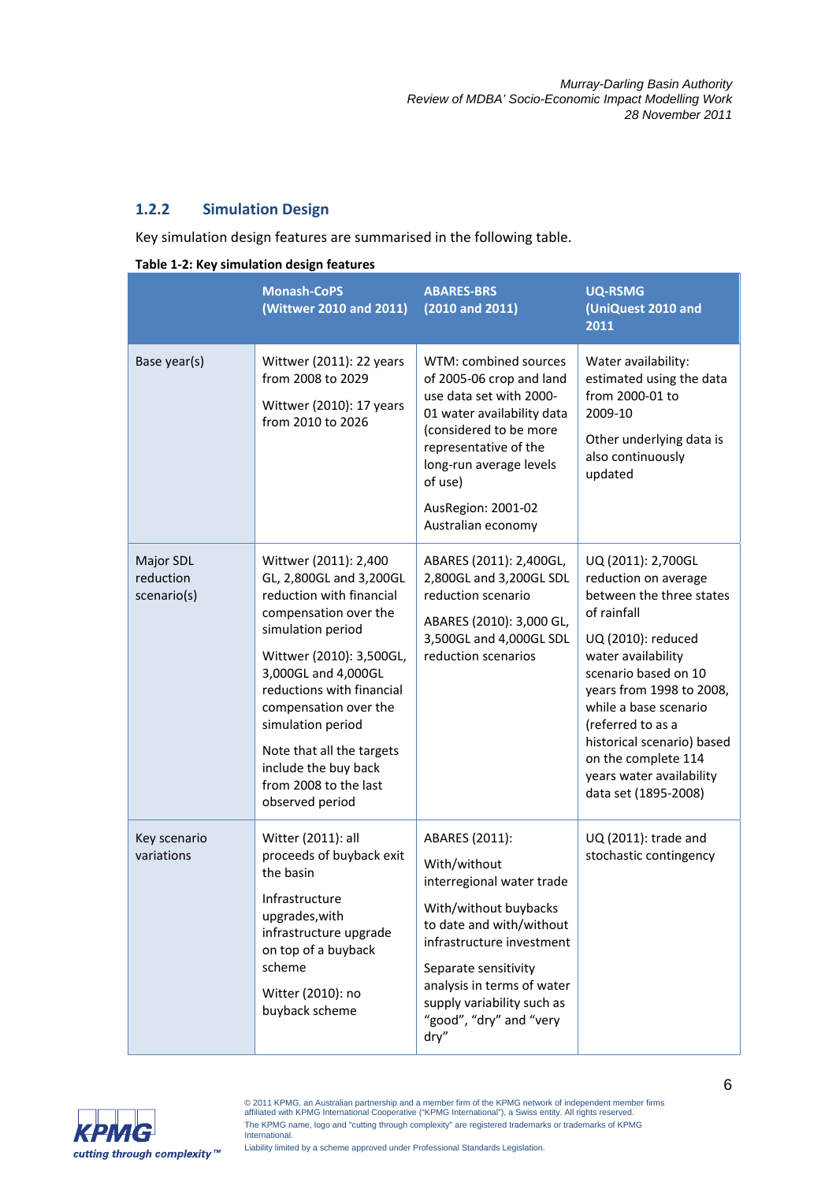### 1.2.2 Simulation Design

Key simulation design features are summarised in the following table.

**Table 1-2: Key simulation design features**

| | Monash-CoPS (Wittwer 2010 and 2011) | ABARES-BRS (2010 and 2011) | UQ-RSMG (UniQuest 2010 and 2011 |
|---|---|---|---|
| Base year(s) | Wittwer (2011): 22 years from 2008 to 2029<br><br>Wittwer (2010): 17 years from 2010 to 2026 | WTM: combined sources of 2005-06 crop and land use data set with 2000-01 water availability data (considered to be more representative of the long-run average levels of use)<br><br>AusRegion: 2001-02 Australian economy | Water availability: estimated using the data from 2000-01 to 2009-10<br><br>Other underlying data is also continuously updated |
| Major SDL reduction scenario(s) | Wittwer (2011): 2,400 GL, 2,800GL and 3,200GL reduction with financial compensation over the simulation period<br><br>Wittwer (2010): 3,500GL, 3,000GL and 4,000GL reductions with financial compensation over the simulation period<br><br>Note that all the targets include the buy back from 2008 to the last observed period | ABARES (2011): 2,400GL, 2,800GL and 3,200GL SDL reduction scenario<br><br>ABARES (2010): 3,000 GL, 3,500GL and 4,000GL SDL reduction scenarios | UQ (2011): 2,700GL reduction on average between the three states of rainfall<br><br>UQ (2010): reduced water availability scenario based on 10 years from 1998 to 2008, while a base scenario (referred to as a historical scenario) based on the complete 114 years water availability data set (1895-2008) |
| Key scenario variations | Witter (2011): all proceeds of buyback exit the basin<br><br>Infrastructure upgrades,with infrastructure upgrade on top of a buyback scheme<br><br>Witter (2010): no buyback scheme | ABARES (2011):<br><br>With/without interregional water trade<br><br>With/without buybacks to date and with/without infrastructure investment<br><br>Separate sensitivity analysis in terms of water supply variability such as "good", "dry" and "very dry" | UQ (2011): trade and stochastic contingency |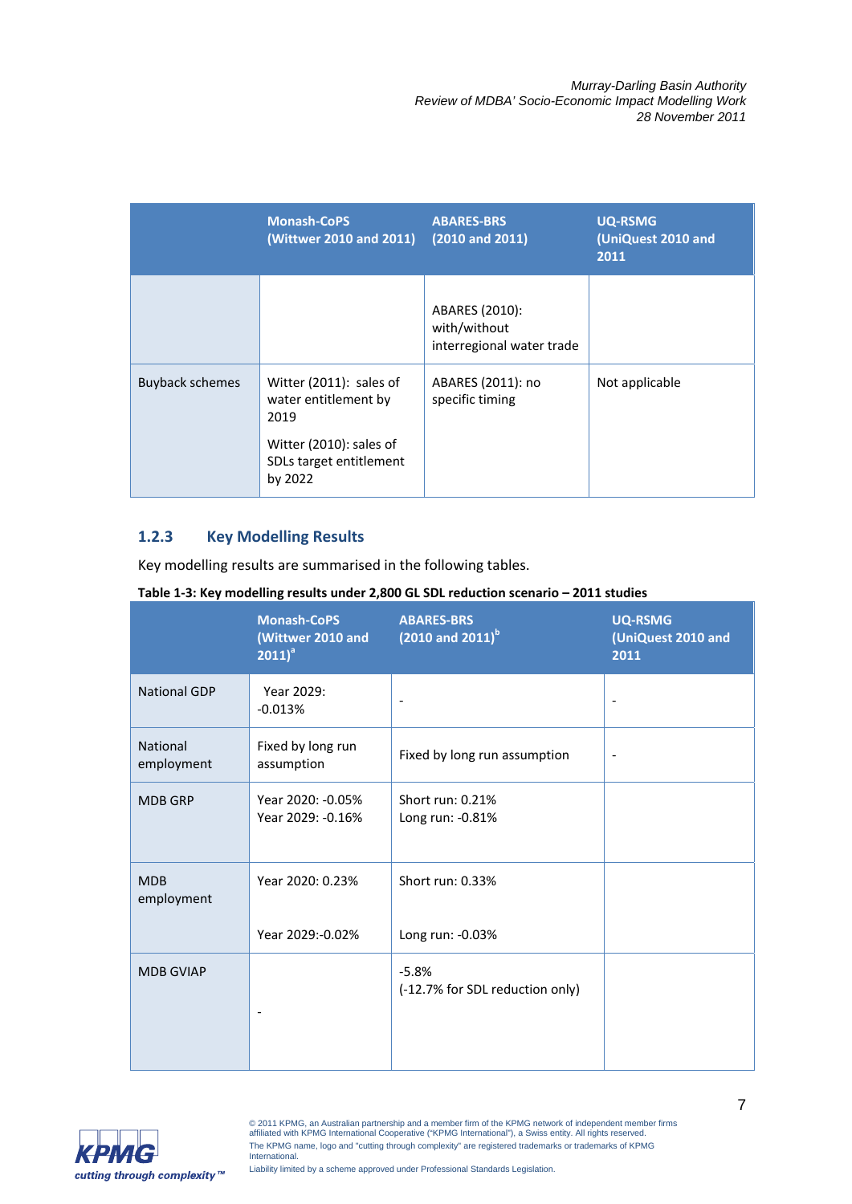| | Monash-CoPS (Wittwer 2010 and 2011) | ABARES-BRS (2010 and 2011) | UQ-RSMG (UniQuest 2010 and 2011 |
|---|---|---|---|
| | | ABARES (2010): with/without interregional water trade | |
| Buyback schemes | Witter (2011): sales of water entitlement by 2019<br><br>Witter (2010): sales of SDLs target entitlement by 2022 | ABARES (2011): no specific timing | Not applicable |

### 1.2.3 Key Modelling Results

Key modelling results are summarised in the following tables.

**Table 1-3: Key modelling results under 2,800 GL SDL reduction scenario – 2011 studies**

| | Monash-CoPS (Wittwer 2010 and 2011)[a] | ABARES-BRS (2010 and 2011)[b] | UQ-RSMG (UniQuest 2010 and 2011 |
|---|---|---|---|
| National GDP | Year 2029: -0.013% | - | - |
| National employment | Fixed by long run assumption | Fixed by long run assumption | - |
| MDB GRP | Year 2020: -0.05%<br>Year 2029: -0.16% | Short run: 0.21%<br>Long run: -0.81% | |
| MDB employment | Year 2020: 0.23%<br><br>Year 2029:-0.02% | Short run: 0.33%<br><br>Long run: -0.03% | |
| MDB GVIAP | - | -5.8%<br>(-12.7% for SDL reduction only) | |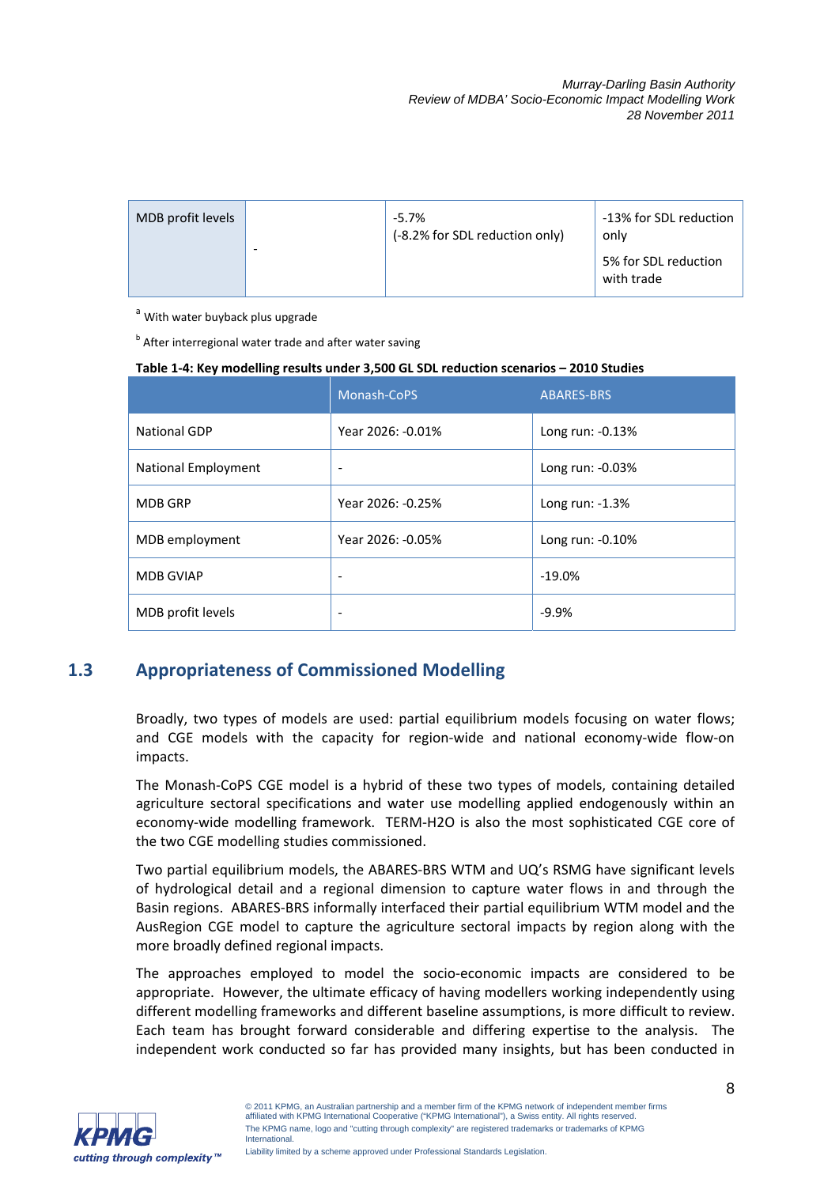| MDB profit levels | - | -5.7%<br>(-8.2% for SDL reduction only) | -13% for SDL reduction only<br>5% for SDL reduction with trade |
|---|---|---|---|

[a] With water buyback plus upgrade

[b] After interregional water trade and after water saving

**Table 1-4: Key modelling results under 3,500 GL SDL reduction scenarios – 2010 Studies**

| | Monash-CoPS | ABARES-BRS |
|---|---|---|
| National GDP | Year 2026: -0.01% | Long run: -0.13% |
| National Employment | - | Long run: -0.03% |
| MDB GRP | Year 2026: -0.25% | Long run: -1.3% |
| MDB employment | Year 2026: -0.05% | Long run: -0.10% |
| MDB GVIAP | - | -19.0% |
| MDB profit levels | - | -9.9% |

## 1.3 Appropriateness of Commissioned Modelling

Broadly, two types of models are used: partial equilibrium models focusing on water flows; and CGE models with the capacity for region-wide and national economy-wide flow-on impacts.

The Monash-CoPS CGE model is a hybrid of these two types of models, containing detailed agriculture sectoral specifications and water use modelling applied endogenously within an economy-wide modelling framework. TERM-H2O is also the most sophisticated CGE core of the two CGE modelling studies commissioned.

Two partial equilibrium models, the ABARES-BRS WTM and UQ's RSMG have significant levels of hydrological detail and a regional dimension to capture water flows in and through the Basin regions. ABARES-BRS informally interfaced their partial equilibrium WTM model and the AusRegion CGE model to capture the agriculture sectoral impacts by region along with the more broadly defined regional impacts.

The approaches employed to model the socio-economic impacts are considered to be appropriate. However, the ultimate efficacy of having modellers working independently using different modelling frameworks and different baseline assumptions, is more difficult to review. Each team has brought forward considerable and differing expertise to the analysis. The independent work conducted so far has provided many insights, but has been conducted in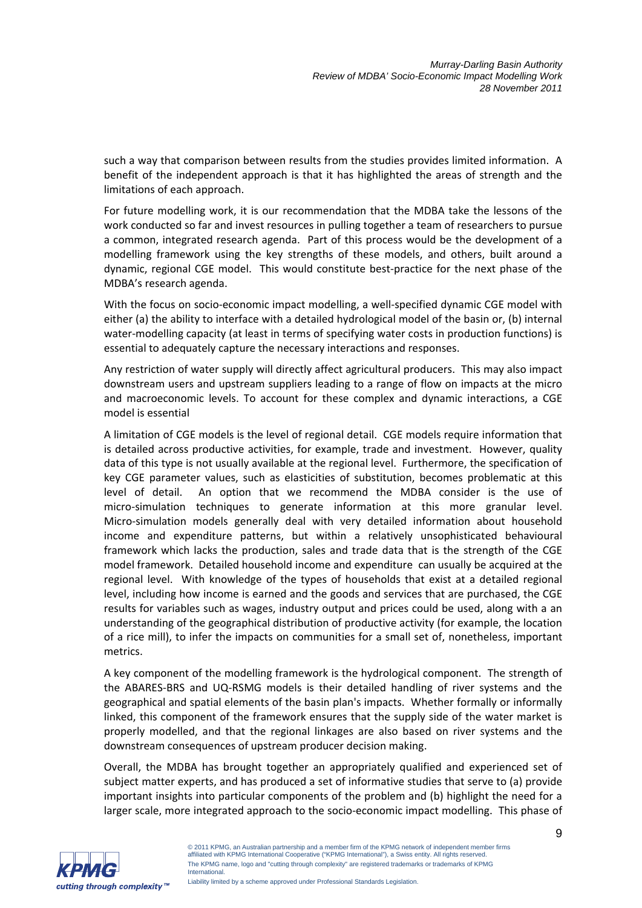such a way that comparison between results from the studies provides limited information. A benefit of the independent approach is that it has highlighted the areas of strength and the limitations of each approach.

For future modelling work, it is our recommendation that the MDBA take the lessons of the work conducted so far and invest resources in pulling together a team of researchers to pursue a common, integrated research agenda. Part of this process would be the development of a modelling framework using the key strengths of these models, and others, built around a dynamic, regional CGE model. This would constitute best-practice for the next phase of the MDBA's research agenda.

With the focus on socio-economic impact modelling, a well-specified dynamic CGE model with either (a) the ability to interface with a detailed hydrological model of the basin or, (b) internal water-modelling capacity (at least in terms of specifying water costs in production functions) is essential to adequately capture the necessary interactions and responses.

Any restriction of water supply will directly affect agricultural producers. This may also impact downstream users and upstream suppliers leading to a range of flow on impacts at the micro and macroeconomic levels. To account for these complex and dynamic interactions, a CGE model is essential

A limitation of CGE models is the level of regional detail. CGE models require information that is detailed across productive activities, for example, trade and investment. However, quality data of this type is not usually available at the regional level. Furthermore, the specification of key CGE parameter values, such as elasticities of substitution, becomes problematic at this level of detail. An option that we recommend the MDBA consider is the use of micro-simulation techniques to generate information at this more granular level. Micro-simulation models generally deal with very detailed information about household income and expenditure patterns, but within a relatively unsophisticated behavioural framework which lacks the production, sales and trade data that is the strength of the CGE model framework. Detailed household income and expenditure can usually be acquired at the regional level. With knowledge of the types of households that exist at a detailed regional level, including how income is earned and the goods and services that are purchased, the CGE results for variables such as wages, industry output and prices could be used, along with a an understanding of the geographical distribution of productive activity (for example, the location of a rice mill), to infer the impacts on communities for a small set of, nonetheless, important metrics.

A key component of the modelling framework is the hydrological component. The strength of the ABARES-BRS and UQ-RSMG models is their detailed handling of river systems and the geographical and spatial elements of the basin plan's impacts. Whether formally or informally linked, this component of the framework ensures that the supply side of the water market is properly modelled, and that the regional linkages are also based on river systems and the downstream consequences of upstream producer decision making.

Overall, the MDBA has brought together an appropriately qualified and experienced set of subject matter experts, and has produced a set of informative studies that serve to (a) provide important insights into particular components of the problem and (b) highlight the need for a larger scale, more integrated approach to the socio-economic impact modelling. This phase of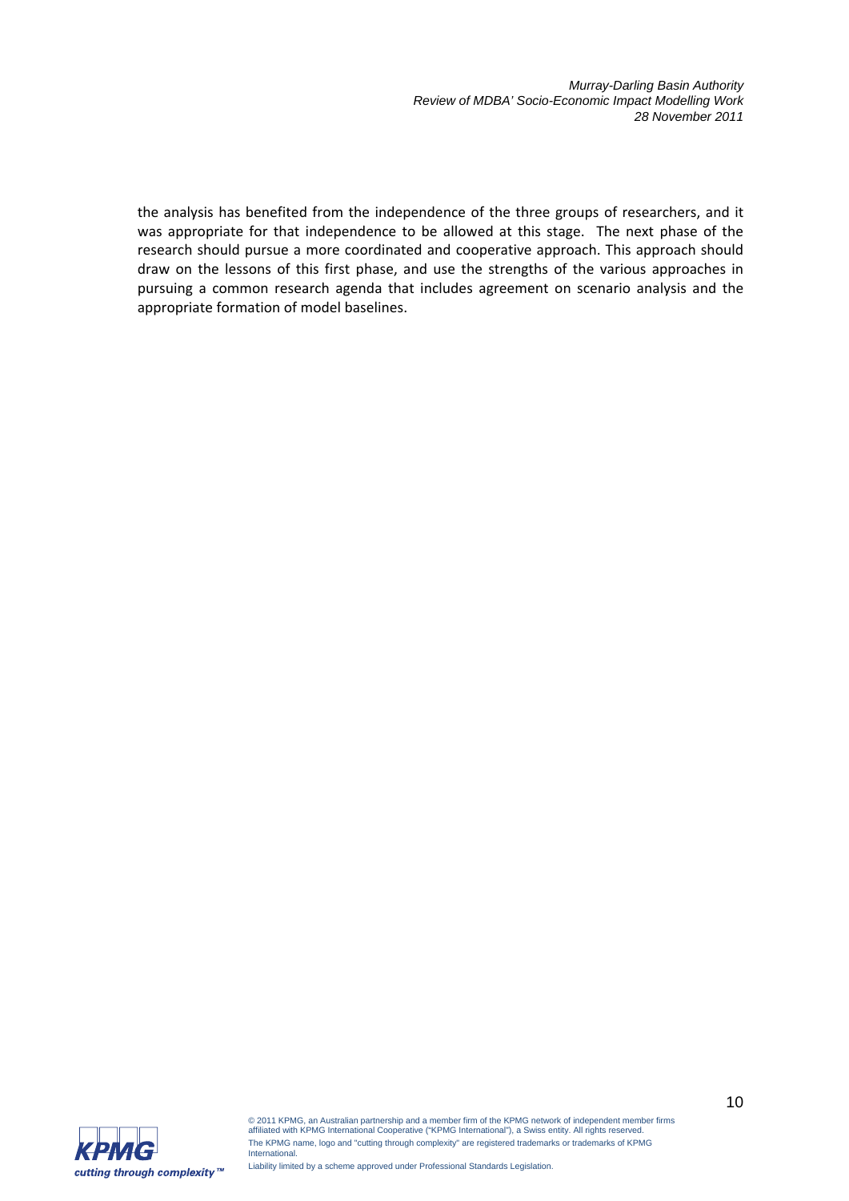the analysis has benefited from the independence of the three groups of researchers, and it was appropriate for that independence to be allowed at this stage. The next phase of the research should pursue a more coordinated and cooperative approach. This approach should draw on the lessons of this first phase, and use the strengths of the various approaches in pursuing a common research agenda that includes agreement on scenario analysis and the appropriate formation of model baselines.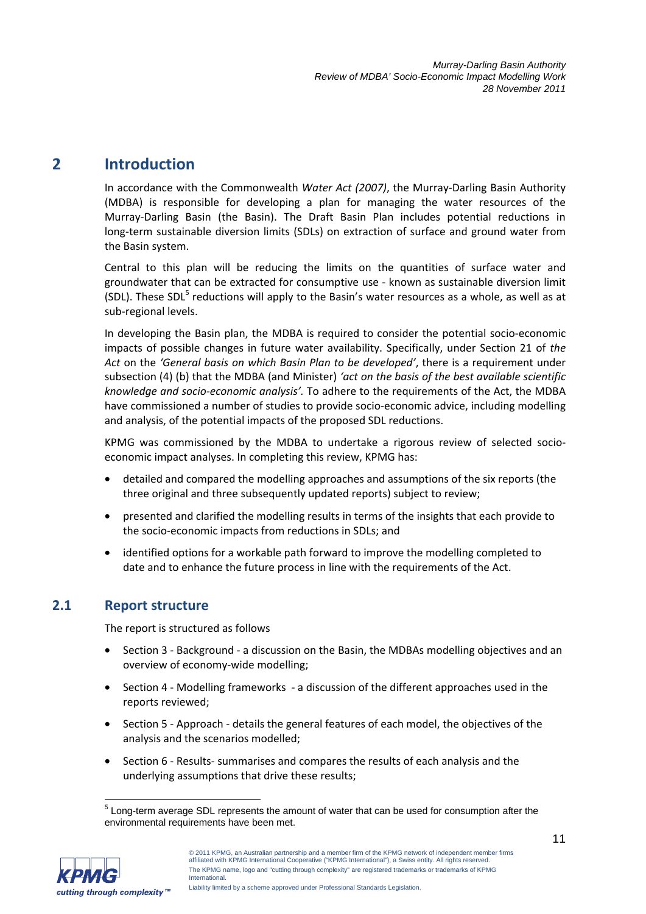# 2 Introduction

In accordance with the Commonwealth *Water Act (2007)*, the Murray-Darling Basin Authority (MDBA) is responsible for developing a plan for managing the water resources of the Murray-Darling Basin (the Basin). The Draft Basin Plan includes potential reductions in long-term sustainable diversion limits (SDLs) on extraction of surface and ground water from the Basin system.

Central to this plan will be reducing the limits on the quantities of surface water and groundwater that can be extracted for consumptive use - known as sustainable diversion limit (SDL). These SDL[5] reductions will apply to the Basin's water resources as a whole, as well as at sub-regional levels.

In developing the Basin plan, the MDBA is required to consider the potential socio-economic impacts of possible changes in future water availability. Specifically, under Section 21 of *the Act* on the *'General basis on which Basin Plan to be developed'*, there is a requirement under subsection (4) (b) that the MDBA (and Minister) *'act on the basis of the best available scientific knowledge and socio-economic analysis'.* To adhere to the requirements of the Act, the MDBA have commissioned a number of studies to provide socio-economic advice, including modelling and analysis, of the potential impacts of the proposed SDL reductions.

KPMG was commissioned by the MDBA to undertake a rigorous review of selected socio-economic impact analyses. In completing this review, KPMG has:

- detailed and compared the modelling approaches and assumptions of the six reports (the three original and three subsequently updated reports) subject to review;
- presented and clarified the modelling results in terms of the insights that each provide to the socio-economic impacts from reductions in SDLs; and
- identified options for a workable path forward to improve the modelling completed to date and to enhance the future process in line with the requirements of the Act.

## 2.1 Report structure

The report is structured as follows

- Section 3 - Background - a discussion on the Basin, the MDBAs modelling objectives and an overview of economy-wide modelling;
- Section 4 - Modelling frameworks - a discussion of the different approaches used in the reports reviewed;
- Section 5 - Approach - details the general features of each model, the objectives of the analysis and the scenarios modelled;
- Section 6 - Results- summarises and compares the results of each analysis and the underlying assumptions that drive these results;

[5] Long-term average SDL represents the amount of water that can be used for consumption after the environmental requirements have been met.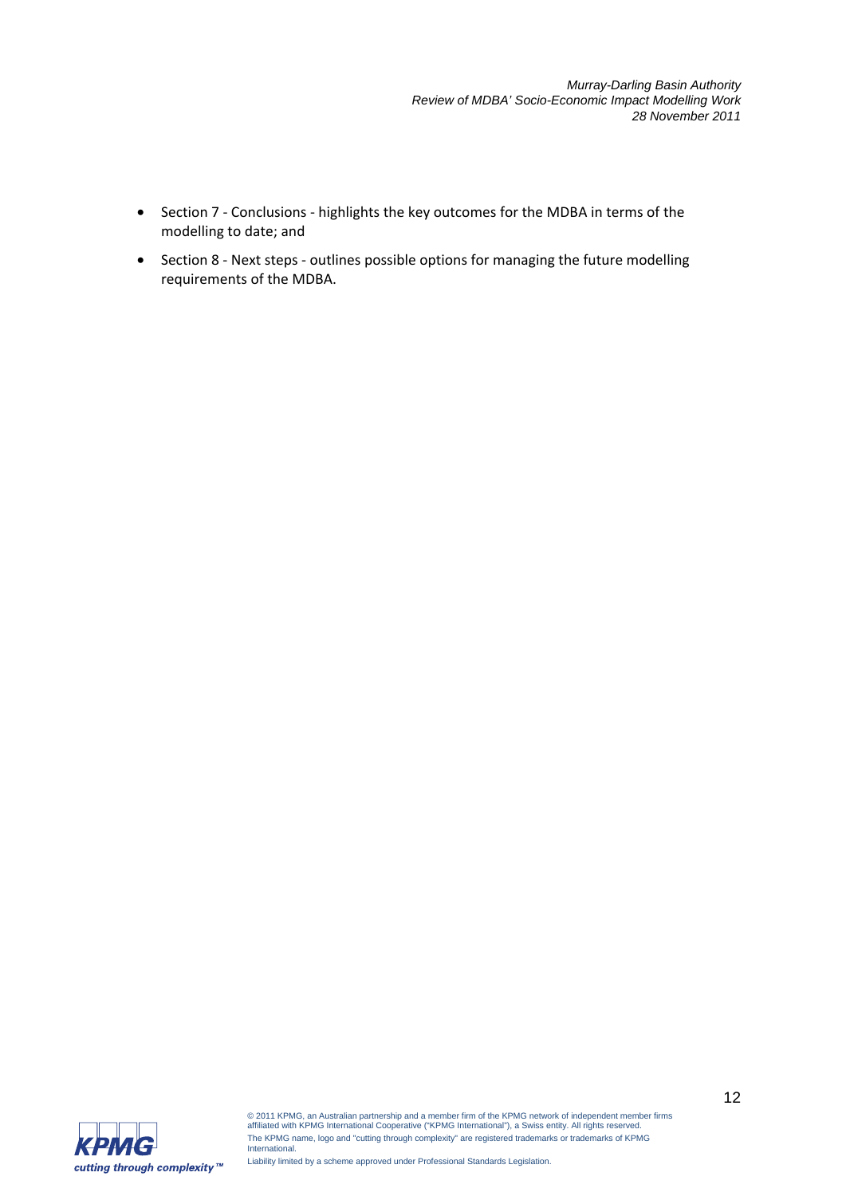- Section 7 - Conclusions - highlights the key outcomes for the MDBA in terms of the modelling to date; and
- Section 8 - Next steps - outlines possible options for managing the future modelling requirements of the MDBA.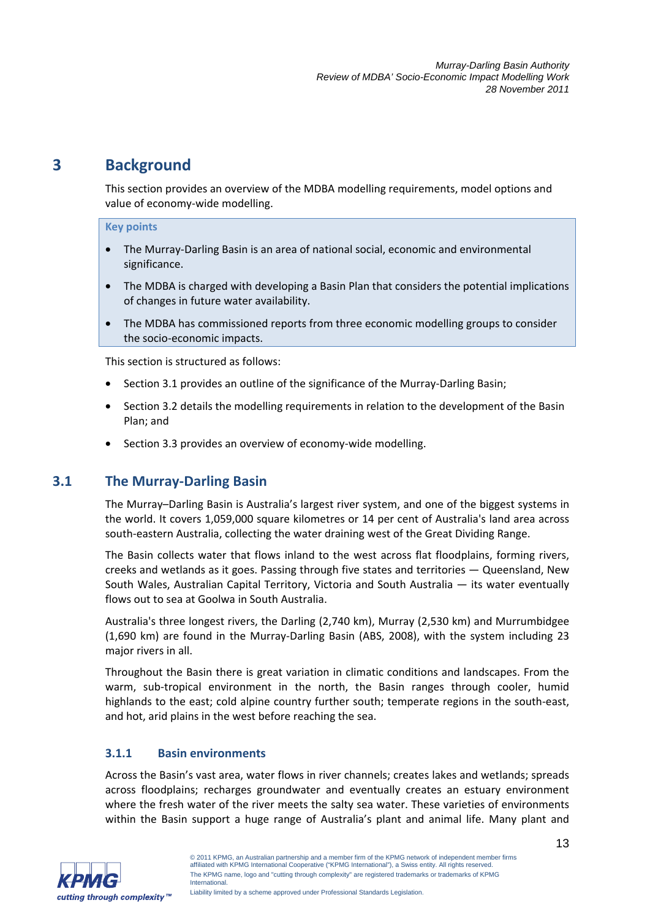# 3 Background

This section provides an overview of the MDBA modelling requirements, model options and value of economy-wide modelling.

> **Key points**
>
> - The Murray-Darling Basin is an area of national social, economic and environmental significance.
> - The MDBA is charged with developing a Basin Plan that considers the potential implications of changes in future water availability.
> - The MDBA has commissioned reports from three economic modelling groups to consider the socio-economic impacts.

This section is structured as follows:

- Section 3.1 provides an outline of the significance of the Murray-Darling Basin;
- Section 3.2 details the modelling requirements in relation to the development of the Basin Plan; and
- Section 3.3 provides an overview of economy-wide modelling.

## 3.1 The Murray-Darling Basin

The Murray–Darling Basin is Australia's largest river system, and one of the biggest systems in the world. It covers 1,059,000 square kilometres or 14 per cent of Australia's land area across south-eastern Australia, collecting the water draining west of the Great Dividing Range.

The Basin collects water that flows inland to the west across flat floodplains, forming rivers, creeks and wetlands as it goes. Passing through five states and territories — Queensland, New South Wales, Australian Capital Territory, Victoria and South Australia — its water eventually flows out to sea at Goolwa in South Australia.

Australia's three longest rivers, the Darling (2,740 km), Murray (2,530 km) and Murrumbidgee (1,690 km) are found in the Murray-Darling Basin (ABS, 2008), with the system including 23 major rivers in all.

Throughout the Basin there is great variation in climatic conditions and landscapes. From the warm, sub-tropical environment in the north, the Basin ranges through cooler, humid highlands to the east; cold alpine country further south; temperate regions in the south-east, and hot, arid plains in the west before reaching the sea.

### 3.1.1 Basin environments

Across the Basin's vast area, water flows in river channels; creates lakes and wetlands; spreads across floodplains; recharges groundwater and eventually creates an estuary environment where the fresh water of the river meets the salty sea water. These varieties of environments within the Basin support a huge range of Australia's plant and animal life. Many plant and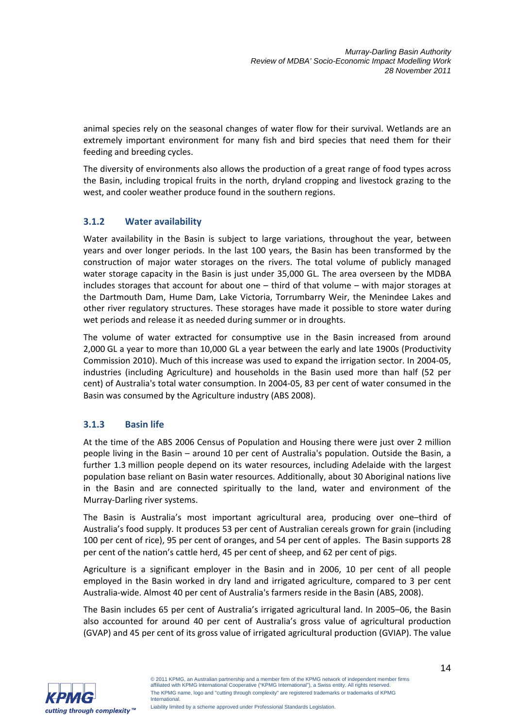animal species rely on the seasonal changes of water flow for their survival. Wetlands are an extremely important environment for many fish and bird species that need them for their feeding and breeding cycles.

The diversity of environments also allows the production of a great range of food types across the Basin, including tropical fruits in the north, dryland cropping and livestock grazing to the west, and cooler weather produce found in the southern regions.

### 3.1.2 Water availability

Water availability in the Basin is subject to large variations, throughout the year, between years and over longer periods. In the last 100 years, the Basin has been transformed by the construction of major water storages on the rivers. The total volume of publicly managed water storage capacity in the Basin is just under 35,000 GL. The area overseen by the MDBA includes storages that account for about one – third of that volume – with major storages at the Dartmouth Dam, Hume Dam, Lake Victoria, Torrumbarry Weir, the Menindee Lakes and other river regulatory structures. These storages have made it possible to store water during wet periods and release it as needed during summer or in droughts.

The volume of water extracted for consumptive use in the Basin increased from around 2,000 GL a year to more than 10,000 GL a year between the early and late 1900s (Productivity Commission 2010). Much of this increase was used to expand the irrigation sector. In 2004-05, industries (including Agriculture) and households in the Basin used more than half (52 per cent) of Australia's total water consumption. In 2004-05, 83 per cent of water consumed in the Basin was consumed by the Agriculture industry (ABS 2008).

### 3.1.3 Basin life

At the time of the ABS 2006 Census of Population and Housing there were just over 2 million people living in the Basin – around 10 per cent of Australia's population. Outside the Basin, a further 1.3 million people depend on its water resources, including Adelaide with the largest population base reliant on Basin water resources. Additionally, about 30 Aboriginal nations live in the Basin and are connected spiritually to the land, water and environment of the Murray-Darling river systems.

The Basin is Australia's most important agricultural area, producing over one–third of Australia's food supply. It produces 53 per cent of Australian cereals grown for grain (including 100 per cent of rice), 95 per cent of oranges, and 54 per cent of apples. The Basin supports 28 per cent of the nation's cattle herd, 45 per cent of sheep, and 62 per cent of pigs.

Agriculture is a significant employer in the Basin and in 2006, 10 per cent of all people employed in the Basin worked in dry land and irrigated agriculture, compared to 3 per cent Australia-wide. Almost 40 per cent of Australia's farmers reside in the Basin (ABS, 2008).

The Basin includes 65 per cent of Australia's irrigated agricultural land. In 2005–06, the Basin also accounted for around 40 per cent of Australia's gross value of agricultural production (GVAP) and 45 per cent of its gross value of irrigated agricultural production (GVIAP). The value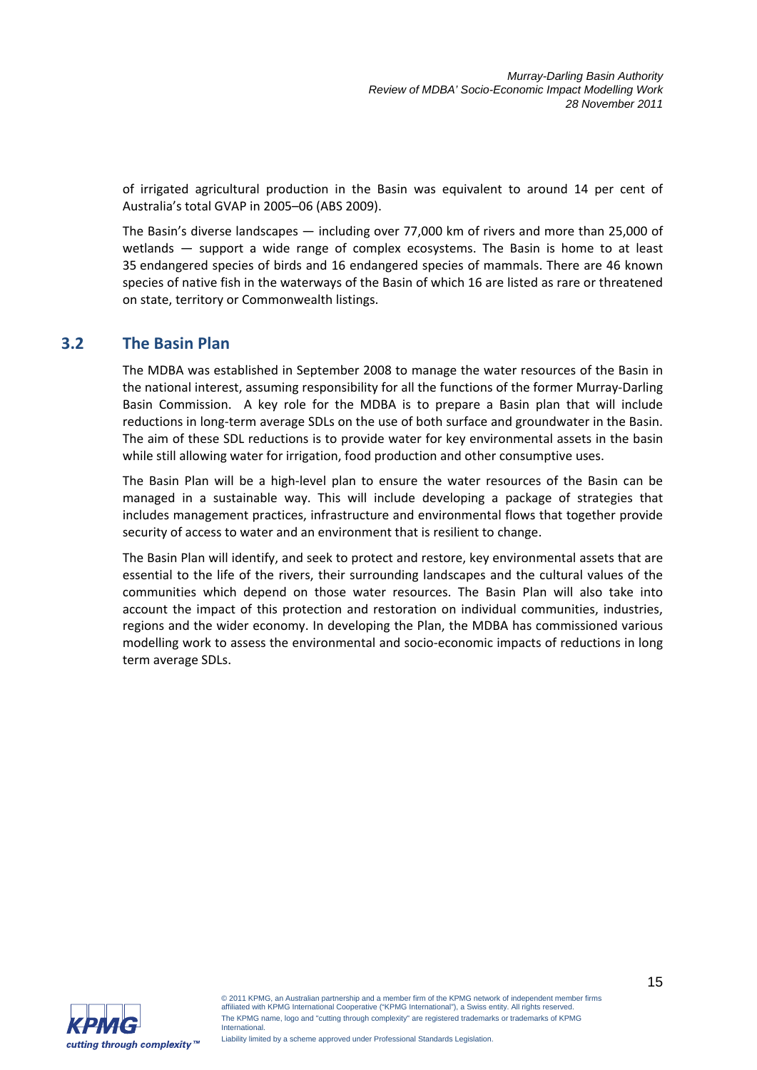of irrigated agricultural production in the Basin was equivalent to around 14 per cent of Australia's total GVAP in 2005–06 (ABS 2009).

The Basin's diverse landscapes — including over 77,000 km of rivers and more than 25,000 of wetlands — support a wide range of complex ecosystems. The Basin is home to at least 35 endangered species of birds and 16 endangered species of mammals. There are 46 known species of native fish in the waterways of the Basin of which 16 are listed as rare or threatened on state, territory or Commonwealth listings.

## 3.2 The Basin Plan

The MDBA was established in September 2008 to manage the water resources of the Basin in the national interest, assuming responsibility for all the functions of the former Murray-Darling Basin Commission. A key role for the MDBA is to prepare a Basin plan that will include reductions in long-term average SDLs on the use of both surface and groundwater in the Basin. The aim of these SDL reductions is to provide water for key environmental assets in the basin while still allowing water for irrigation, food production and other consumptive uses.

The Basin Plan will be a high-level plan to ensure the water resources of the Basin can be managed in a sustainable way. This will include developing a package of strategies that includes management practices, infrastructure and environmental flows that together provide security of access to water and an environment that is resilient to change.

The Basin Plan will identify, and seek to protect and restore, key environmental assets that are essential to the life of the rivers, their surrounding landscapes and the cultural values of the communities which depend on those water resources. The Basin Plan will also take into account the impact of this protection and restoration on individual communities, industries, regions and the wider economy. In developing the Plan, the MDBA has commissioned various modelling work to assess the environmental and socio-economic impacts of reductions in long term average SDLs.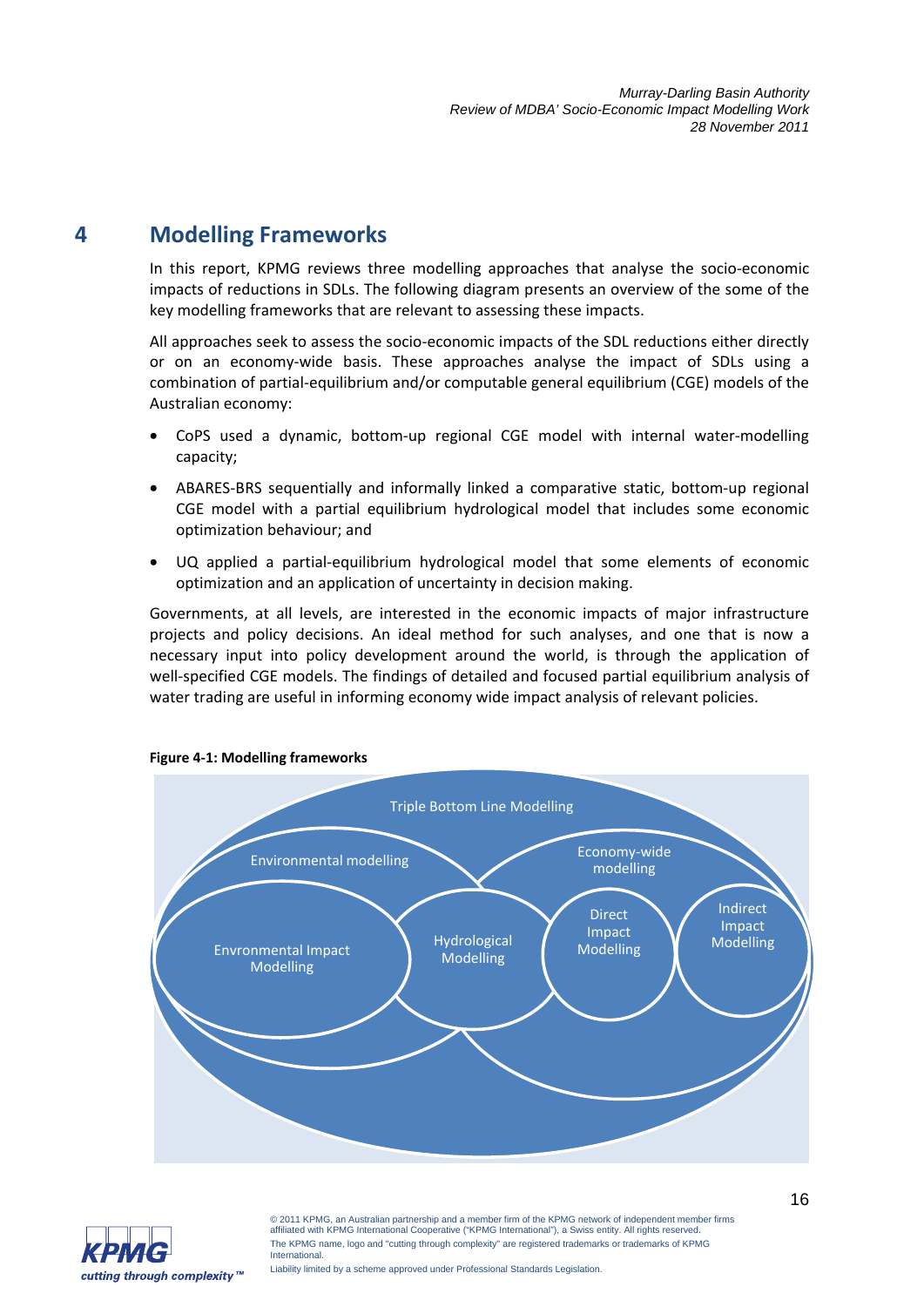# 4 Modelling Frameworks

In this report, KPMG reviews three modelling approaches that analyse the socio-economic impacts of reductions in SDLs. The following diagram presents an overview of the some of the key modelling frameworks that are relevant to assessing these impacts.

All approaches seek to assess the socio-economic impacts of the SDL reductions either directly or on an economy-wide basis. These approaches analyse the impact of SDLs using a combination of partial-equilibrium and/or computable general equilibrium (CGE) models of the Australian economy:

- CoPS used a dynamic, bottom-up regional CGE model with internal water-modelling capacity;
- ABARES-BRS sequentially and informally linked a comparative static, bottom-up regional CGE model with a partial equilibrium hydrological model that includes some economic optimization behaviour; and
- UQ applied a partial-equilibrium hydrological model that some elements of economic optimization and an application of uncertainty in decision making.

Governments, at all levels, are interested in the economic impacts of major infrastructure projects and policy decisions. An ideal method for such analyses, and one that is now a necessary input into policy development around the world, is through the application of well-specified CGE models. The findings of detailed and focused partial equilibrium analysis of water trading are useful in informing economy wide impact analysis of relevant policies.

**Figure 4-1: Modelling frameworks**

Triple Bottom Line Modelling

Environmental modelling

Economy-wide modelling

Envronmental Impact Modelling

Hydrological Modelling

Direct Impact Modelling

Indirect Impact Modelling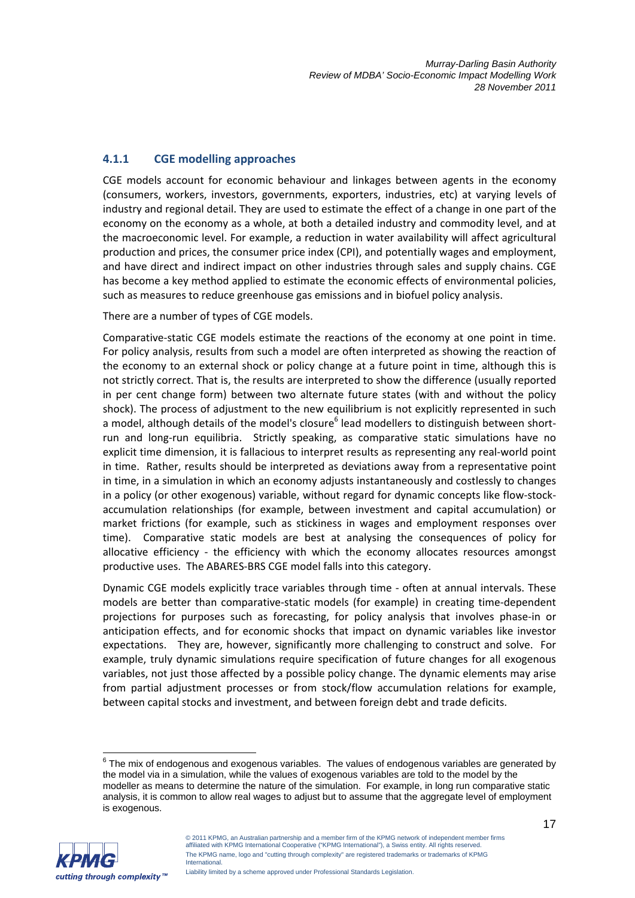### 4.1.1 CGE modelling approaches

CGE models account for economic behaviour and linkages between agents in the economy (consumers, workers, investors, governments, exporters, industries, etc) at varying levels of industry and regional detail. They are used to estimate the effect of a change in one part of the economy on the economy as a whole, at both a detailed industry and commodity level, and at the macroeconomic level. For example, a reduction in water availability will affect agricultural production and prices, the consumer price index (CPI), and potentially wages and employment, and have direct and indirect impact on other industries through sales and supply chains. CGE has become a key method applied to estimate the economic effects of environmental policies, such as measures to reduce greenhouse gas emissions and in biofuel policy analysis.

There are a number of types of CGE models.

Comparative-static CGE models estimate the reactions of the economy at one point in time. For policy analysis, results from such a model are often interpreted as showing the reaction of the economy to an external shock or policy change at a future point in time, although this is not strictly correct. That is, the results are interpreted to show the difference (usually reported in per cent change form) between two alternate future states (with and without the policy shock). The process of adjustment to the new equilibrium is not explicitly represented in such a model, although details of the model's closure[6] lead modellers to distinguish between short-run and long-run equilibria. Strictly speaking, as comparative static simulations have no explicit time dimension, it is fallacious to interpret results as representing any real-world point in time. Rather, results should be interpreted as deviations away from a representative point in time, in a simulation in which an economy adjusts instantaneously and costlessly to changes in a policy (or other exogenous) variable, without regard for dynamic concepts like flow-stock-accumulation relationships (for example, between investment and capital accumulation) or market frictions (for example, such as stickiness in wages and employment responses over time). Comparative static models are best at analysing the consequences of policy for allocative efficiency - the efficiency with which the economy allocates resources amongst productive uses. The ABARES-BRS CGE model falls into this category.

Dynamic CGE models explicitly trace variables through time - often at annual intervals. These models are better than comparative-static models (for example) in creating time-dependent projections for purposes such as forecasting, for policy analysis that involves phase-in or anticipation effects, and for economic shocks that impact on dynamic variables like investor expectations. They are, however, significantly more challenging to construct and solve. For example, truly dynamic simulations require specification of future changes for all exogenous variables, not just those affected by a possible policy change. The dynamic elements may arise from partial adjustment processes or from stock/flow accumulation relations for example, between capital stocks and investment, and between foreign debt and trade deficits.

[6] The mix of endogenous and exogenous variables. The values of endogenous variables are generated by the model via in a simulation, while the values of exogenous variables are told to the model by the modeller as means to determine the nature of the simulation. For example, in long run comparative static analysis, it is common to allow real wages to adjust but to assume that the aggregate level of employment is exogenous.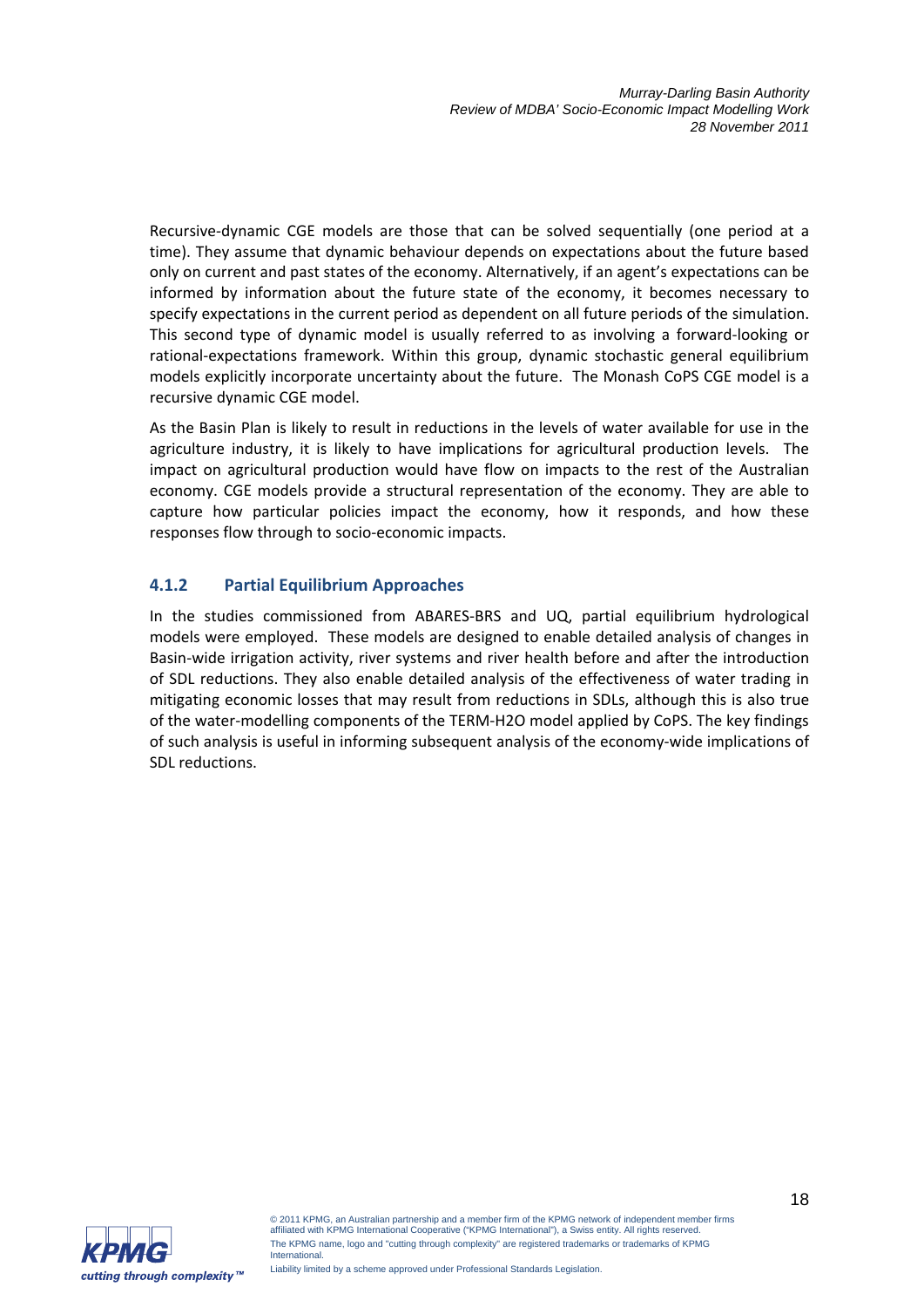Recursive-dynamic CGE models are those that can be solved sequentially (one period at a time). They assume that dynamic behaviour depends on expectations about the future based only on current and past states of the economy. Alternatively, if an agent's expectations can be informed by information about the future state of the economy, it becomes necessary to specify expectations in the current period as dependent on all future periods of the simulation. This second type of dynamic model is usually referred to as involving a forward-looking or rational-expectations framework. Within this group, dynamic stochastic general equilibrium models explicitly incorporate uncertainty about the future. The Monash CoPS CGE model is a recursive dynamic CGE model.

As the Basin Plan is likely to result in reductions in the levels of water available for use in the agriculture industry, it is likely to have implications for agricultural production levels. The impact on agricultural production would have flow on impacts to the rest of the Australian economy. CGE models provide a structural representation of the economy. They are able to capture how particular policies impact the economy, how it responds, and how these responses flow through to socio-economic impacts.

### 4.1.2 Partial Equilibrium Approaches

In the studies commissioned from ABARES-BRS and UQ, partial equilibrium hydrological models were employed. These models are designed to enable detailed analysis of changes in Basin-wide irrigation activity, river systems and river health before and after the introduction of SDL reductions. They also enable detailed analysis of the effectiveness of water trading in mitigating economic losses that may result from reductions in SDLs, although this is also true of the water-modelling components of the TERM-H2O model applied by CoPS. The key findings of such analysis is useful in informing subsequent analysis of the economy-wide implications of SDL reductions.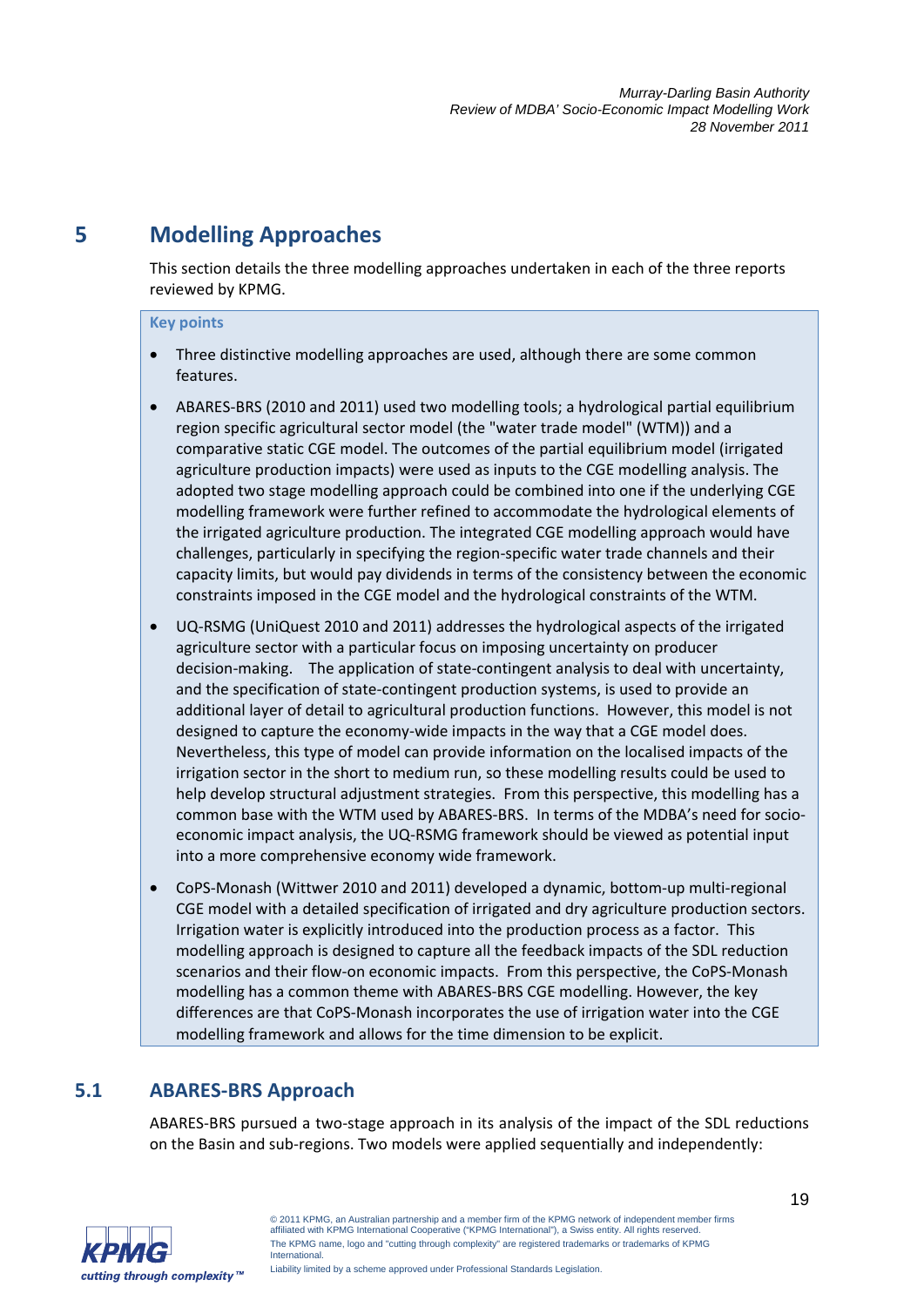# 5 Modelling Approaches

This section details the three modelling approaches undertaken in each of the three reports reviewed by KPMG.

**Key points**

- Three distinctive modelling approaches are used, although there are some common features.
- ABARES-BRS (2010 and 2011) used two modelling tools; a hydrological partial equilibrium region specific agricultural sector model (the "water trade model" (WTM)) and a comparative static CGE model. The outcomes of the partial equilibrium model (irrigated agriculture production impacts) were used as inputs to the CGE modelling analysis. The adopted two stage modelling approach could be combined into one if the underlying CGE modelling framework were further refined to accommodate the hydrological elements of the irrigated agriculture production. The integrated CGE modelling approach would have challenges, particularly in specifying the region-specific water trade channels and their capacity limits, but would pay dividends in terms of the consistency between the economic constraints imposed in the CGE model and the hydrological constraints of the WTM.
- UQ-RSMG (UniQuest 2010 and 2011) addresses the hydrological aspects of the irrigated agriculture sector with a particular focus on imposing uncertainty on producer decision-making. The application of state-contingent analysis to deal with uncertainty, and the specification of state-contingent production systems, is used to provide an additional layer of detail to agricultural production functions. However, this model is not designed to capture the economy-wide impacts in the way that a CGE model does. Nevertheless, this type of model can provide information on the localised impacts of the irrigation sector in the short to medium run, so these modelling results could be used to help develop structural adjustment strategies. From this perspective, this modelling has a common base with the WTM used by ABARES-BRS. In terms of the MDBA's need for socio-economic impact analysis, the UQ-RSMG framework should be viewed as potential input into a more comprehensive economy wide framework.
- CoPS-Monash (Wittwer 2010 and 2011) developed a dynamic, bottom-up multi-regional CGE model with a detailed specification of irrigated and dry agriculture production sectors. Irrigation water is explicitly introduced into the production process as a factor. This modelling approach is designed to capture all the feedback impacts of the SDL reduction scenarios and their flow-on economic impacts. From this perspective, the CoPS-Monash modelling has a common theme with ABARES-BRS CGE modelling. However, the key differences are that CoPS-Monash incorporates the use of irrigation water into the CGE modelling framework and allows for the time dimension to be explicit.

## 5.1 ABARES-BRS Approach

ABARES-BRS pursued a two-stage approach in its analysis of the impact of the SDL reductions on the Basin and sub-regions. Two models were applied sequentially and independently: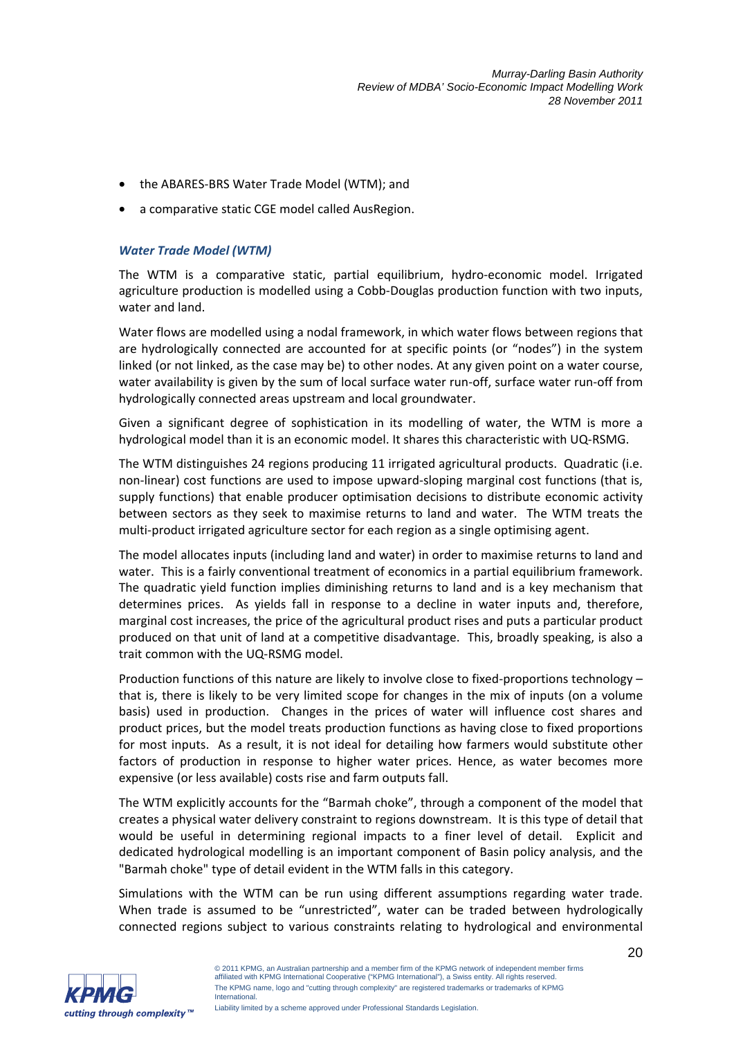- the ABARES-BRS Water Trade Model (WTM); and
- a comparative static CGE model called AusRegion.

***Water Trade Model (WTM)***

The WTM is a comparative static, partial equilibrium, hydro-economic model. Irrigated agriculture production is modelled using a Cobb-Douglas production function with two inputs, water and land.

Water flows are modelled using a nodal framework, in which water flows between regions that are hydrologically connected are accounted for at specific points (or "nodes") in the system linked (or not linked, as the case may be) to other nodes. At any given point on a water course, water availability is given by the sum of local surface water run-off, surface water run-off from hydrologically connected areas upstream and local groundwater.

Given a significant degree of sophistication in its modelling of water, the WTM is more a hydrological model than it is an economic model. It shares this characteristic with UQ-RSMG.

The WTM distinguishes 24 regions producing 11 irrigated agricultural products. Quadratic (i.e. non-linear) cost functions are used to impose upward-sloping marginal cost functions (that is, supply functions) that enable producer optimisation decisions to distribute economic activity between sectors as they seek to maximise returns to land and water. The WTM treats the multi-product irrigated agriculture sector for each region as a single optimising agent.

The model allocates inputs (including land and water) in order to maximise returns to land and water. This is a fairly conventional treatment of economics in a partial equilibrium framework. The quadratic yield function implies diminishing returns to land and is a key mechanism that determines prices. As yields fall in response to a decline in water inputs and, therefore, marginal cost increases, the price of the agricultural product rises and puts a particular product produced on that unit of land at a competitive disadvantage. This, broadly speaking, is also a trait common with the UQ-RSMG model.

Production functions of this nature are likely to involve close to fixed-proportions technology – that is, there is likely to be very limited scope for changes in the mix of inputs (on a volume basis) used in production. Changes in the prices of water will influence cost shares and product prices, but the model treats production functions as having close to fixed proportions for most inputs. As a result, it is not ideal for detailing how farmers would substitute other factors of production in response to higher water prices. Hence, as water becomes more expensive (or less available) costs rise and farm outputs fall.

The WTM explicitly accounts for the "Barmah choke", through a component of the model that creates a physical water delivery constraint to regions downstream. It is this type of detail that would be useful in determining regional impacts to a finer level of detail. Explicit and dedicated hydrological modelling is an important component of Basin policy analysis, and the "Barmah choke" type of detail evident in the WTM falls in this category.

Simulations with the WTM can be run using different assumptions regarding water trade. When trade is assumed to be "unrestricted", water can be traded between hydrologically connected regions subject to various constraints relating to hydrological and environmental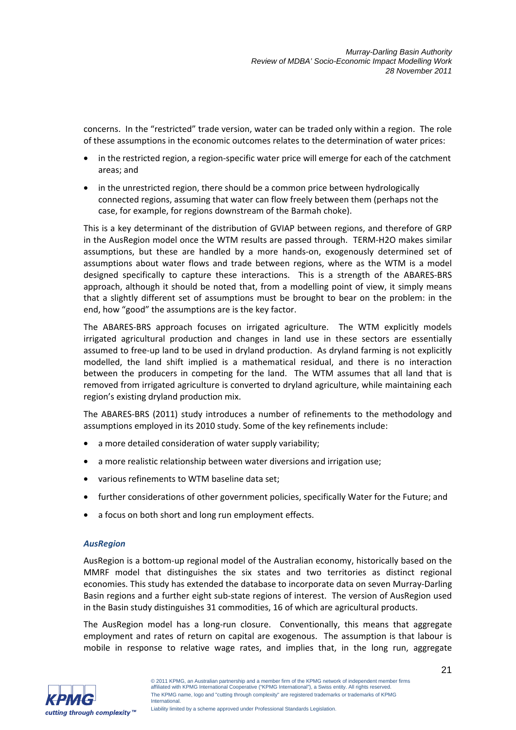concerns. In the "restricted" trade version, water can be traded only within a region. The role of these assumptions in the economic outcomes relates to the determination of water prices:

- in the restricted region, a region-specific water price will emerge for each of the catchment areas; and
- in the unrestricted region, there should be a common price between hydrologically connected regions, assuming that water can flow freely between them (perhaps not the case, for example, for regions downstream of the Barmah choke).

This is a key determinant of the distribution of GVIAP between regions, and therefore of GRP in the AusRegion model once the WTM results are passed through. TERM-H2O makes similar assumptions, but these are handled by a more hands-on, exogenously determined set of assumptions about water flows and trade between regions, where as the WTM is a model designed specifically to capture these interactions. This is a strength of the ABARES-BRS approach, although it should be noted that, from a modelling point of view, it simply means that a slightly different set of assumptions must be brought to bear on the problem: in the end, how "good" the assumptions are is the key factor.

The ABARES-BRS approach focuses on irrigated agriculture. The WTM explicitly models irrigated agricultural production and changes in land use in these sectors are essentially assumed to free-up land to be used in dryland production. As dryland farming is not explicitly modelled, the land shift implied is a mathematical residual, and there is no interaction between the producers in competing for the land. The WTM assumes that all land that is removed from irrigated agriculture is converted to dryland agriculture, while maintaining each region's existing dryland production mix.

The ABARES-BRS (2011) study introduces a number of refinements to the methodology and assumptions employed in its 2010 study. Some of the key refinements include:

- a more detailed consideration of water supply variability;
- a more realistic relationship between water diversions and irrigation use;
- various refinements to WTM baseline data set;
- further considerations of other government policies, specifically Water for the Future; and
- a focus on both short and long run employment effects.

### *AusRegion*

AusRegion is a bottom-up regional model of the Australian economy, historically based on the MMRF model that distinguishes the six states and two territories as distinct regional economies. This study has extended the database to incorporate data on seven Murray-Darling Basin regions and a further eight sub-state regions of interest. The version of AusRegion used in the Basin study distinguishes 31 commodities, 16 of which are agricultural products.

The AusRegion model has a long-run closure. Conventionally, this means that aggregate employment and rates of return on capital are exogenous. The assumption is that labour is mobile in response to relative wage rates, and implies that, in the long run, aggregate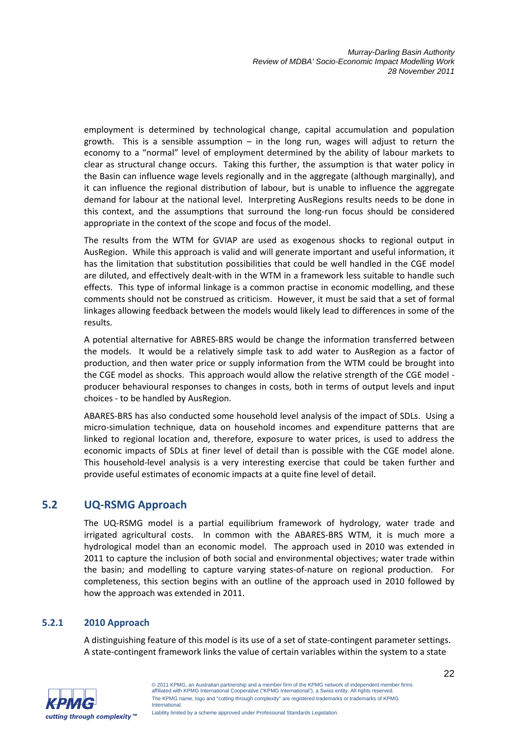employment is determined by technological change, capital accumulation and population growth. This is a sensible assumption – in the long run, wages will adjust to return the economy to a "normal" level of employment determined by the ability of labour markets to clear as structural change occurs. Taking this further, the assumption is that water policy in the Basin can influence wage levels regionally and in the aggregate (although marginally), and it can influence the regional distribution of labour, but is unable to influence the aggregate demand for labour at the national level. Interpreting AusRegions results needs to be done in this context, and the assumptions that surround the long-run focus should be considered appropriate in the context of the scope and focus of the model.

The results from the WTM for GVIAP are used as exogenous shocks to regional output in AusRegion. While this approach is valid and will generate important and useful information, it has the limitation that substitution possibilities that could be well handled in the CGE model are diluted, and effectively dealt-with in the WTM in a framework less suitable to handle such effects. This type of informal linkage is a common practise in economic modelling, and these comments should not be construed as criticism. However, it must be said that a set of formal linkages allowing feedback between the models would likely lead to differences in some of the results.

A potential alternative for ABRES-BRS would be change the information transferred between the models. It would be a relatively simple task to add water to AusRegion as a factor of production, and then water price or supply information from the WTM could be brought into the CGE model as shocks. This approach would allow the relative strength of the CGE model - producer behavioural responses to changes in costs, both in terms of output levels and input choices - to be handled by AusRegion.

ABARES-BRS has also conducted some household level analysis of the impact of SDLs. Using a micro-simulation technique, data on household incomes and expenditure patterns that are linked to regional location and, therefore, exposure to water prices, is used to address the economic impacts of SDLs at finer level of detail than is possible with the CGE model alone. This household-level analysis is a very interesting exercise that could be taken further and provide useful estimates of economic impacts at a quite fine level of detail.

## 5.2 UQ-RSMG Approach

The UQ-RSMG model is a partial equilibrium framework of hydrology, water trade and irrigated agricultural costs. In common with the ABARES-BRS WTM, it is much more a hydrological model than an economic model. The approach used in 2010 was extended in 2011 to capture the inclusion of both social and environmental objectives; water trade within the basin; and modelling to capture varying states-of-nature on regional production. For completeness, this section begins with an outline of the approach used in 2010 followed by how the approach was extended in 2011.

### 5.2.1 2010 Approach

A distinguishing feature of this model is its use of a set of state-contingent parameter settings. A state-contingent framework links the value of certain variables within the system to a state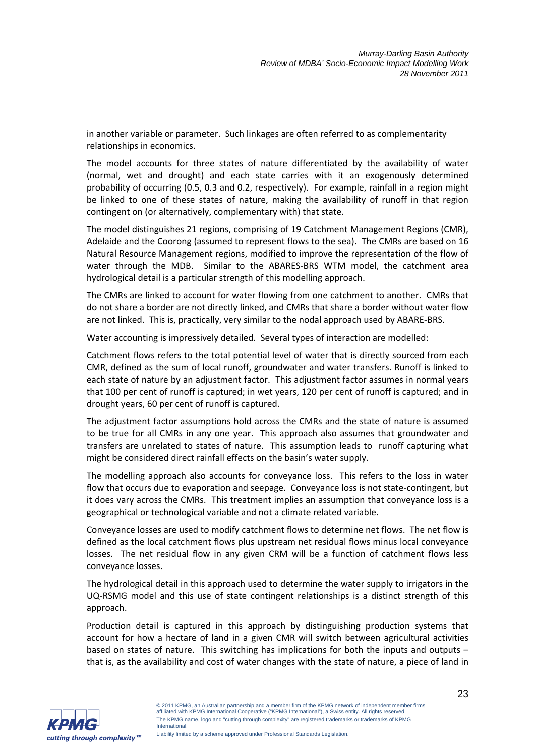in another variable or parameter. Such linkages are often referred to as complementarity relationships in economics.

The model accounts for three states of nature differentiated by the availability of water (normal, wet and drought) and each state carries with it an exogenously determined probability of occurring (0.5, 0.3 and 0.2, respectively). For example, rainfall in a region might be linked to one of these states of nature, making the availability of runoff in that region contingent on (or alternatively, complementary with) that state.

The model distinguishes 21 regions, comprising of 19 Catchment Management Regions (CMR), Adelaide and the Coorong (assumed to represent flows to the sea). The CMRs are based on 16 Natural Resource Management regions, modified to improve the representation of the flow of water through the MDB. Similar to the ABARES-BRS WTM model, the catchment area hydrological detail is a particular strength of this modelling approach.

The CMRs are linked to account for water flowing from one catchment to another. CMRs that do not share a border are not directly linked, and CMRs that share a border without water flow are not linked. This is, practically, very similar to the nodal approach used by ABARE-BRS.

Water accounting is impressively detailed. Several types of interaction are modelled:

Catchment flows refers to the total potential level of water that is directly sourced from each CMR, defined as the sum of local runoff, groundwater and water transfers. Runoff is linked to each state of nature by an adjustment factor. This adjustment factor assumes in normal years that 100 per cent of runoff is captured; in wet years, 120 per cent of runoff is captured; and in drought years, 60 per cent of runoff is captured.

The adjustment factor assumptions hold across the CMRs and the state of nature is assumed to be true for all CMRs in any one year. This approach also assumes that groundwater and transfers are unrelated to states of nature. This assumption leads to runoff capturing what might be considered direct rainfall effects on the basin's water supply.

The modelling approach also accounts for conveyance loss. This refers to the loss in water flow that occurs due to evaporation and seepage. Conveyance loss is not state-contingent, but it does vary across the CMRs. This treatment implies an assumption that conveyance loss is a geographical or technological variable and not a climate related variable.

Conveyance losses are used to modify catchment flows to determine net flows. The net flow is defined as the local catchment flows plus upstream net residual flows minus local conveyance losses. The net residual flow in any given CRM will be a function of catchment flows less conveyance losses.

The hydrological detail in this approach used to determine the water supply to irrigators in the UQ-RSMG model and this use of state contingent relationships is a distinct strength of this approach.

Production detail is captured in this approach by distinguishing production systems that account for how a hectare of land in a given CMR will switch between agricultural activities based on states of nature. This switching has implications for both the inputs and outputs – that is, as the availability and cost of water changes with the state of nature, a piece of land in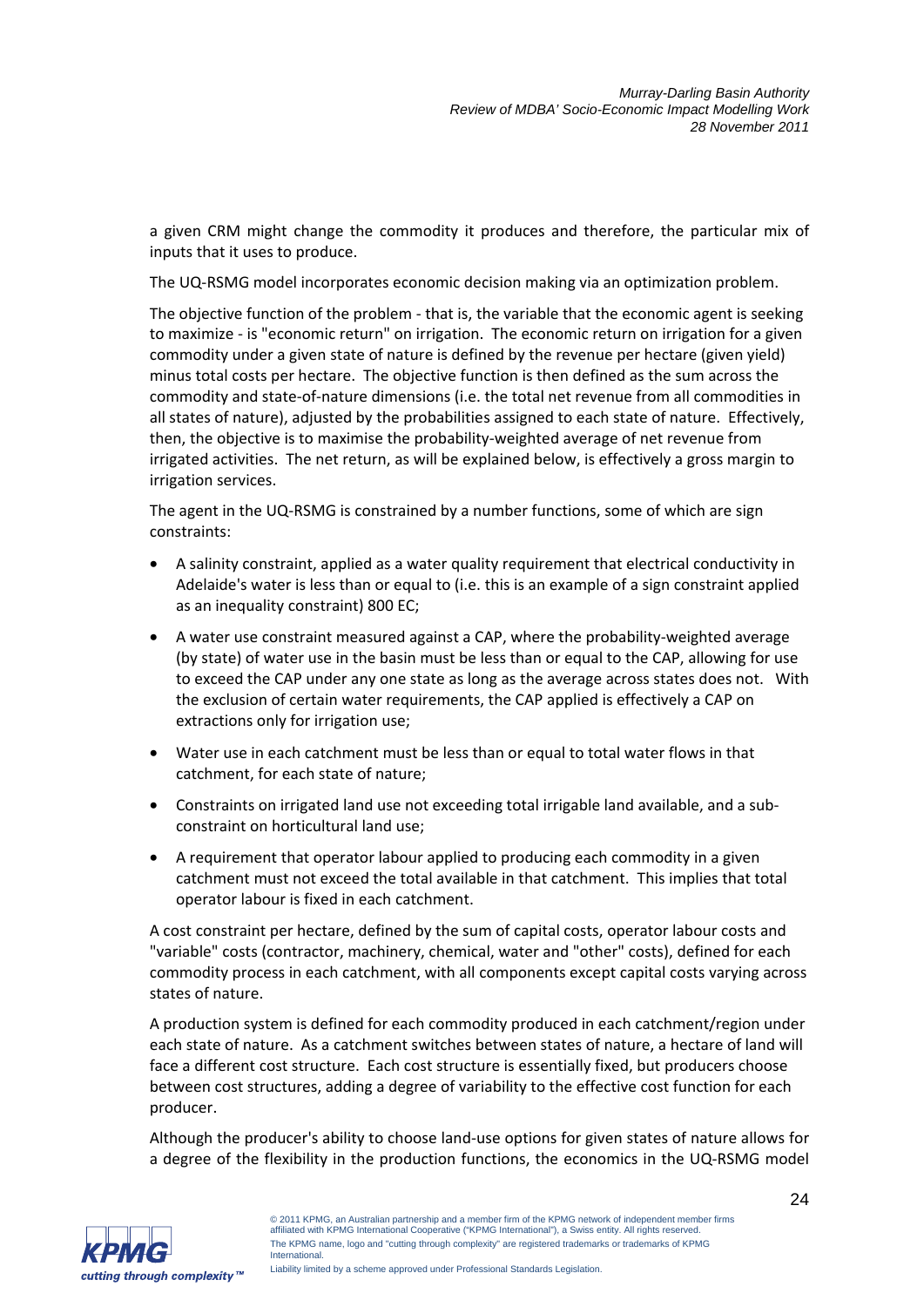a given CRM might change the commodity it produces and therefore, the particular mix of inputs that it uses to produce.

The UQ-RSMG model incorporates economic decision making via an optimization problem.

The objective function of the problem - that is, the variable that the economic agent is seeking to maximize - is "economic return" on irrigation. The economic return on irrigation for a given commodity under a given state of nature is defined by the revenue per hectare (given yield) minus total costs per hectare. The objective function is then defined as the sum across the commodity and state-of-nature dimensions (i.e. the total net revenue from all commodities in all states of nature), adjusted by the probabilities assigned to each state of nature. Effectively, then, the objective is to maximise the probability-weighted average of net revenue from irrigated activities. The net return, as will be explained below, is effectively a gross margin to irrigation services.

The agent in the UQ-RSMG is constrained by a number functions, some of which are sign constraints:

- A salinity constraint, applied as a water quality requirement that electrical conductivity in Adelaide's water is less than or equal to (i.e. this is an example of a sign constraint applied as an inequality constraint) 800 EC;
- A water use constraint measured against a CAP, where the probability-weighted average (by state) of water use in the basin must be less than or equal to the CAP, allowing for use to exceed the CAP under any one state as long as the average across states does not. With the exclusion of certain water requirements, the CAP applied is effectively a CAP on extractions only for irrigation use;
- Water use in each catchment must be less than or equal to total water flows in that catchment, for each state of nature;
- Constraints on irrigated land use not exceeding total irrigable land available, and a sub-constraint on horticultural land use;
- A requirement that operator labour applied to producing each commodity in a given catchment must not exceed the total available in that catchment. This implies that total operator labour is fixed in each catchment.

A cost constraint per hectare, defined by the sum of capital costs, operator labour costs and "variable" costs (contractor, machinery, chemical, water and "other" costs), defined for each commodity process in each catchment, with all components except capital costs varying across states of nature.

A production system is defined for each commodity produced in each catchment/region under each state of nature. As a catchment switches between states of nature, a hectare of land will face a different cost structure. Each cost structure is essentially fixed, but producers choose between cost structures, adding a degree of variability to the effective cost function for each producer.

Although the producer's ability to choose land-use options for given states of nature allows for a degree of the flexibility in the production functions, the economics in the UQ-RSMG model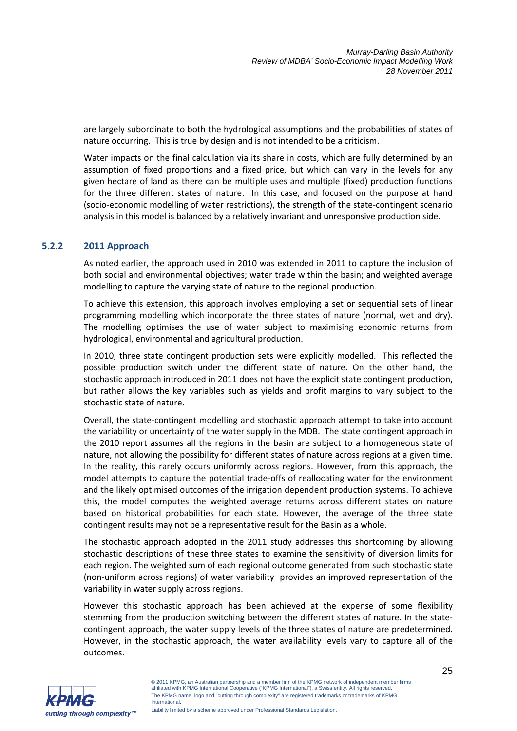are largely subordinate to both the hydrological assumptions and the probabilities of states of nature occurring. This is true by design and is not intended to be a criticism.

Water impacts on the final calculation via its share in costs, which are fully determined by an assumption of fixed proportions and a fixed price, but which can vary in the levels for any given hectare of land as there can be multiple uses and multiple (fixed) production functions for the three different states of nature. In this case, and focused on the purpose at hand (socio-economic modelling of water restrictions), the strength of the state-contingent scenario analysis in this model is balanced by a relatively invariant and unresponsive production side.

### 5.2.2 2011 Approach

As noted earlier, the approach used in 2010 was extended in 2011 to capture the inclusion of both social and environmental objectives; water trade within the basin; and weighted average modelling to capture the varying state of nature to the regional production.

To achieve this extension, this approach involves employing a set or sequential sets of linear programming modelling which incorporate the three states of nature (normal, wet and dry). The modelling optimises the use of water subject to maximising economic returns from hydrological, environmental and agricultural production.

In 2010, three state contingent production sets were explicitly modelled. This reflected the possible production switch under the different state of nature. On the other hand, the stochastic approach introduced in 2011 does not have the explicit state contingent production, but rather allows the key variables such as yields and profit margins to vary subject to the stochastic state of nature.

Overall, the state-contingent modelling and stochastic approach attempt to take into account the variability or uncertainty of the water supply in the MDB. The state contingent approach in the 2010 report assumes all the regions in the basin are subject to a homogeneous state of nature, not allowing the possibility for different states of nature across regions at a given time. In the reality, this rarely occurs uniformly across regions. However, from this approach, the model attempts to capture the potential trade-offs of reallocating water for the environment and the likely optimised outcomes of the irrigation dependent production systems. To achieve this, the model computes the weighted average returns across different states on nature based on historical probabilities for each state. However, the average of the three state contingent results may not be a representative result for the Basin as a whole.

The stochastic approach adopted in the 2011 study addresses this shortcoming by allowing stochastic descriptions of these three states to examine the sensitivity of diversion limits for each region. The weighted sum of each regional outcome generated from such stochastic state (non-uniform across regions) of water variability provides an improved representation of the variability in water supply across regions.

However this stochastic approach has been achieved at the expense of some flexibility stemming from the production switching between the different states of nature. In the state-contingent approach, the water supply levels of the three states of nature are predetermined. However, in the stochastic approach, the water availability levels vary to capture all of the outcomes.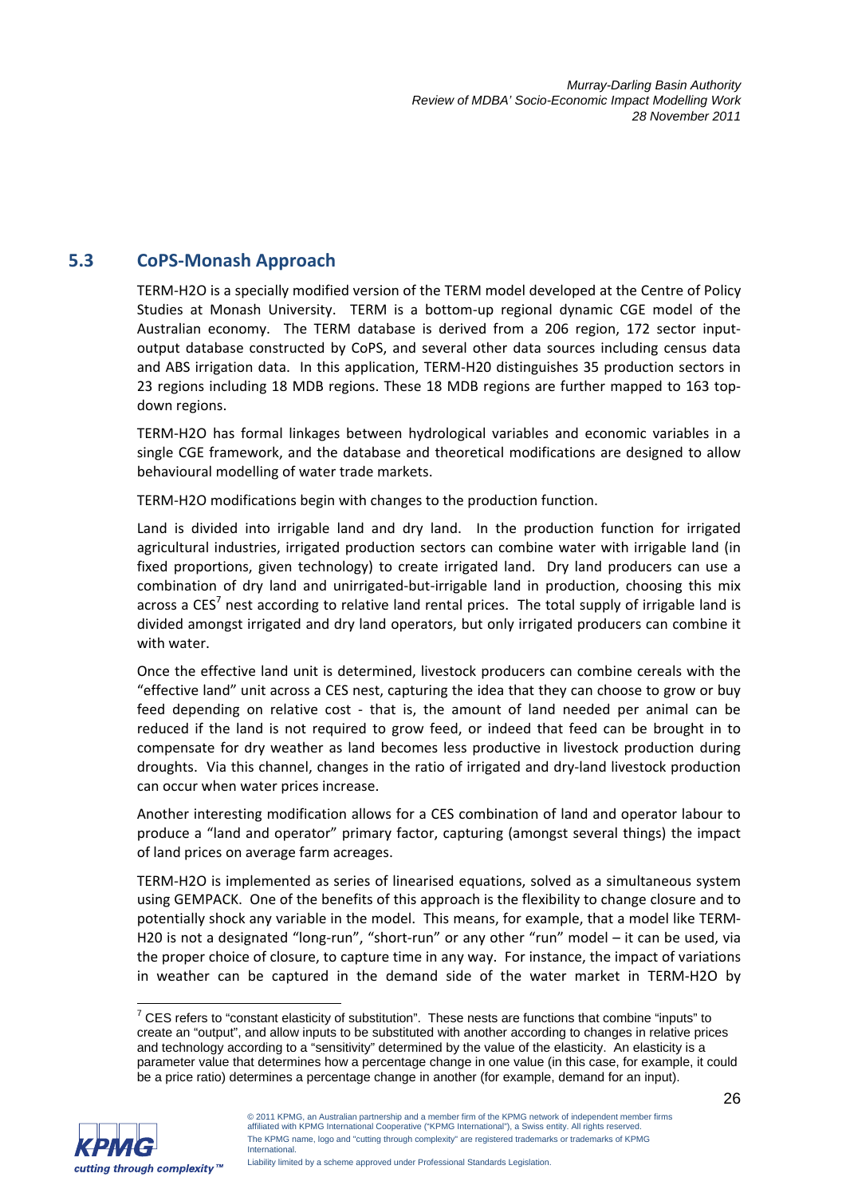## 5.3 CoPS-Monash Approach

TERM-H2O is a specially modified version of the TERM model developed at the Centre of Policy Studies at Monash University. TERM is a bottom-up regional dynamic CGE model of the Australian economy. The TERM database is derived from a 206 region, 172 sector input-output database constructed by CoPS, and several other data sources including census data and ABS irrigation data. In this application, TERM-H20 distinguishes 35 production sectors in 23 regions including 18 MDB regions. These 18 MDB regions are further mapped to 163 top-down regions.

TERM-H2O has formal linkages between hydrological variables and economic variables in a single CGE framework, and the database and theoretical modifications are designed to allow behavioural modelling of water trade markets.

TERM-H2O modifications begin with changes to the production function.

Land is divided into irrigable land and dry land. In the production function for irrigated agricultural industries, irrigated production sectors can combine water with irrigable land (in fixed proportions, given technology) to create irrigated land. Dry land producers can use a combination of dry land and unirrigated-but-irrigable land in production, choosing this mix across a CES[7] nest according to relative land rental prices. The total supply of irrigable land is divided amongst irrigated and dry land operators, but only irrigated producers can combine it with water.

Once the effective land unit is determined, livestock producers can combine cereals with the "effective land" unit across a CES nest, capturing the idea that they can choose to grow or buy feed depending on relative cost - that is, the amount of land needed per animal can be reduced if the land is not required to grow feed, or indeed that feed can be brought in to compensate for dry weather as land becomes less productive in livestock production during droughts. Via this channel, changes in the ratio of irrigated and dry-land livestock production can occur when water prices increase.

Another interesting modification allows for a CES combination of land and operator labour to produce a "land and operator" primary factor, capturing (amongst several things) the impact of land prices on average farm acreages.

TERM-H2O is implemented as series of linearised equations, solved as a simultaneous system using GEMPACK. One of the benefits of this approach is the flexibility to change closure and to potentially shock any variable in the model. This means, for example, that a model like TERM-H20 is not a designated "long-run", "short-run" or any other "run" model – it can be used, via the proper choice of closure, to capture time in any way. For instance, the impact of variations in weather can be captured in the demand side of the water market in TERM-H2O by

[7] CES refers to "constant elasticity of substitution". These nests are functions that combine "inputs" to create an "output", and allow inputs to be substituted with another according to changes in relative prices and technology according to a "sensitivity" determined by the value of the elasticity. An elasticity is a parameter value that determines how a percentage change in one value (in this case, for example, it could be a price ratio) determines a percentage change in another (for example, demand for an input).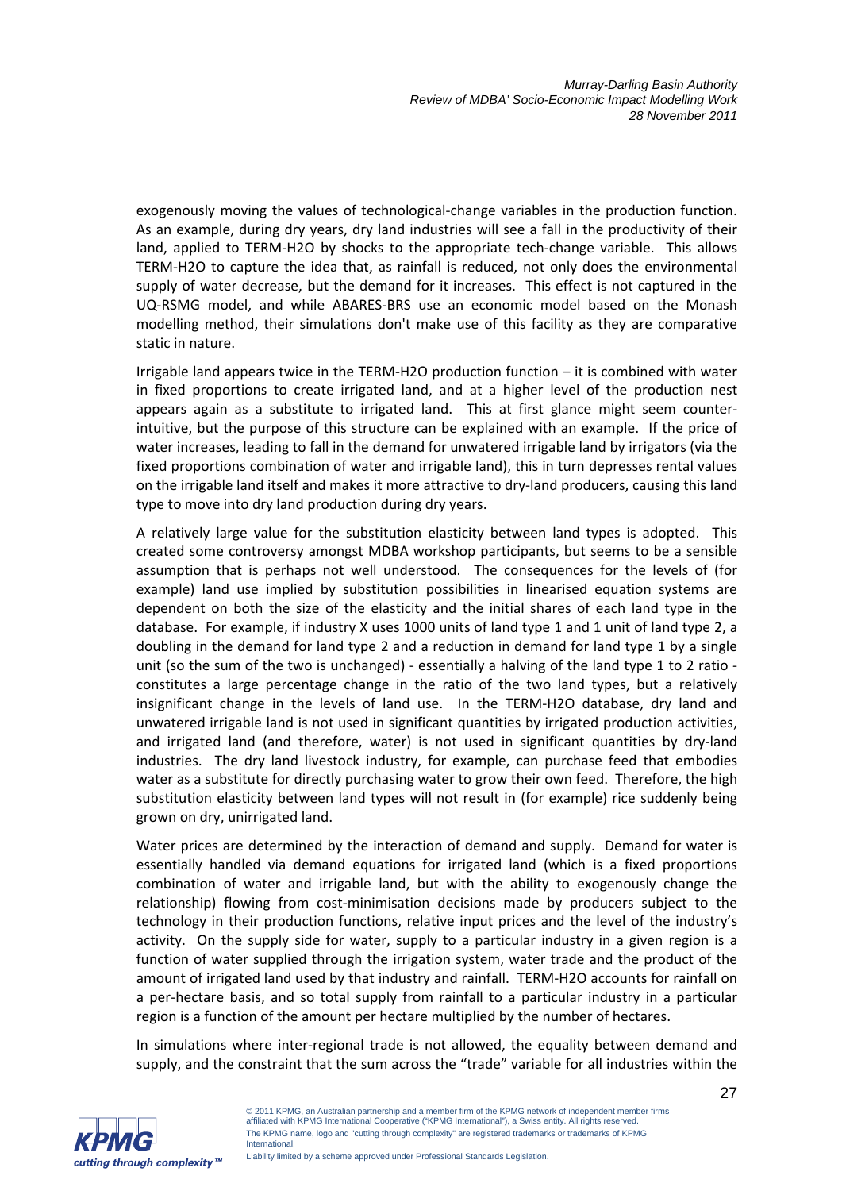exogenously moving the values of technological-change variables in the production function. As an example, during dry years, dry land industries will see a fall in the productivity of their land, applied to TERM-H2O by shocks to the appropriate tech-change variable. This allows TERM-H2O to capture the idea that, as rainfall is reduced, not only does the environmental supply of water decrease, but the demand for it increases. This effect is not captured in the UQ-RSMG model, and while ABARES-BRS use an economic model based on the Monash modelling method, their simulations don't make use of this facility as they are comparative static in nature.

Irrigable land appears twice in the TERM-H2O production function – it is combined with water in fixed proportions to create irrigated land, and at a higher level of the production nest appears again as a substitute to irrigated land. This at first glance might seem counter-intuitive, but the purpose of this structure can be explained with an example. If the price of water increases, leading to fall in the demand for unwatered irrigable land by irrigators (via the fixed proportions combination of water and irrigable land), this in turn depresses rental values on the irrigable land itself and makes it more attractive to dry-land producers, causing this land type to move into dry land production during dry years.

A relatively large value for the substitution elasticity between land types is adopted. This created some controversy amongst MDBA workshop participants, but seems to be a sensible assumption that is perhaps not well understood. The consequences for the levels of (for example) land use implied by substitution possibilities in linearised equation systems are dependent on both the size of the elasticity and the initial shares of each land type in the database. For example, if industry X uses 1000 units of land type 1 and 1 unit of land type 2, a doubling in the demand for land type 2 and a reduction in demand for land type 1 by a single unit (so the sum of the two is unchanged) - essentially a halving of the land type 1 to 2 ratio - constitutes a large percentage change in the ratio of the two land types, but a relatively insignificant change in the levels of land use. In the TERM-H2O database, dry land and unwatered irrigable land is not used in significant quantities by irrigated production activities, and irrigated land (and therefore, water) is not used in significant quantities by dry-land industries. The dry land livestock industry, for example, can purchase feed that embodies water as a substitute for directly purchasing water to grow their own feed. Therefore, the high substitution elasticity between land types will not result in (for example) rice suddenly being grown on dry, unirrigated land.

Water prices are determined by the interaction of demand and supply. Demand for water is essentially handled via demand equations for irrigated land (which is a fixed proportions combination of water and irrigable land, but with the ability to exogenously change the relationship) flowing from cost-minimisation decisions made by producers subject to the technology in their production functions, relative input prices and the level of the industry's activity. On the supply side for water, supply to a particular industry in a given region is a function of water supplied through the irrigation system, water trade and the product of the amount of irrigated land used by that industry and rainfall. TERM-H2O accounts for rainfall on a per-hectare basis, and so total supply from rainfall to a particular industry in a particular region is a function of the amount per hectare multiplied by the number of hectares.

In simulations where inter-regional trade is not allowed, the equality between demand and supply, and the constraint that the sum across the "trade" variable for all industries within the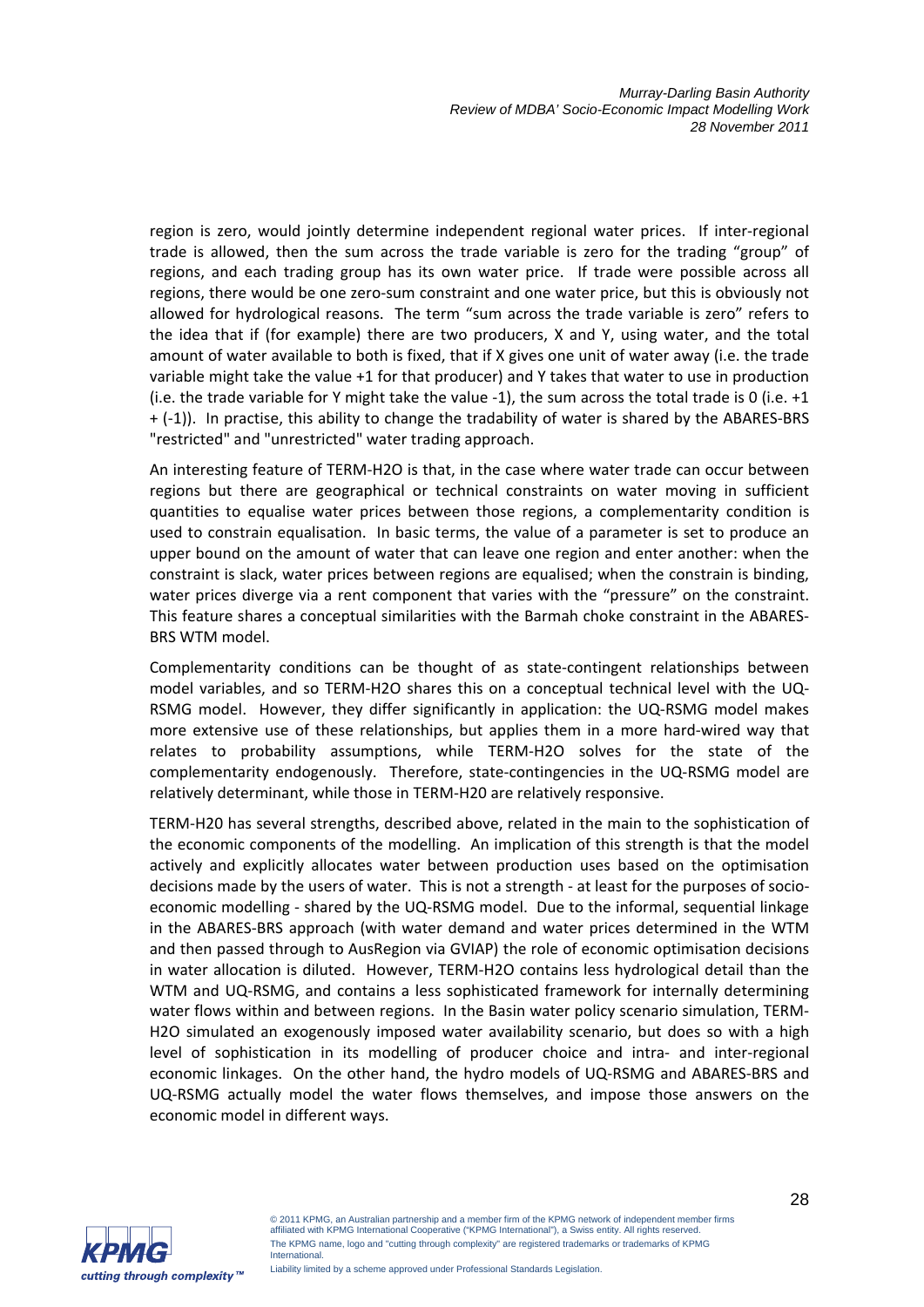region is zero, would jointly determine independent regional water prices. If inter-regional trade is allowed, then the sum across the trade variable is zero for the trading "group" of regions, and each trading group has its own water price. If trade were possible across all regions, there would be one zero-sum constraint and one water price, but this is obviously not allowed for hydrological reasons. The term "sum across the trade variable is zero" refers to the idea that if (for example) there are two producers, X and Y, using water, and the total amount of water available to both is fixed, that if X gives one unit of water away (i.e. the trade variable might take the value +1 for that producer) and Y takes that water to use in production (i.e. the trade variable for Y might take the value -1), the sum across the total trade is 0 (i.e. +1 + (-1)). In practise, this ability to change the tradability of water is shared by the ABARES-BRS "restricted" and "unrestricted" water trading approach.

An interesting feature of TERM-H2O is that, in the case where water trade can occur between regions but there are geographical or technical constraints on water moving in sufficient quantities to equalise water prices between those regions, a complementarity condition is used to constrain equalisation. In basic terms, the value of a parameter is set to produce an upper bound on the amount of water that can leave one region and enter another: when the constraint is slack, water prices between regions are equalised; when the constrain is binding, water prices diverge via a rent component that varies with the "pressure" on the constraint. This feature shares a conceptual similarities with the Barmah choke constraint in the ABARES-BRS WTM model.

Complementarity conditions can be thought of as state-contingent relationships between model variables, and so TERM-H2O shares this on a conceptual technical level with the UQ-RSMG model. However, they differ significantly in application: the UQ-RSMG model makes more extensive use of these relationships, but applies them in a more hard-wired way that relates to probability assumptions, while TERM-H2O solves for the state of the complementarity endogenously. Therefore, state-contingencies in the UQ-RSMG model are relatively determinant, while those in TERM-H20 are relatively responsive.

TERM-H20 has several strengths, described above, related in the main to the sophistication of the economic components of the modelling. An implication of this strength is that the model actively and explicitly allocates water between production uses based on the optimisation decisions made by the users of water. This is not a strength - at least for the purposes of socio-economic modelling - shared by the UQ-RSMG model. Due to the informal, sequential linkage in the ABARES-BRS approach (with water demand and water prices determined in the WTM and then passed through to AusRegion via GVIAP) the role of economic optimisation decisions in water allocation is diluted. However, TERM-H2O contains less hydrological detail than the WTM and UQ-RSMG, and contains a less sophisticated framework for internally determining water flows within and between regions. In the Basin water policy scenario simulation, TERM-H2O simulated an exogenously imposed water availability scenario, but does so with a high level of sophistication in its modelling of producer choice and intra- and inter-regional economic linkages. On the other hand, the hydro models of UQ-RSMG and ABARES-BRS and UQ-RSMG actually model the water flows themselves, and impose those answers on the economic model in different ways.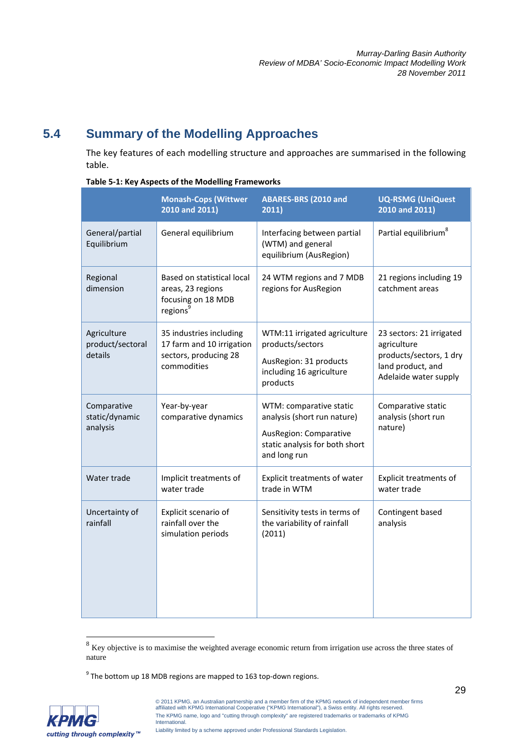## 5.4 Summary of the Modelling Approaches

The key features of each modelling structure and approaches are summarised in the following table.

**Table 5-1: Key Aspects of the Modelling Frameworks**

| | Monash-Cops (Wittwer 2010 and 2011) | ABARES-BRS (2010 and 2011) | UQ-RSMG (UniQuest 2010 and 2011) |
|---|---|---|---|
| General/partial Equilibrium | General equilibrium | Interfacing between partial (WTM) and general equilibrium (AusRegion) | Partial equilibrium[8] |
| Regional dimension | Based on statistical local areas, 23 regions focusing on 18 MDB regions[9] | 24 WTM regions and 7 MDB regions for AusRegion | 21 regions including 19 catchment areas |
| Agriculture product/sectoral details | 35 industries including 17 farm and 10 irrigation sectors, producing 28 commodities | WTM:11 irrigated agriculture products/sectors<br><br>AusRegion: 31 products including 16 agriculture products | 23 sectors: 21 irrigated agriculture products/sectors, 1 dry land product, and Adelaide water supply |
| Comparative static/dynamic analysis | Year-by-year comparative dynamics | WTM: comparative static analysis (short run nature)<br><br>AusRegion: Comparative static analysis for both short and long run | Comparative static analysis (short run nature) |
| Water trade | Implicit treatments of water trade | Explicit treatments of water trade in WTM | Explicit treatments of water trade |
| Uncertainty of rainfall | Explicit scenario of rainfall over the simulation periods | Sensitivity tests in terms of the variability of rainfall (2011) | Contingent based analysis |

[8] Key objective is to maximise the weighted average economic return from irrigation use across the three states of nature

[9] The bottom up 18 MDB regions are mapped to 163 top-down regions.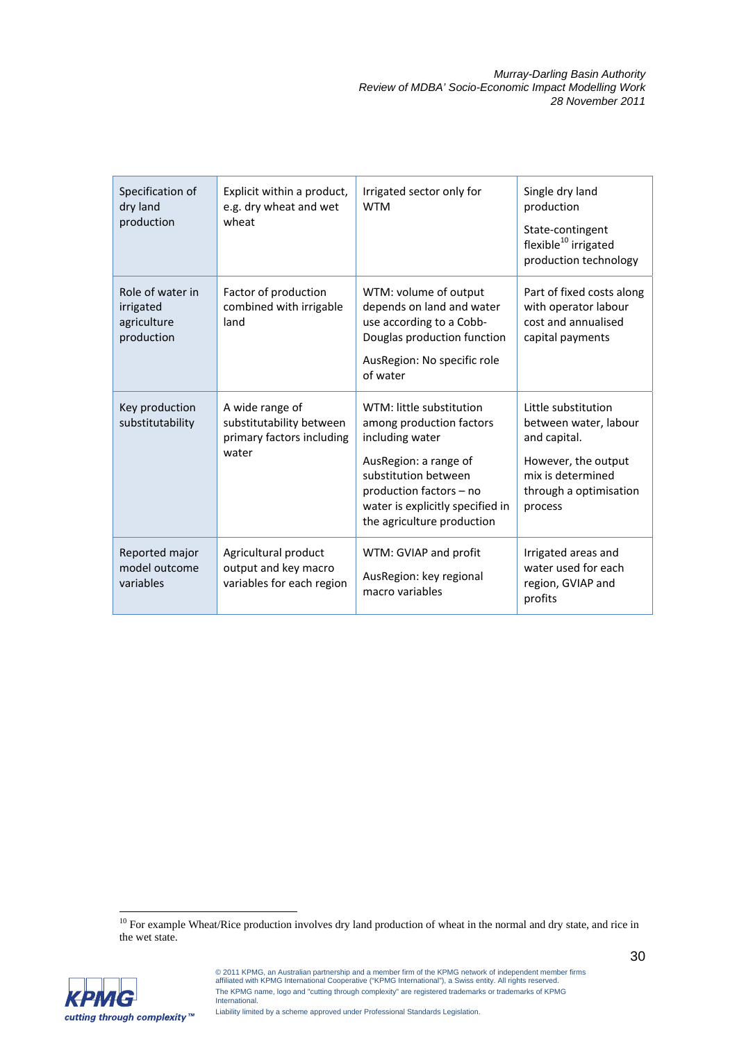| Specification of dry land production | Explicit within a product, e.g. dry wheat and wet wheat | Irrigated sector only for WTM | Single dry land production<br><br>State-contingent flexible[10] irrigated production technology |
|---|---|---|---|
| Role of water in irrigated agriculture production | Factor of production combined with irrigable land | WTM: volume of output depends on land and water use according to a Cobb-Douglas production function<br><br>AusRegion: No specific role of water | Part of fixed costs along with operator labour cost and annualised capital payments |
| Key production substitutability | A wide range of substitutability between primary factors including water | WTM: little substitution among production factors including water<br><br>AusRegion: a range of substitution between production factors – no water is explicitly specified in the agriculture production | Little substitution between water, labour and capital.<br><br>However, the output mix is determined through a optimisation process |
| Reported major model outcome variables | Agricultural product output and key macro variables for each region | WTM: GVIAP and profit<br><br>AusRegion: key regional macro variables | Irrigated areas and water used for each region, GVIAP and profits |

[10] For example Wheat/Rice production involves dry land production of wheat in the normal and dry state, and rice in the wet state.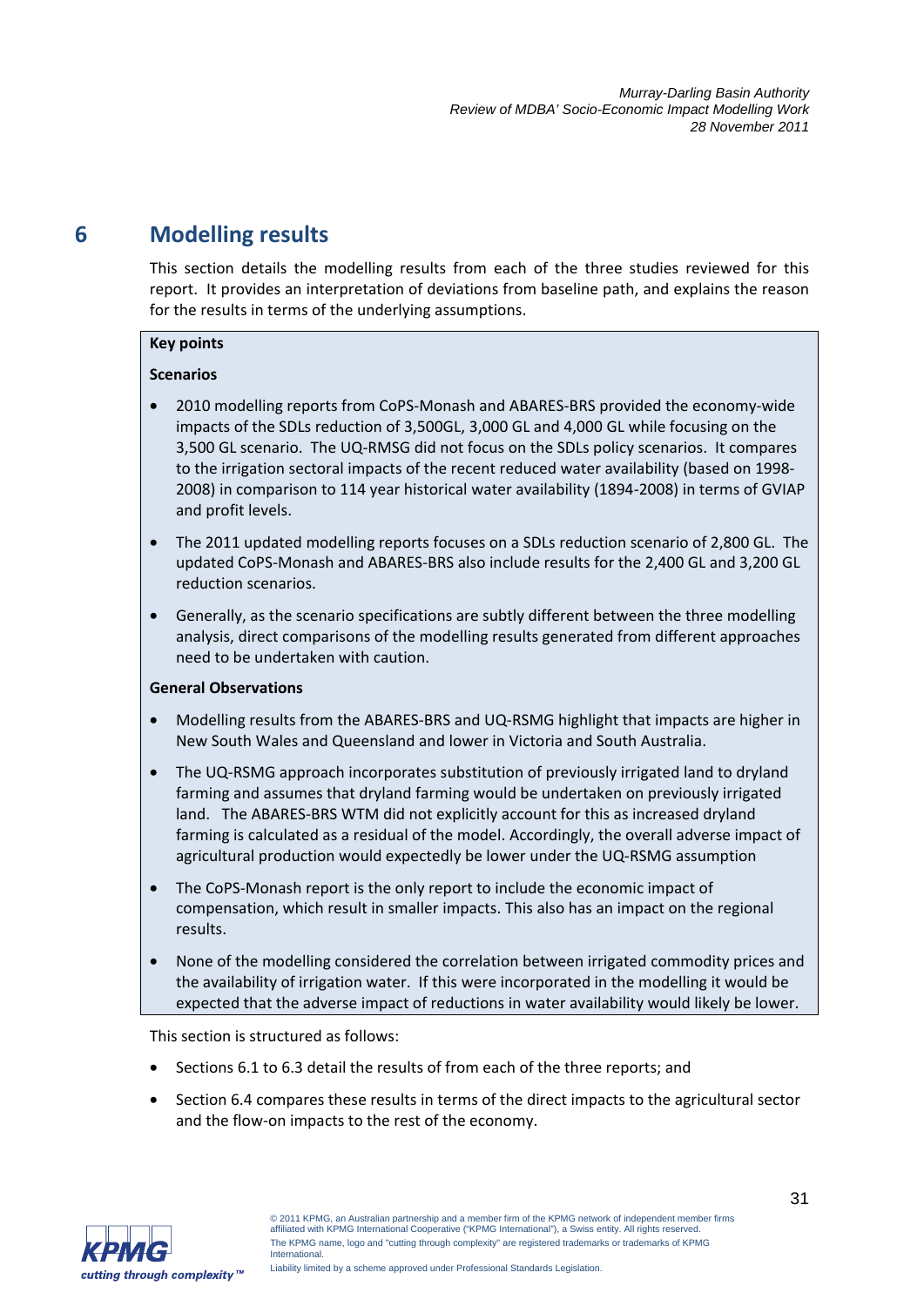# 6 Modelling results

This section details the modelling results from each of the three studies reviewed for this report. It provides an interpretation of deviations from baseline path, and explains the reason for the results in terms of the underlying assumptions.

**Key points**

**Scenarios**

- 2010 modelling reports from CoPS-Monash and ABARES-BRS provided the economy-wide impacts of the SDLs reduction of 3,500GL, 3,000 GL and 4,000 GL while focusing on the 3,500 GL scenario. The UQ-RMSG did not focus on the SDLs policy scenarios. It compares to the irrigation sectoral impacts of the recent reduced water availability (based on 1998-2008) in comparison to 114 year historical water availability (1894-2008) in terms of GVIAP and profit levels.
- The 2011 updated modelling reports focuses on a SDLs reduction scenario of 2,800 GL. The updated CoPS-Monash and ABARES-BRS also include results for the 2,400 GL and 3,200 GL reduction scenarios.
- Generally, as the scenario specifications are subtly different between the three modelling analysis, direct comparisons of the modelling results generated from different approaches need to be undertaken with caution.

**General Observations**

- Modelling results from the ABARES-BRS and UQ-RSMG highlight that impacts are higher in New South Wales and Queensland and lower in Victoria and South Australia.
- The UQ-RSMG approach incorporates substitution of previously irrigated land to dryland farming and assumes that dryland farming would be undertaken on previously irrigated land. The ABARES-BRS WTM did not explicitly account for this as increased dryland farming is calculated as a residual of the model. Accordingly, the overall adverse impact of agricultural production would expectedly be lower under the UQ-RSMG assumption
- The CoPS-Monash report is the only report to include the economic impact of compensation, which result in smaller impacts. This also has an impact on the regional results.
- None of the modelling considered the correlation between irrigated commodity prices and the availability of irrigation water. If this were incorporated in the modelling it would be expected that the adverse impact of reductions in water availability would likely be lower.

This section is structured as follows:

- Sections 6.1 to 6.3 detail the results of from each of the three reports; and
- Section 6.4 compares these results in terms of the direct impacts to the agricultural sector and the flow-on impacts to the rest of the economy.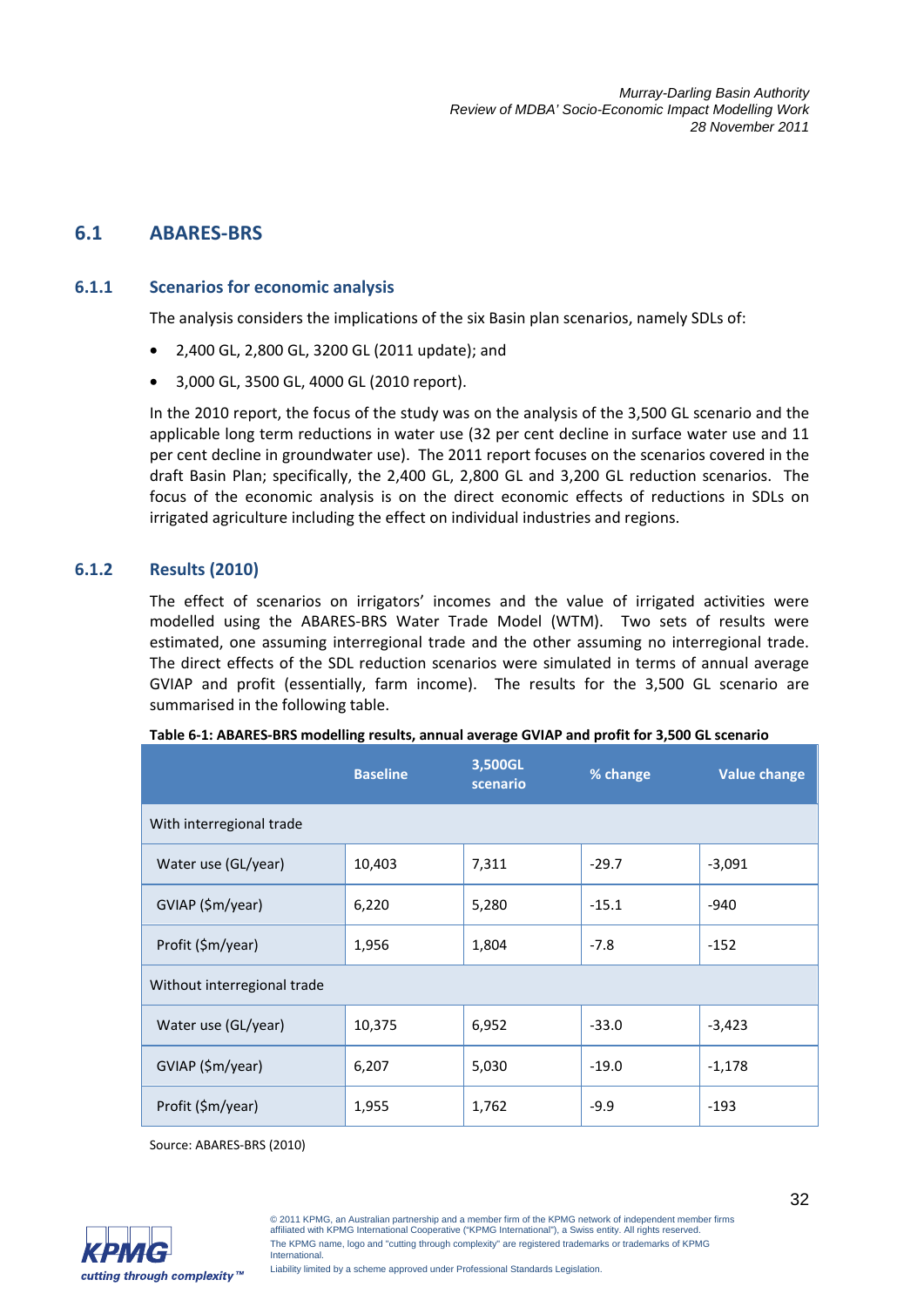## 6.1 ABARES-BRS

### 6.1.1 Scenarios for economic analysis

The analysis considers the implications of the six Basin plan scenarios, namely SDLs of:

- 2,400 GL, 2,800 GL, 3200 GL (2011 update); and
- 3,000 GL, 3500 GL, 4000 GL (2010 report).

In the 2010 report, the focus of the study was on the analysis of the 3,500 GL scenario and the applicable long term reductions in water use (32 per cent decline in surface water use and 11 per cent decline in groundwater use). The 2011 report focuses on the scenarios covered in the draft Basin Plan; specifically, the 2,400 GL, 2,800 GL and 3,200 GL reduction scenarios. The focus of the economic analysis is on the direct economic effects of reductions in SDLs on irrigated agriculture including the effect on individual industries and regions.

### 6.1.2 Results (2010)

The effect of scenarios on irrigators' incomes and the value of irrigated activities were modelled using the ABARES-BRS Water Trade Model (WTM). Two sets of results were estimated, one assuming interregional trade and the other assuming no interregional trade. The direct effects of the SDL reduction scenarios were simulated in terms of annual average GVIAP and profit (essentially, farm income). The results for the 3,500 GL scenario are summarised in the following table.

**Table 6-1: ABARES-BRS modelling results, annual average GVIAP and profit for 3,500 GL scenario**

| | Baseline | 3,500GL scenario | % change | Value change |
|---|---|---|---|---|
| With interregional trade | | | | |
| Water use (GL/year) | 10,403 | 7,311 | -29.7 | -3,091 |
| GVIAP ($m/year) | 6,220 | 5,280 | -15.1 | -940 |
| Profit ($m/year) | 1,956 | 1,804 | -7.8 | -152 |
| Without interregional trade | | | | |
| Water use (GL/year) | 10,375 | 6,952 | -33.0 | -3,423 |
| GVIAP ($m/year) | 6,207 | 5,030 | -19.0 | -1,178 |
| Profit ($m/year) | 1,955 | 1,762 | -9.9 | -193 |

Source: ABARES-BRS (2010)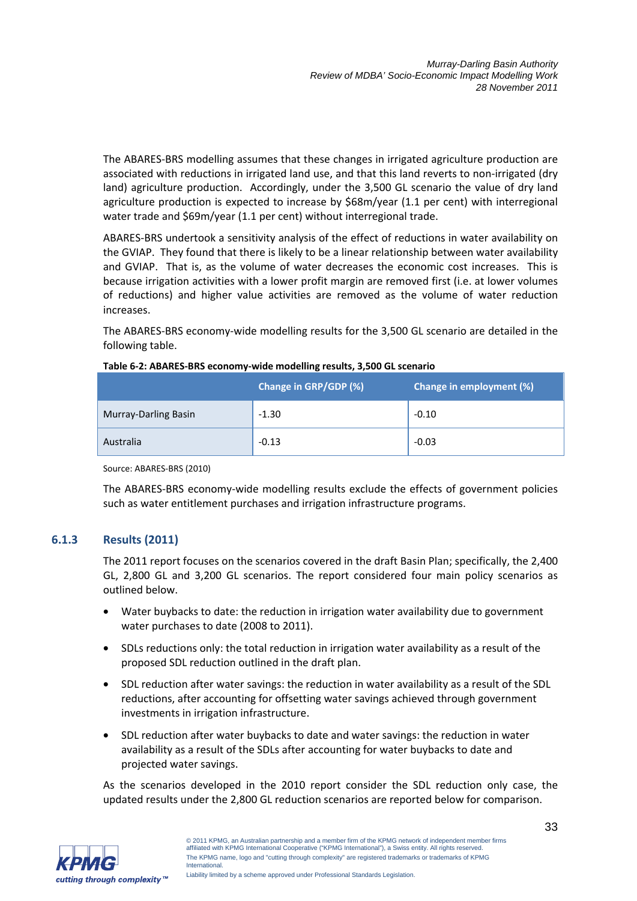The ABARES-BRS modelling assumes that these changes in irrigated agriculture production are associated with reductions in irrigated land use, and that this land reverts to non-irrigated (dry land) agriculture production. Accordingly, under the 3,500 GL scenario the value of dry land agriculture production is expected to increase by $68m/year (1.1 per cent) with interregional water trade and $69m/year (1.1 per cent) without interregional trade.

ABARES-BRS undertook a sensitivity analysis of the effect of reductions in water availability on the GVIAP. They found that there is likely to be a linear relationship between water availability and GVIAP. That is, as the volume of water decreases the economic cost increases. This is because irrigation activities with a lower profit margin are removed first (i.e. at lower volumes of reductions) and higher value activities are removed as the volume of water reduction increases.

The ABARES-BRS economy-wide modelling results for the 3,500 GL scenario are detailed in the following table.

**Table 6-2: ABARES-BRS economy-wide modelling results, 3,500 GL scenario**

| | Change in GRP/GDP (%) | Change in employment (%) |
|---|---|---|
| Murray-Darling Basin | -1.30 | -0.10 |
| Australia | -0.13 | -0.03 |

Source: ABARES-BRS (2010)

The ABARES-BRS economy-wide modelling results exclude the effects of government policies such as water entitlement purchases and irrigation infrastructure programs.

### 6.1.3 Results (2011)

The 2011 report focuses on the scenarios covered in the draft Basin Plan; specifically, the 2,400 GL, 2,800 GL and 3,200 GL scenarios. The report considered four main policy scenarios as outlined below.

- Water buybacks to date: the reduction in irrigation water availability due to government water purchases to date (2008 to 2011).
- SDLs reductions only: the total reduction in irrigation water availability as a result of the proposed SDL reduction outlined in the draft plan.
- SDL reduction after water savings: the reduction in water availability as a result of the SDL reductions, after accounting for offsetting water savings achieved through government investments in irrigation infrastructure.
- SDL reduction after water buybacks to date and water savings: the reduction in water availability as a result of the SDLs after accounting for water buybacks to date and projected water savings.

As the scenarios developed in the 2010 report consider the SDL reduction only case, the updated results under the 2,800 GL reduction scenarios are reported below for comparison.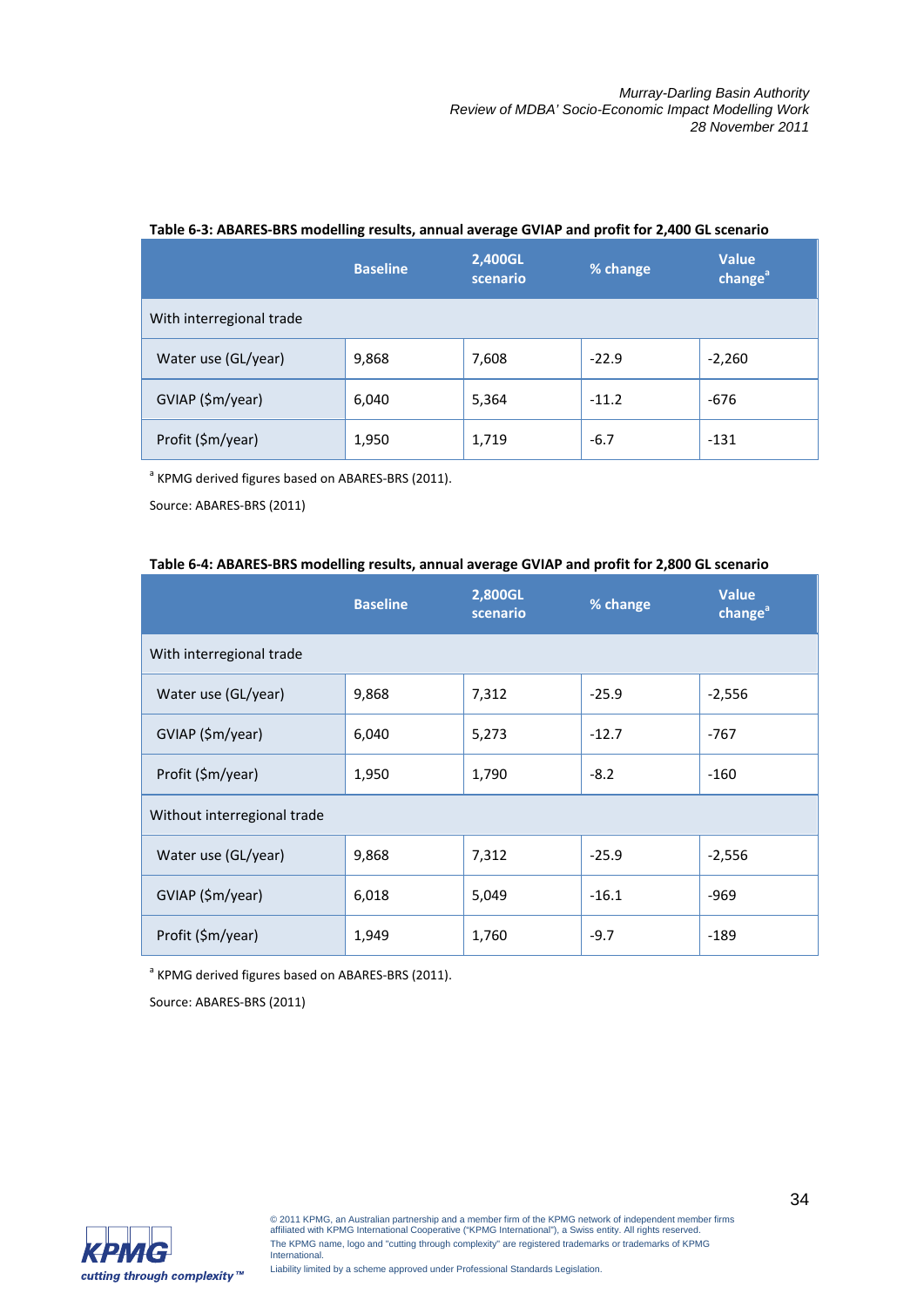**Table 6-3: ABARES-BRS modelling results, annual average GVIAP and profit for 2,400 GL scenario**

| | Baseline | 2,400GL scenario | % change | Value change[a] |
|---|---|---|---|---|
| With interregional trade | | | | |
| Water use (GL/year) | 9,868 | 7,608 | -22.9 | -2,260 |
| GVIAP ($m/year) | 6,040 | 5,364 | -11.2 | -676 |
| Profit ($m/year) | 1,950 | 1,719 | -6.7 | -131 |

[a] KPMG derived figures based on ABARES-BRS (2011).

Source: ABARES-BRS (2011)

**Table 6-4: ABARES-BRS modelling results, annual average GVIAP and profit for 2,800 GL scenario**

| | Baseline | 2,800GL scenario | % change | Value change[a] |
|---|---|---|---|---|
| With interregional trade | | | | |
| Water use (GL/year) | 9,868 | 7,312 | -25.9 | -2,556 |
| GVIAP ($m/year) | 6,040 | 5,273 | -12.7 | -767 |
| Profit ($m/year) | 1,950 | 1,790 | -8.2 | -160 |
| Without interregional trade | | | | |
| Water use (GL/year) | 9,868 | 7,312 | -25.9 | -2,556 |
| GVIAP ($m/year) | 6,018 | 5,049 | -16.1 | -969 |
| Profit ($m/year) | 1,949 | 1,760 | -9.7 | -189 |

[a] KPMG derived figures based on ABARES-BRS (2011).

Source: ABARES-BRS (2011)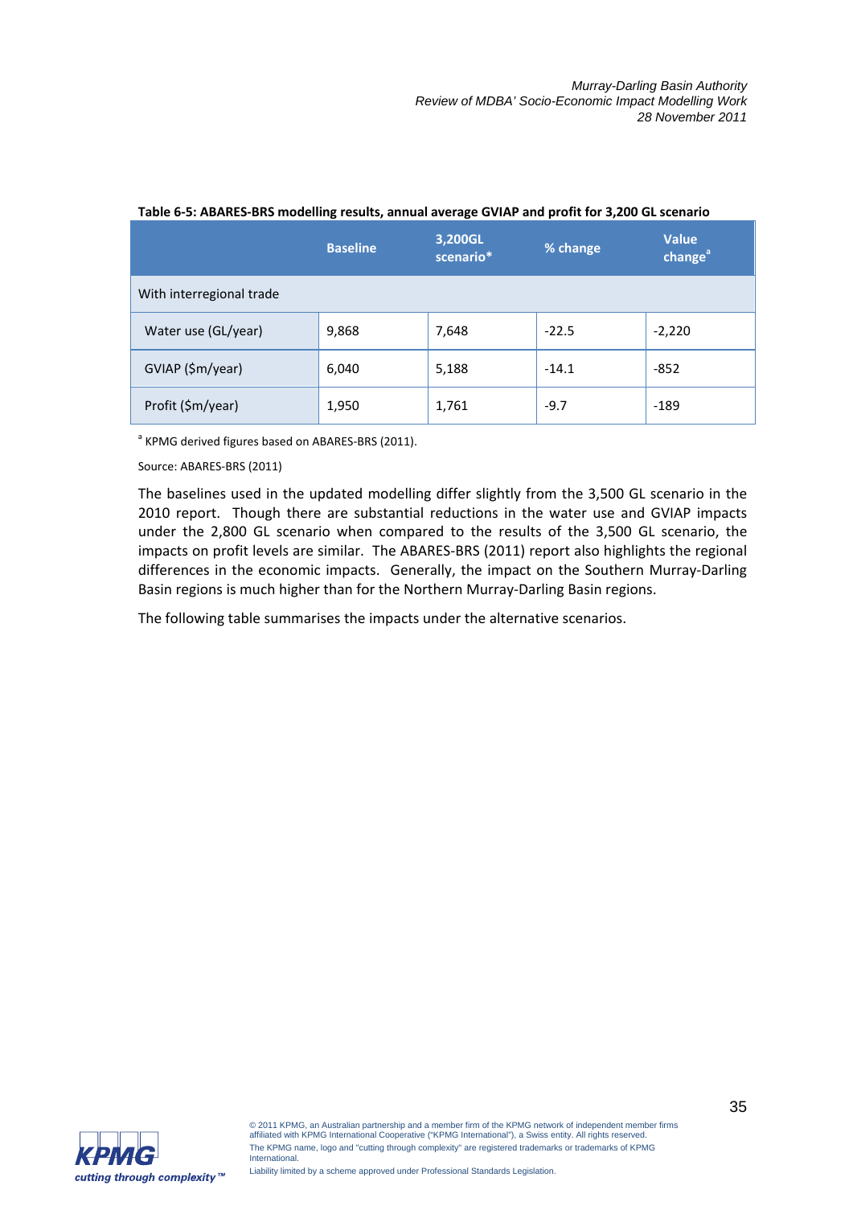**Table 6-5: ABARES-BRS modelling results, annual average GVIAP and profit for 3,200 GL scenario**

| | Baseline | 3,200GL scenario* | % change | Value change[a] |
|---|---|---|---|---|
| With interregional trade | | | | |
| Water use (GL/year) | 9,868 | 7,648 | -22.5 | -2,220 |
| GVIAP ($m/year) | 6,040 | 5,188 | -14.1 | -852 |
| Profit ($m/year) | 1,950 | 1,761 | -9.7 | -189 |

[a] KPMG derived figures based on ABARES-BRS (2011).

Source: ABARES-BRS (2011)

The baselines used in the updated modelling differ slightly from the 3,500 GL scenario in the 2010 report. Though there are substantial reductions in the water use and GVIAP impacts under the 2,800 GL scenario when compared to the results of the 3,500 GL scenario, the impacts on profit levels are similar. The ABARES-BRS (2011) report also highlights the regional differences in the economic impacts. Generally, the impact on the Southern Murray-Darling Basin regions is much higher than for the Northern Murray-Darling Basin regions.

The following table summarises the impacts under the alternative scenarios.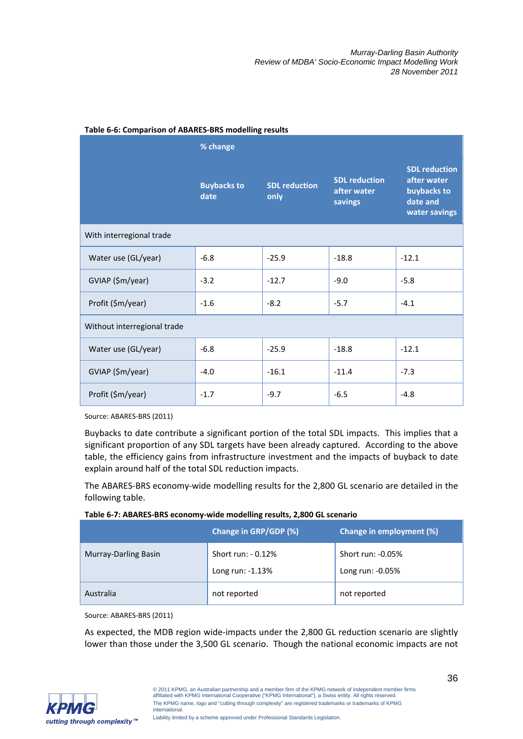**Table 6-6: Comparison of ABARES-BRS modelling results**

| | % change | | | |
|---|---|---|---|---|
| | Buybacks to date | SDL reduction only | SDL reduction after water savings | SDL reduction after water buybacks to date and water savings |
| With interregional trade | | | | |
| Water use (GL/year) | -6.8 | -25.9 | -18.8 | -12.1 |
| GVIAP ($m/year) | -3.2 | -12.7 | -9.0 | -5.8 |
| Profit ($m/year) | -1.6 | -8.2 | -5.7 | -4.1 |
| Without interregional trade | | | | |
| Water use (GL/year) | -6.8 | -25.9 | -18.8 | -12.1 |
| GVIAP ($m/year) | -4.0 | -16.1 | -11.4 | -7.3 |
| Profit ($m/year) | -1.7 | -9.7 | -6.5 | -4.8 |

Source: ABARES-BRS (2011)

Buybacks to date contribute a significant portion of the total SDL impacts. This implies that a significant proportion of any SDL targets have been already captured. According to the above table, the efficiency gains from infrastructure investment and the impacts of buyback to date explain around half of the total SDL reduction impacts.

The ABARES-BRS economy-wide modelling results for the 2,800 GL scenario are detailed in the following table.

**Table 6-7: ABARES-BRS economy-wide modelling results, 2,800 GL scenario**

| | Change in GRP/GDP (%) | Change in employment (%) |
|---|---|---|
| Murray-Darling Basin | Short run: - 0.12%<br>Long run: -1.13% | Short run: -0.05%<br>Long run: -0.05% |
| Australia | not reported | not reported |

Source: ABARES-BRS (2011)

As expected, the MDB region wide-impacts under the 2,800 GL reduction scenario are slightly lower than those under the 3,500 GL scenario. Though the national economic impacts are not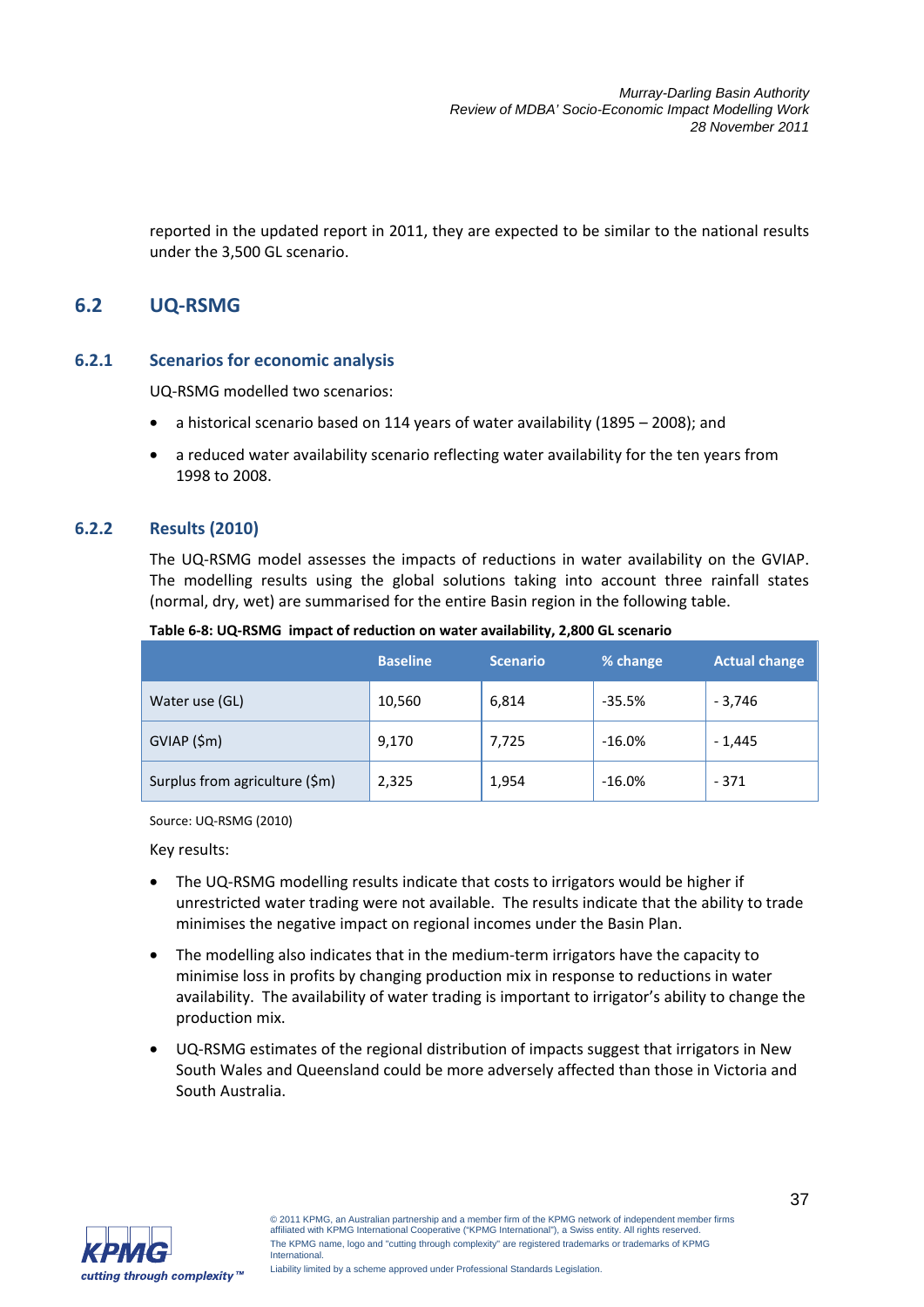reported in the updated report in 2011, they are expected to be similar to the national results under the 3,500 GL scenario.

## 6.2 UQ-RSMG

### 6.2.1 Scenarios for economic analysis

UQ-RSMG modelled two scenarios:

- a historical scenario based on 114 years of water availability (1895 – 2008); and
- a reduced water availability scenario reflecting water availability for the ten years from 1998 to 2008.

### 6.2.2 Results (2010)

The UQ-RSMG model assesses the impacts of reductions in water availability on the GVIAP. The modelling results using the global solutions taking into account three rainfall states (normal, dry, wet) are summarised for the entire Basin region in the following table.

**Table 6-8: UQ-RSMG impact of reduction on water availability, 2,800 GL scenario**

| | Baseline | Scenario | % change | Actual change |
|---|---|---|---|---|
| Water use (GL) | 10,560 | 6,814 | -35.5% | - 3,746 |
| GVIAP ($m) | 9,170 | 7,725 | -16.0% | - 1,445 |
| Surplus from agriculture ($m) | 2,325 | 1,954 | -16.0% | - 371 |

Source: UQ-RSMG (2010)

Key results:

- The UQ-RSMG modelling results indicate that costs to irrigators would be higher if unrestricted water trading were not available. The results indicate that the ability to trade minimises the negative impact on regional incomes under the Basin Plan.
- The modelling also indicates that in the medium-term irrigators have the capacity to minimise loss in profits by changing production mix in response to reductions in water availability. The availability of water trading is important to irrigator's ability to change the production mix.
- UQ-RSMG estimates of the regional distribution of impacts suggest that irrigators in New South Wales and Queensland could be more adversely affected than those in Victoria and South Australia.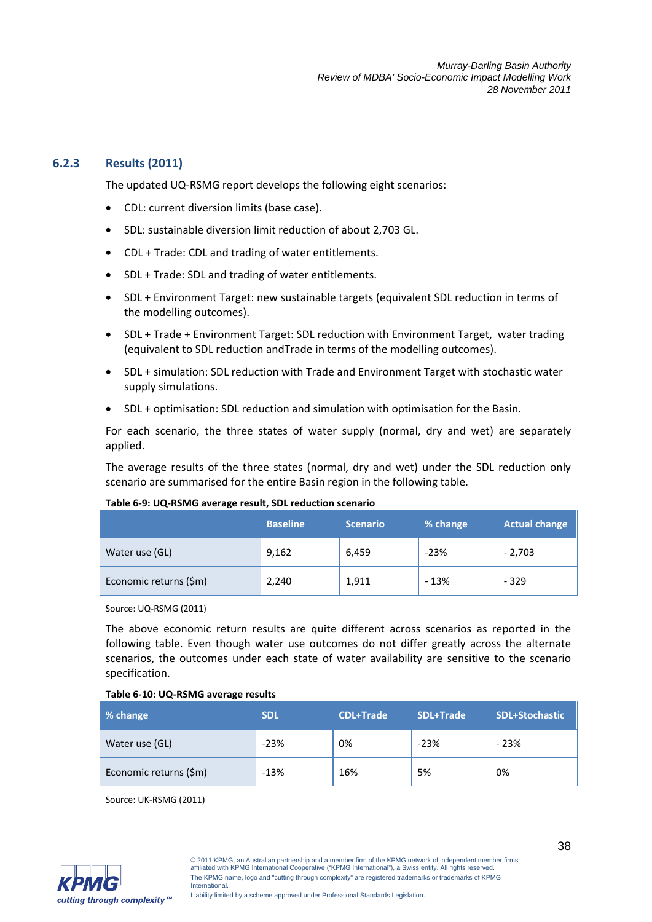### 6.2.3 Results (2011)

The updated UQ-RSMG report develops the following eight scenarios:

- CDL: current diversion limits (base case).
- SDL: sustainable diversion limit reduction of about 2,703 GL.
- CDL + Trade: CDL and trading of water entitlements.
- SDL + Trade: SDL and trading of water entitlements.
- SDL + Environment Target: new sustainable targets (equivalent SDL reduction in terms of the modelling outcomes).
- SDL + Trade + Environment Target: SDL reduction with Environment Target, water trading (equivalent to SDL reduction andTrade in terms of the modelling outcomes).
- SDL + simulation: SDL reduction with Trade and Environment Target with stochastic water supply simulations.
- SDL + optimisation: SDL reduction and simulation with optimisation for the Basin.

For each scenario, the three states of water supply (normal, dry and wet) are separately applied.

The average results of the three states (normal, dry and wet) under the SDL reduction only scenario are summarised for the entire Basin region in the following table.

**Table 6-9: UQ-RSMG average result, SDL reduction scenario**

| | Baseline | Scenario | % change | Actual change |
|---|---|---|---|---|
| Water use (GL) | 9,162 | 6,459 | -23% | - 2,703 |
| Economic returns ($m) | 2,240 | 1,911 | - 13% | - 329 |

Source: UQ-RSMG (2011)

The above economic return results are quite different across scenarios as reported in the following table. Even though water use outcomes do not differ greatly across the alternate scenarios, the outcomes under each state of water availability are sensitive to the scenario specification.

**Table 6-10: UQ-RSMG average results**

| % change | SDL | CDL+Trade | SDL+Trade | SDL+Stochastic |
|---|---|---|---|---|
| Water use (GL) | -23% | 0% | -23% | - 23% |
| Economic returns ($m) | -13% | 16% | 5% | 0% |

Source: UK-RSMG (2011)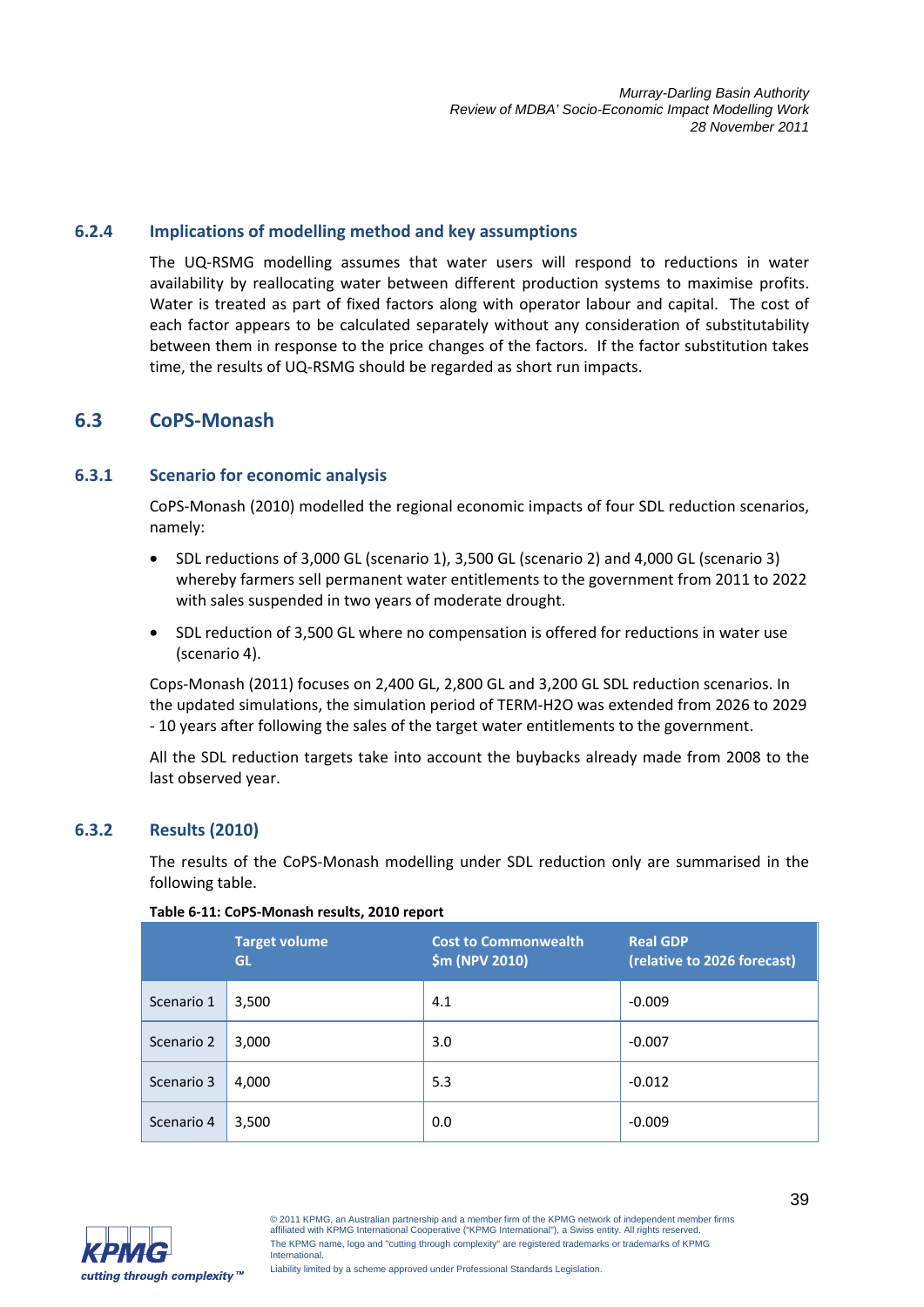### 6.2.4 Implications of modelling method and key assumptions

The UQ-RSMG modelling assumes that water users will respond to reductions in water availability by reallocating water between different production systems to maximise profits. Water is treated as part of fixed factors along with operator labour and capital. The cost of each factor appears to be calculated separately without any consideration of substitutability between them in response to the price changes of the factors. If the factor substitution takes time, the results of UQ-RSMG should be regarded as short run impacts.

## 6.3 CoPS-Monash

### 6.3.1 Scenario for economic analysis

CoPS-Monash (2010) modelled the regional economic impacts of four SDL reduction scenarios, namely:

- SDL reductions of 3,000 GL (scenario 1), 3,500 GL (scenario 2) and 4,000 GL (scenario 3) whereby farmers sell permanent water entitlements to the government from 2011 to 2022 with sales suspended in two years of moderate drought.
- SDL reduction of 3,500 GL where no compensation is offered for reductions in water use (scenario 4).

Cops-Monash (2011) focuses on 2,400 GL, 2,800 GL and 3,200 GL SDL reduction scenarios. In the updated simulations, the simulation period of TERM-H2O was extended from 2026 to 2029 - 10 years after following the sales of the target water entitlements to the government.

All the SDL reduction targets take into account the buybacks already made from 2008 to the last observed year.

### 6.3.2 Results (2010)

The results of the CoPS-Monash modelling under SDL reduction only are summarised in the following table.

**Table 6-11: CoPS-Monash results, 2010 report**

| | Target volume GL | Cost to Commonwealth $m (NPV 2010) | Real GDP (relative to 2026 forecast) |
|---|---|---|---|
| Scenario 1 | 3,500 | 4.1 | -0.009 |
| Scenario 2 | 3,000 | 3.0 | -0.007 |
| Scenario 3 | 4,000 | 5.3 | -0.012 |
| Scenario 4 | 3,500 | 0.0 | -0.009 |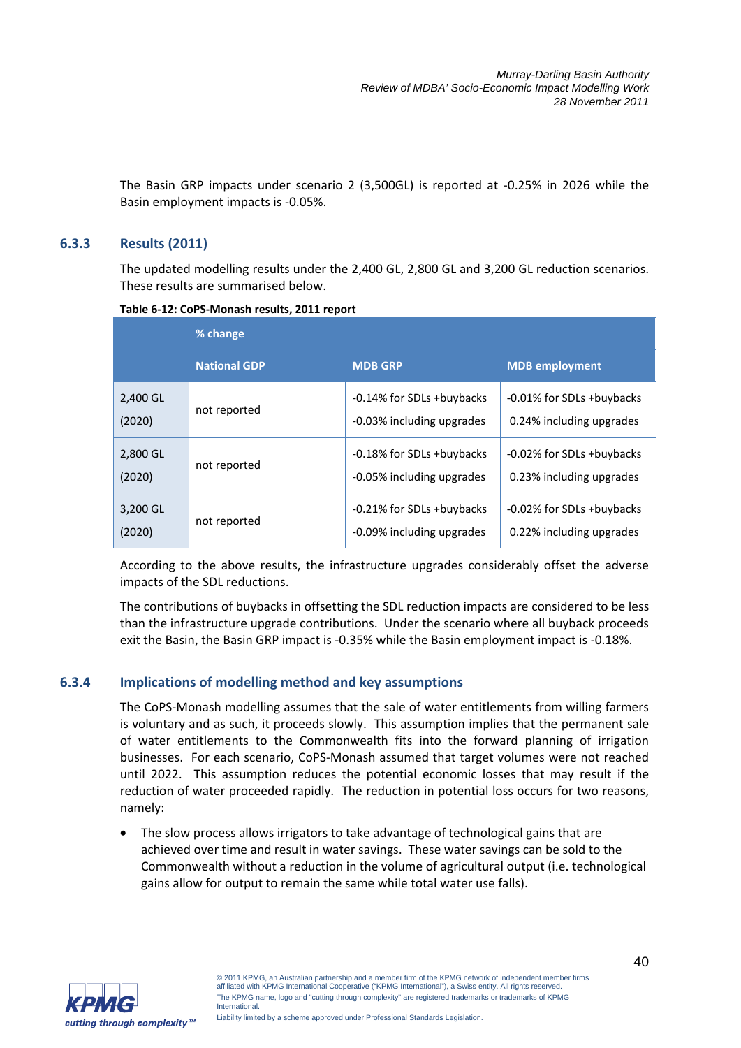The Basin GRP impacts under scenario 2 (3,500GL) is reported at -0.25% in 2026 while the Basin employment impacts is -0.05%.

### 6.3.3 Results (2011)

The updated modelling results under the 2,400 GL, 2,800 GL and 3,200 GL reduction scenarios. These results are summarised below.

**Table 6-12: CoPS-Monash results, 2011 report**

| | % change | | |
|---|---|---|---|
| | **National GDP** | **MDB GRP** | **MDB employment** |
| 2,400 GL (2020) | not reported | -0.14% for SDLs +buybacks<br>-0.03% including upgrades | -0.01% for SDLs +buybacks<br>0.24% including upgrades |
| 2,800 GL (2020) | not reported | -0.18% for SDLs +buybacks<br>-0.05% including upgrades | -0.02% for SDLs +buybacks<br>0.23% including upgrades |
| 3,200 GL (2020) | not reported | -0.21% for SDLs +buybacks<br>-0.09% including upgrades | -0.02% for SDLs +buybacks<br>0.22% including upgrades |

According to the above results, the infrastructure upgrades considerably offset the adverse impacts of the SDL reductions.

The contributions of buybacks in offsetting the SDL reduction impacts are considered to be less than the infrastructure upgrade contributions. Under the scenario where all buyback proceeds exit the Basin, the Basin GRP impact is -0.35% while the Basin employment impact is -0.18%.

### 6.3.4 Implications of modelling method and key assumptions

The CoPS-Monash modelling assumes that the sale of water entitlements from willing farmers is voluntary and as such, it proceeds slowly. This assumption implies that the permanent sale of water entitlements to the Commonwealth fits into the forward planning of irrigation businesses. For each scenario, CoPS-Monash assumed that target volumes were not reached until 2022. This assumption reduces the potential economic losses that may result if the reduction of water proceeded rapidly. The reduction in potential loss occurs for two reasons, namely:

- The slow process allows irrigators to take advantage of technological gains that are achieved over time and result in water savings. These water savings can be sold to the Commonwealth without a reduction in the volume of agricultural output (i.e. technological gains allow for output to remain the same while total water use falls).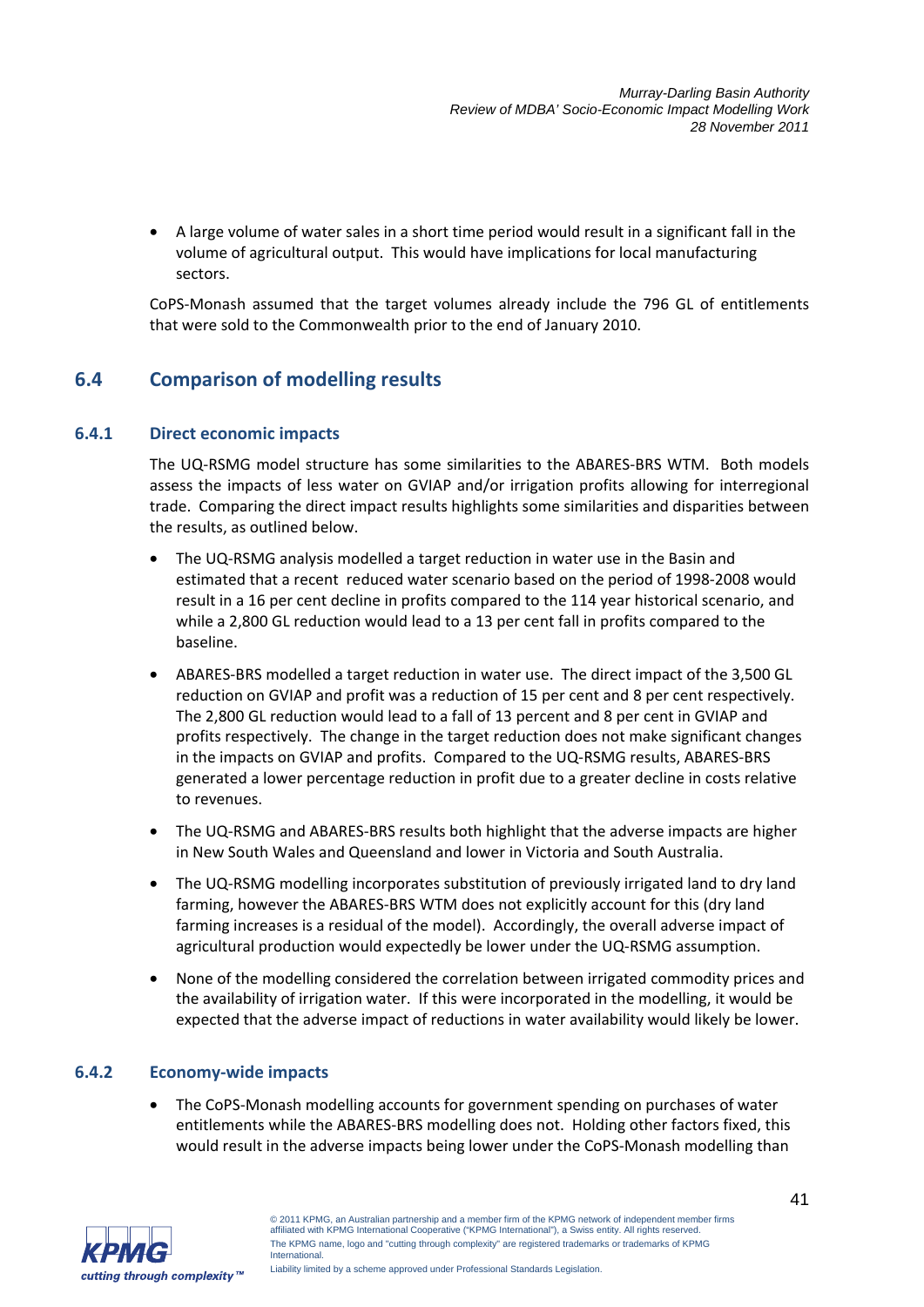- A large volume of water sales in a short time period would result in a significant fall in the volume of agricultural output. This would have implications for local manufacturing sectors.

CoPS-Monash assumed that the target volumes already include the 796 GL of entitlements that were sold to the Commonwealth prior to the end of January 2010.

## 6.4 Comparison of modelling results

### 6.4.1 Direct economic impacts

The UQ-RSMG model structure has some similarities to the ABARES-BRS WTM. Both models assess the impacts of less water on GVIAP and/or irrigation profits allowing for interregional trade. Comparing the direct impact results highlights some similarities and disparities between the results, as outlined below.

- The UQ-RSMG analysis modelled a target reduction in water use in the Basin and estimated that a recent reduced water scenario based on the period of 1998-2008 would result in a 16 per cent decline in profits compared to the 114 year historical scenario, and while a 2,800 GL reduction would lead to a 13 per cent fall in profits compared to the baseline.
- ABARES-BRS modelled a target reduction in water use. The direct impact of the 3,500 GL reduction on GVIAP and profit was a reduction of 15 per cent and 8 per cent respectively. The 2,800 GL reduction would lead to a fall of 13 percent and 8 per cent in GVIAP and profits respectively. The change in the target reduction does not make significant changes in the impacts on GVIAP and profits. Compared to the UQ-RSMG results, ABARES-BRS generated a lower percentage reduction in profit due to a greater decline in costs relative to revenues.
- The UQ-RSMG and ABARES-BRS results both highlight that the adverse impacts are higher in New South Wales and Queensland and lower in Victoria and South Australia.
- The UQ-RSMG modelling incorporates substitution of previously irrigated land to dry land farming, however the ABARES-BRS WTM does not explicitly account for this (dry land farming increases is a residual of the model). Accordingly, the overall adverse impact of agricultural production would expectedly be lower under the UQ-RSMG assumption.
- None of the modelling considered the correlation between irrigated commodity prices and the availability of irrigation water. If this were incorporated in the modelling, it would be expected that the adverse impact of reductions in water availability would likely be lower.

### 6.4.2 Economy-wide impacts

- The CoPS-Monash modelling accounts for government spending on purchases of water entitlements while the ABARES-BRS modelling does not. Holding other factors fixed, this would result in the adverse impacts being lower under the CoPS-Monash modelling than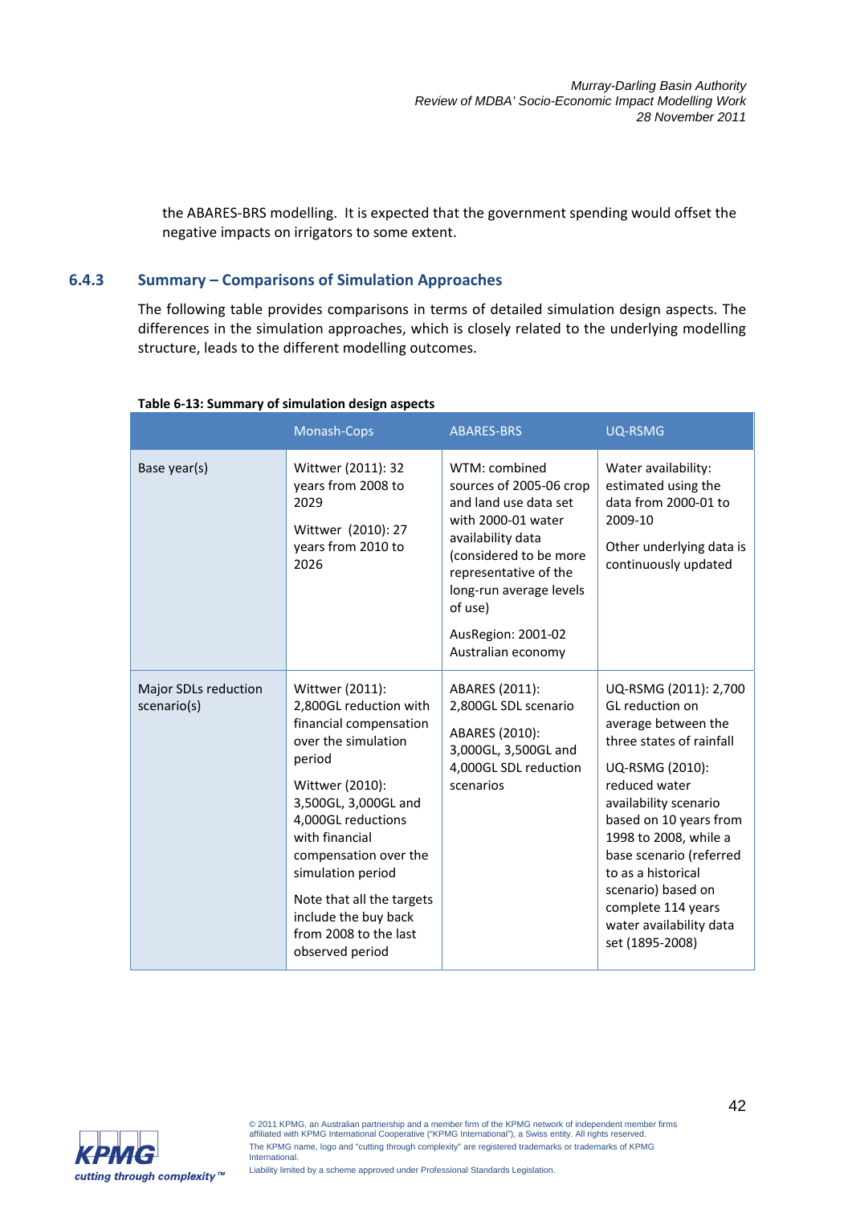the ABARES-BRS modelling. It is expected that the government spending would offset the negative impacts on irrigators to some extent.

### 6.4.3 Summary – Comparisons of Simulation Approaches

The following table provides comparisons in terms of detailed simulation design aspects. The differences in the simulation approaches, which is closely related to the underlying modelling structure, leads to the different modelling outcomes.

**Table 6-13: Summary of simulation design aspects**

| | Monash-Cops | ABARES-BRS | UQ-RSMG |
|---|---|---|---|
| Base year(s) | Wittwer (2011): 32 years from 2008 to 2029<br><br>Wittwer (2010): 27 years from 2010 to 2026 | WTM: combined sources of 2005-06 crop and land use data set with 2000-01 water availability data (considered to be more representative of the long-run average levels of use)<br><br>AusRegion: 2001-02 Australian economy | Water availability: estimated using the data from 2000-01 to 2009-10<br><br>Other underlying data is continuously updated |
| Major SDLs reduction scenario(s) | Wittwer (2011): 2,800GL reduction with financial compensation over the simulation period<br><br>Wittwer (2010): 3,500GL, 3,000GL and 4,000GL reductions with financial compensation over the simulation period<br><br>Note that all the targets include the buy back from 2008 to the last observed period | ABARES (2011): 2,800GL SDL scenario<br><br>ABARES (2010): 3,000GL, 3,500GL and 4,000GL SDL reduction scenarios | UQ-RSMG (2011): 2,700 GL reduction on average between the three states of rainfall<br><br>UQ-RSMG (2010): reduced water availability scenario based on 10 years from 1998 to 2008, while a base scenario (referred to as a historical scenario) based on complete 114 years water availability data set (1895-2008) |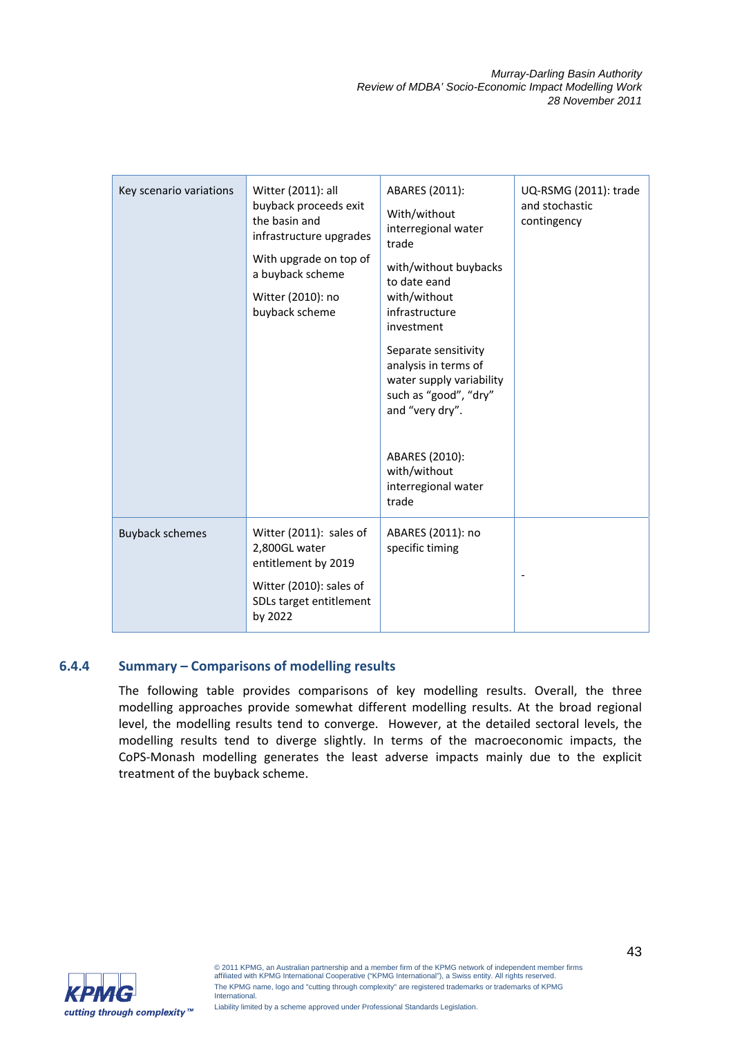| Key scenario variations | Witter (2011): all buyback proceeds exit the basin and infrastructure upgrades<br><br>With upgrade on top of a buyback scheme<br><br>Witter (2010): no buyback scheme | ABARES (2011):<br><br>With/without interregional water trade<br><br>with/without buybacks to date eand with/without infrastructure investment<br><br>Separate sensitivity analysis in terms of water supply variability such as "good", "dry" and "very dry".<br><br>ABARES (2010): with/without interregional water trade | UQ-RSMG (2011): trade and stochastic contingency |
|---|---|---|---|
| Buyback schemes | Witter (2011): sales of 2,800GL water entitlement by 2019<br><br>Witter (2010): sales of SDLs target entitlement by 2022 | ABARES (2011): no specific timing | - |

### 6.4.4 Summary – Comparisons of modelling results

The following table provides comparisons of key modelling results. Overall, the three modelling approaches provide somewhat different modelling results. At the broad regional level, the modelling results tend to converge. However, at the detailed sectoral levels, the modelling results tend to diverge slightly. In terms of the macroeconomic impacts, the CoPS-Monash modelling generates the least adverse impacts mainly due to the explicit treatment of the buyback scheme.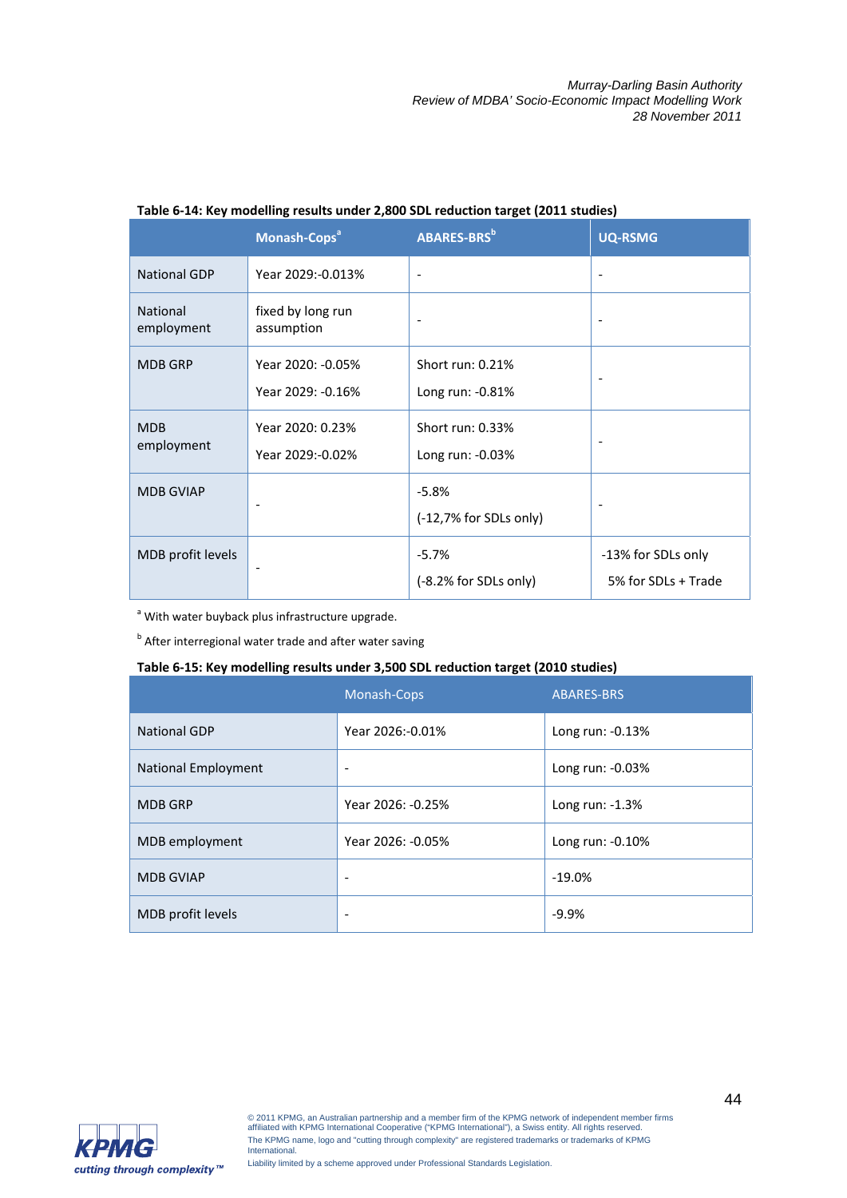**Table 6-14: Key modelling results under 2,800 SDL reduction target (2011 studies)**

| | Monash-Cops[a] | ABARES-BRS[b] | UQ-RSMG |
|---|---|---|---|
| National GDP | Year 2029:-0.013% | - | - |
| National employment | fixed by long run assumption | - | - |
| MDB GRP | Year 2020: -0.05%<br>Year 2029: -0.16% | Short run: 0.21%<br>Long run: -0.81% | - |
| MDB employment | Year 2020: 0.23%<br>Year 2029:-0.02% | Short run: 0.33%<br>Long run: -0.03% | - |
| MDB GVIAP | - | -5.8%<br>(-12,7% for SDLs only) | - |
| MDB profit levels | - | -5.7%<br>(-8.2% for SDLs only) | -13% for SDLs only<br>5% for SDLs + Trade |

[a] With water buyback plus infrastructure upgrade.

[b] After interregional water trade and after water saving

**Table 6-15: Key modelling results under 3,500 SDL reduction target (2010 studies)**

| | Monash-Cops | ABARES-BRS |
|---|---|---|
| National GDP | Year 2026:-0.01% | Long run: -0.13% |
| National Employment | - | Long run: -0.03% |
| MDB GRP | Year 2026: -0.25% | Long run: -1.3% |
| MDB employment | Year 2026: -0.05% | Long run: -0.10% |
| MDB GVIAP | - | -19.0% |
| MDB profit levels | - | -9.9% |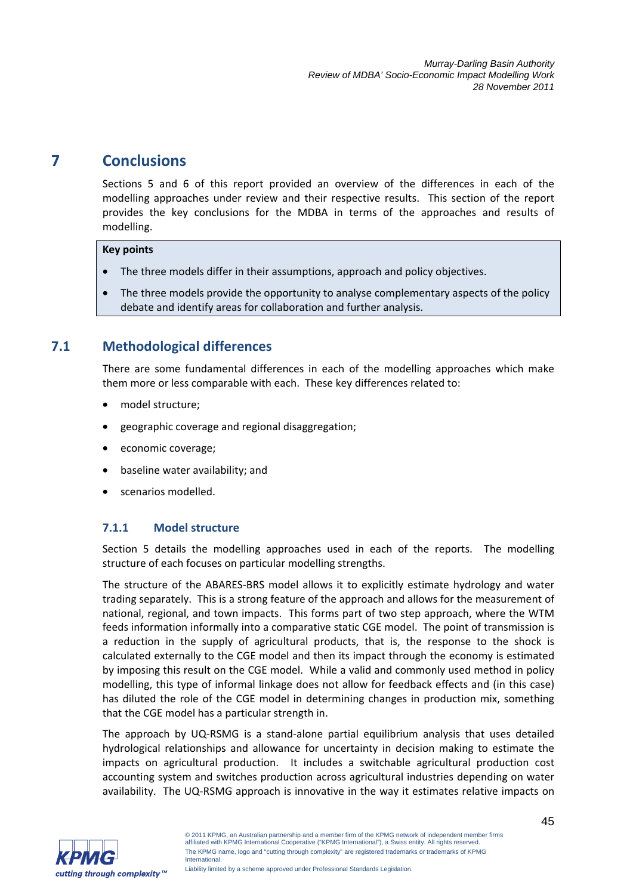# 7 Conclusions

Sections 5 and 6 of this report provided an overview of the differences in each of the modelling approaches under review and their respective results. This section of the report provides the key conclusions for the MDBA in terms of the approaches and results of modelling.

**Key points**

- The three models differ in their assumptions, approach and policy objectives.
- The three models provide the opportunity to analyse complementary aspects of the policy debate and identify areas for collaboration and further analysis.

## 7.1 Methodological differences

There are some fundamental differences in each of the modelling approaches which make them more or less comparable with each. These key differences related to:

- model structure;
- geographic coverage and regional disaggregation;
- economic coverage;
- baseline water availability; and
- scenarios modelled.

### 7.1.1 Model structure

Section 5 details the modelling approaches used in each of the reports. The modelling structure of each focuses on particular modelling strengths.

The structure of the ABARES-BRS model allows it to explicitly estimate hydrology and water trading separately. This is a strong feature of the approach and allows for the measurement of national, regional, and town impacts. This forms part of two step approach, where the WTM feeds information informally into a comparative static CGE model. The point of transmission is a reduction in the supply of agricultural products, that is, the response to the shock is calculated externally to the CGE model and then its impact through the economy is estimated by imposing this result on the CGE model. While a valid and commonly used method in policy modelling, this type of informal linkage does not allow for feedback effects and (in this case) has diluted the role of the CGE model in determining changes in production mix, something that the CGE model has a particular strength in.

The approach by UQ-RSMG is a stand-alone partial equilibrium analysis that uses detailed hydrological relationships and allowance for uncertainty in decision making to estimate the impacts on agricultural production. It includes a switchable agricultural production cost accounting system and switches production across agricultural industries depending on water availability. The UQ-RSMG approach is innovative in the way it estimates relative impacts on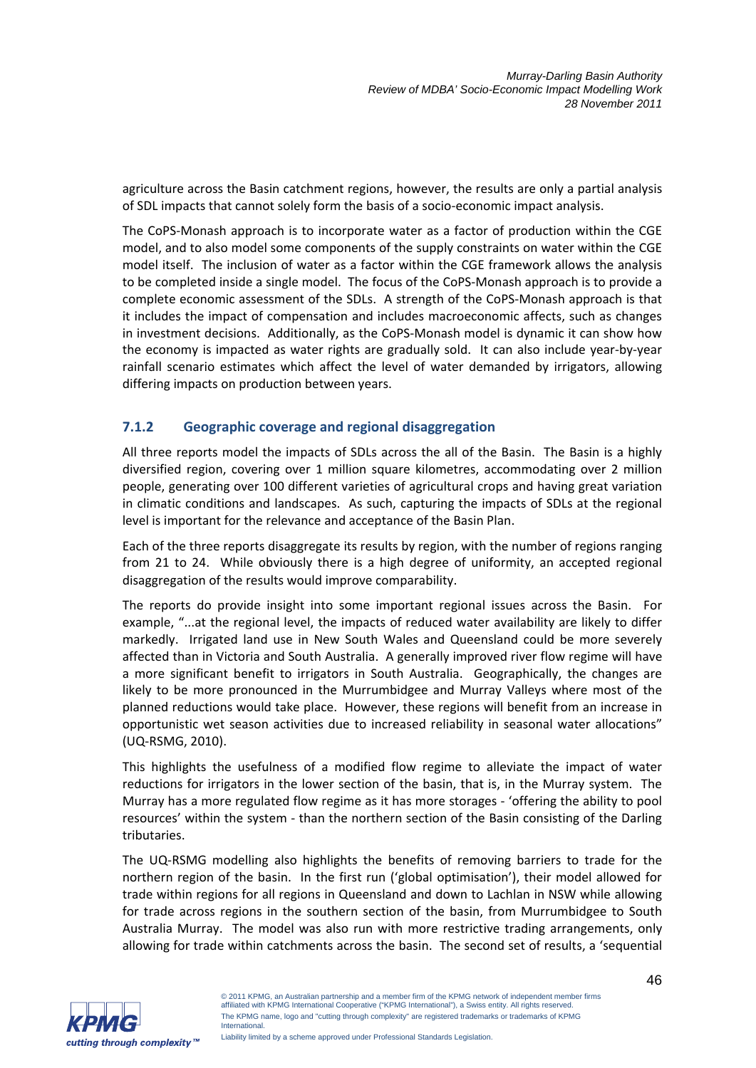agriculture across the Basin catchment regions, however, the results are only a partial analysis of SDL impacts that cannot solely form the basis of a socio-economic impact analysis.

The CoPS-Monash approach is to incorporate water as a factor of production within the CGE model, and to also model some components of the supply constraints on water within the CGE model itself. The inclusion of water as a factor within the CGE framework allows the analysis to be completed inside a single model. The focus of the CoPS-Monash approach is to provide a complete economic assessment of the SDLs. A strength of the CoPS-Monash approach is that it includes the impact of compensation and includes macroeconomic affects, such as changes in investment decisions. Additionally, as the CoPS-Monash model is dynamic it can show how the economy is impacted as water rights are gradually sold. It can also include year-by-year rainfall scenario estimates which affect the level of water demanded by irrigators, allowing differing impacts on production between years.

### 7.1.2 Geographic coverage and regional disaggregation

All three reports model the impacts of SDLs across the all of the Basin. The Basin is a highly diversified region, covering over 1 million square kilometres, accommodating over 2 million people, generating over 100 different varieties of agricultural crops and having great variation in climatic conditions and landscapes. As such, capturing the impacts of SDLs at the regional level is important for the relevance and acceptance of the Basin Plan.

Each of the three reports disaggregate its results by region, with the number of regions ranging from 21 to 24. While obviously there is a high degree of uniformity, an accepted regional disaggregation of the results would improve comparability.

The reports do provide insight into some important regional issues across the Basin. For example, "...at the regional level, the impacts of reduced water availability are likely to differ markedly. Irrigated land use in New South Wales and Queensland could be more severely affected than in Victoria and South Australia. A generally improved river flow regime will have a more significant benefit to irrigators in South Australia. Geographically, the changes are likely to be more pronounced in the Murrumbidgee and Murray Valleys where most of the planned reductions would take place. However, these regions will benefit from an increase in opportunistic wet season activities due to increased reliability in seasonal water allocations" (UQ-RSMG, 2010).

This highlights the usefulness of a modified flow regime to alleviate the impact of water reductions for irrigators in the lower section of the basin, that is, in the Murray system. The Murray has a more regulated flow regime as it has more storages - 'offering the ability to pool resources' within the system - than the northern section of the Basin consisting of the Darling tributaries.

The UQ-RSMG modelling also highlights the benefits of removing barriers to trade for the northern region of the basin. In the first run ('global optimisation'), their model allowed for trade within regions for all regions in Queensland and down to Lachlan in NSW while allowing for trade across regions in the southern section of the basin, from Murrumbidgee to South Australia Murray. The model was also run with more restrictive trading arrangements, only allowing for trade within catchments across the basin. The second set of results, a 'sequential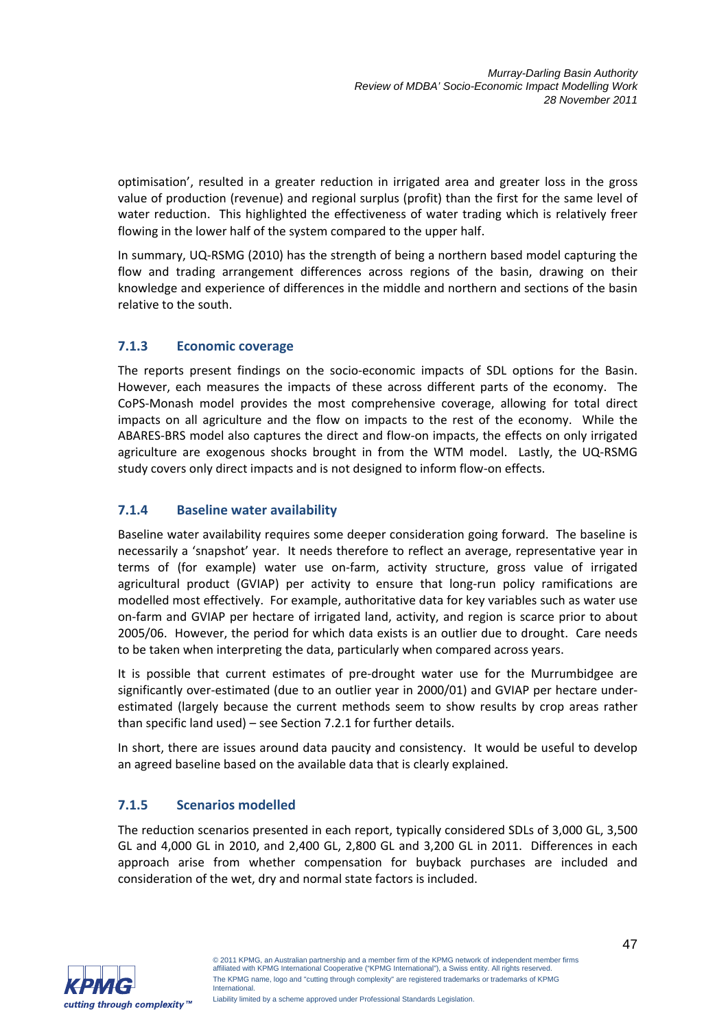optimisation', resulted in a greater reduction in irrigated area and greater loss in the gross value of production (revenue) and regional surplus (profit) than the first for the same level of water reduction. This highlighted the effectiveness of water trading which is relatively freer flowing in the lower half of the system compared to the upper half.

In summary, UQ-RSMG (2010) has the strength of being a northern based model capturing the flow and trading arrangement differences across regions of the basin, drawing on their knowledge and experience of differences in the middle and northern and sections of the basin relative to the south.

### 7.1.3 Economic coverage

The reports present findings on the socio-economic impacts of SDL options for the Basin. However, each measures the impacts of these across different parts of the economy. The CoPS-Monash model provides the most comprehensive coverage, allowing for total direct impacts on all agriculture and the flow on impacts to the rest of the economy. While the ABARES-BRS model also captures the direct and flow-on impacts, the effects on only irrigated agriculture are exogenous shocks brought in from the WTM model. Lastly, the UQ-RSMG study covers only direct impacts and is not designed to inform flow-on effects.

### 7.1.4 Baseline water availability

Baseline water availability requires some deeper consideration going forward. The baseline is necessarily a 'snapshot' year. It needs therefore to reflect an average, representative year in terms of (for example) water use on-farm, activity structure, gross value of irrigated agricultural product (GVIAP) per activity to ensure that long-run policy ramifications are modelled most effectively. For example, authoritative data for key variables such as water use on-farm and GVIAP per hectare of irrigated land, activity, and region is scarce prior to about 2005/06. However, the period for which data exists is an outlier due to drought. Care needs to be taken when interpreting the data, particularly when compared across years.

It is possible that current estimates of pre-drought water use for the Murrumbidgee are significantly over-estimated (due to an outlier year in 2000/01) and GVIAP per hectare under-estimated (largely because the current methods seem to show results by crop areas rather than specific land used) – see Section 7.2.1 for further details.

In short, there are issues around data paucity and consistency. It would be useful to develop an agreed baseline based on the available data that is clearly explained.

### 7.1.5 Scenarios modelled

The reduction scenarios presented in each report, typically considered SDLs of 3,000 GL, 3,500 GL and 4,000 GL in 2010, and 2,400 GL, 2,800 GL and 3,200 GL in 2011. Differences in each approach arise from whether compensation for buyback purchases are included and consideration of the wet, dry and normal state factors is included.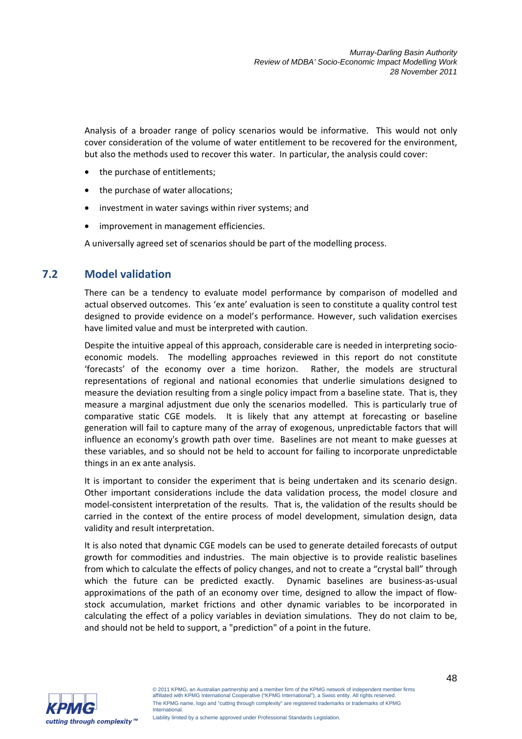Analysis of a broader range of policy scenarios would be informative. This would not only cover consideration of the volume of water entitlement to be recovered for the environment, but also the methods used to recover this water. In particular, the analysis could cover:

- the purchase of entitlements;
- the purchase of water allocations;
- investment in water savings within river systems; and
- improvement in management efficiencies.

A universally agreed set of scenarios should be part of the modelling process.

## 7.2 Model validation

There can be a tendency to evaluate model performance by comparison of modelled and actual observed outcomes. This 'ex ante' evaluation is seen to constitute a quality control test designed to provide evidence on a model's performance. However, such validation exercises have limited value and must be interpreted with caution.

Despite the intuitive appeal of this approach, considerable care is needed in interpreting socio-economic models. The modelling approaches reviewed in this report do not constitute 'forecasts' of the economy over a time horizon. Rather, the models are structural representations of regional and national economies that underlie simulations designed to measure the deviation resulting from a single policy impact from a baseline state. That is, they measure a marginal adjustment due only the scenarios modelled. This is particularly true of comparative static CGE models. It is likely that any attempt at forecasting or baseline generation will fail to capture many of the array of exogenous, unpredictable factors that will influence an economy's growth path over time. Baselines are not meant to make guesses at these variables, and so should not be held to account for failing to incorporate unpredictable things in an ex ante analysis.

It is important to consider the experiment that is being undertaken and its scenario design. Other important considerations include the data validation process, the model closure and model-consistent interpretation of the results. That is, the validation of the results should be carried in the context of the entire process of model development, simulation design, data validity and result interpretation.

It is also noted that dynamic CGE models can be used to generate detailed forecasts of output growth for commodities and industries. The main objective is to provide realistic baselines from which to calculate the effects of policy changes, and not to create a "crystal ball" through which the future can be predicted exactly. Dynamic baselines are business-as-usual approximations of the path of an economy over time, designed to allow the impact of flow-stock accumulation, market frictions and other dynamic variables to be incorporated in calculating the effect of a policy variables in deviation simulations. They do not claim to be, and should not be held to support, a "prediction" of a point in the future.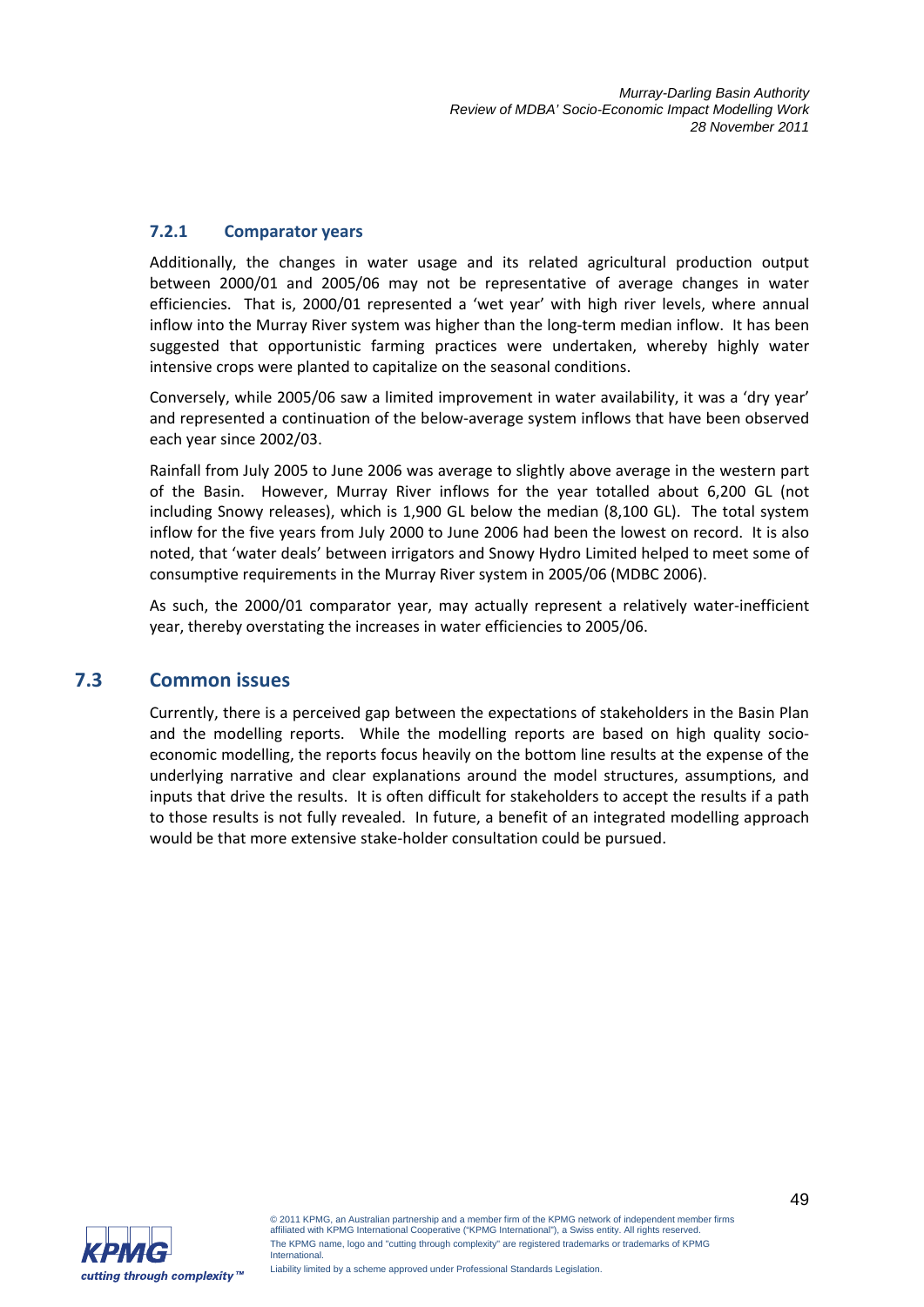### 7.2.1 Comparator years

Additionally, the changes in water usage and its related agricultural production output between 2000/01 and 2005/06 may not be representative of average changes in water efficiencies. That is, 2000/01 represented a 'wet year' with high river levels, where annual inflow into the Murray River system was higher than the long-term median inflow. It has been suggested that opportunistic farming practices were undertaken, whereby highly water intensive crops were planted to capitalize on the seasonal conditions.

Conversely, while 2005/06 saw a limited improvement in water availability, it was a 'dry year' and represented a continuation of the below-average system inflows that have been observed each year since 2002/03.

Rainfall from July 2005 to June 2006 was average to slightly above average in the western part of the Basin. However, Murray River inflows for the year totalled about 6,200 GL (not including Snowy releases), which is 1,900 GL below the median (8,100 GL). The total system inflow for the five years from July 2000 to June 2006 had been the lowest on record. It is also noted, that 'water deals' between irrigators and Snowy Hydro Limited helped to meet some of consumptive requirements in the Murray River system in 2005/06 (MDBC 2006).

As such, the 2000/01 comparator year, may actually represent a relatively water-inefficient year, thereby overstating the increases in water efficiencies to 2005/06.

## 7.3 Common issues

Currently, there is a perceived gap between the expectations of stakeholders in the Basin Plan and the modelling reports. While the modelling reports are based on high quality socio-economic modelling, the reports focus heavily on the bottom line results at the expense of the underlying narrative and clear explanations around the model structures, assumptions, and inputs that drive the results. It is often difficult for stakeholders to accept the results if a path to those results is not fully revealed. In future, a benefit of an integrated modelling approach would be that more extensive stake-holder consultation could be pursued.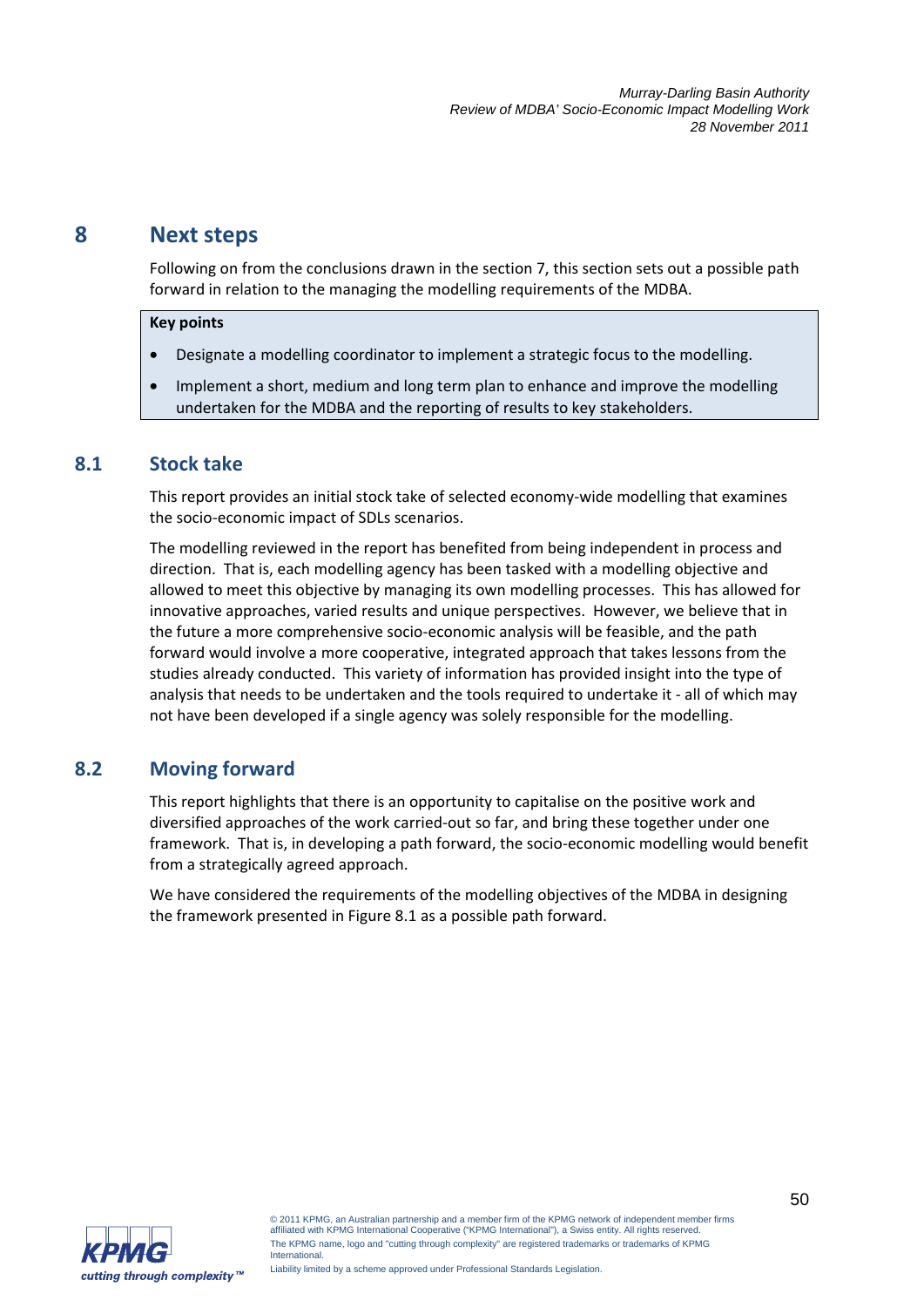# 8 Next steps

Following on from the conclusions drawn in the section 7, this section sets out a possible path forward in relation to the managing the modelling requirements of the MDBA.

> **Key points**
>
> - Designate a modelling coordinator to implement a strategic focus to the modelling.
> - Implement a short, medium and long term plan to enhance and improve the modelling undertaken for the MDBA and the reporting of results to key stakeholders.

## 8.1 Stock take

This report provides an initial stock take of selected economy-wide modelling that examines the socio-economic impact of SDLs scenarios.

The modelling reviewed in the report has benefited from being independent in process and direction. That is, each modelling agency has been tasked with a modelling objective and allowed to meet this objective by managing its own modelling processes. This has allowed for innovative approaches, varied results and unique perspectives. However, we believe that in the future a more comprehensive socio-economic analysis will be feasible, and the path forward would involve a more cooperative, integrated approach that takes lessons from the studies already conducted. This variety of information has provided insight into the type of analysis that needs to be undertaken and the tools required to undertake it - all of which may not have been developed if a single agency was solely responsible for the modelling.

## 8.2 Moving forward

This report highlights that there is an opportunity to capitalise on the positive work and diversified approaches of the work carried-out so far, and bring these together under one framework. That is, in developing a path forward, the socio-economic modelling would benefit from a strategically agreed approach.

We have considered the requirements of the modelling objectives of the MDBA in designing the framework presented in Figure 8.1 as a possible path forward.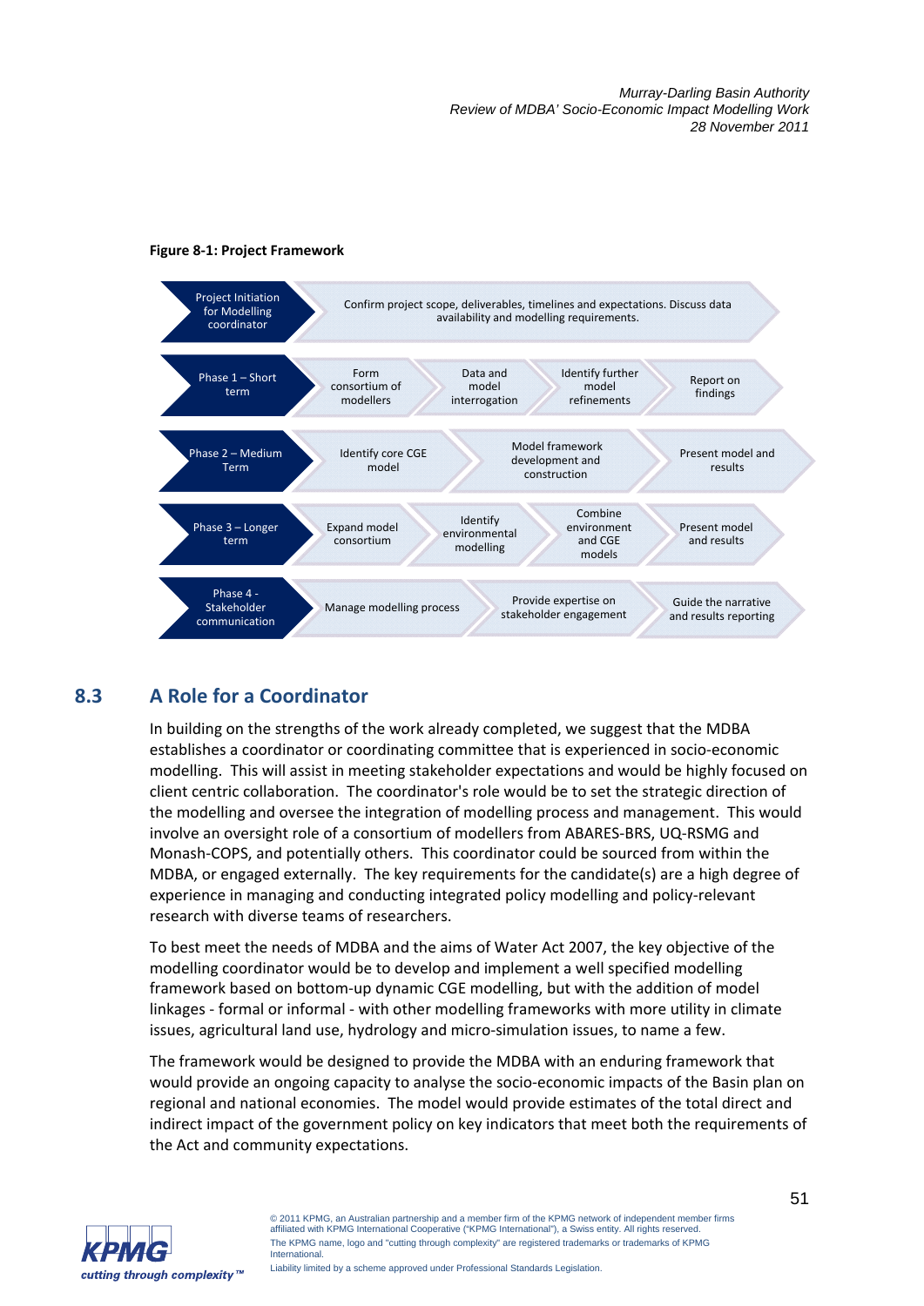**Figure 8-1: Project Framework**

| | | | | |
|---|---|---|---|---|
| Project Initiation for Modelling coordinator | Confirm project scope, deliverables, timelines and expectations. Discuss data availability and modelling requirements. | | | |
| Phase 1 – Short term | Form consortium of modellers | Data and model interrogation | Identify further model refinements | Report on findings |
| Phase 2 – Medium Term | Identify core CGE model | Model framework development and construction | Present model and results | |
| Phase 3 – Longer term | Expand model consortium | Identify environmental modelling | Combine environment and CGE models | Present model and results |
| Phase 4 - Stakeholder communication | Manage modelling process | Provide expertise on stakeholder engagement | Guide the narrative and results reporting | |

## 8.3 A Role for a Coordinator

In building on the strengths of the work already completed, we suggest that the MDBA establishes a coordinator or coordinating committee that is experienced in socio-economic modelling. This will assist in meeting stakeholder expectations and would be highly focused on client centric collaboration. The coordinator's role would be to set the strategic direction of the modelling and oversee the integration of modelling process and management. This would involve an oversight role of a consortium of modellers from ABARES-BRS, UQ-RSMG and Monash-COPS, and potentially others. This coordinator could be sourced from within the MDBA, or engaged externally. The key requirements for the candidate(s) are a high degree of experience in managing and conducting integrated policy modelling and policy-relevant research with diverse teams of researchers.

To best meet the needs of MDBA and the aims of Water Act 2007, the key objective of the modelling coordinator would be to develop and implement a well specified modelling framework based on bottom-up dynamic CGE modelling, but with the addition of model linkages - formal or informal - with other modelling frameworks with more utility in climate issues, agricultural land use, hydrology and micro-simulation issues, to name a few.

The framework would be designed to provide the MDBA with an enduring framework that would provide an ongoing capacity to analyse the socio-economic impacts of the Basin plan on regional and national economies. The model would provide estimates of the total direct and indirect impact of the government policy on key indicators that meet both the requirements of the Act and community expectations.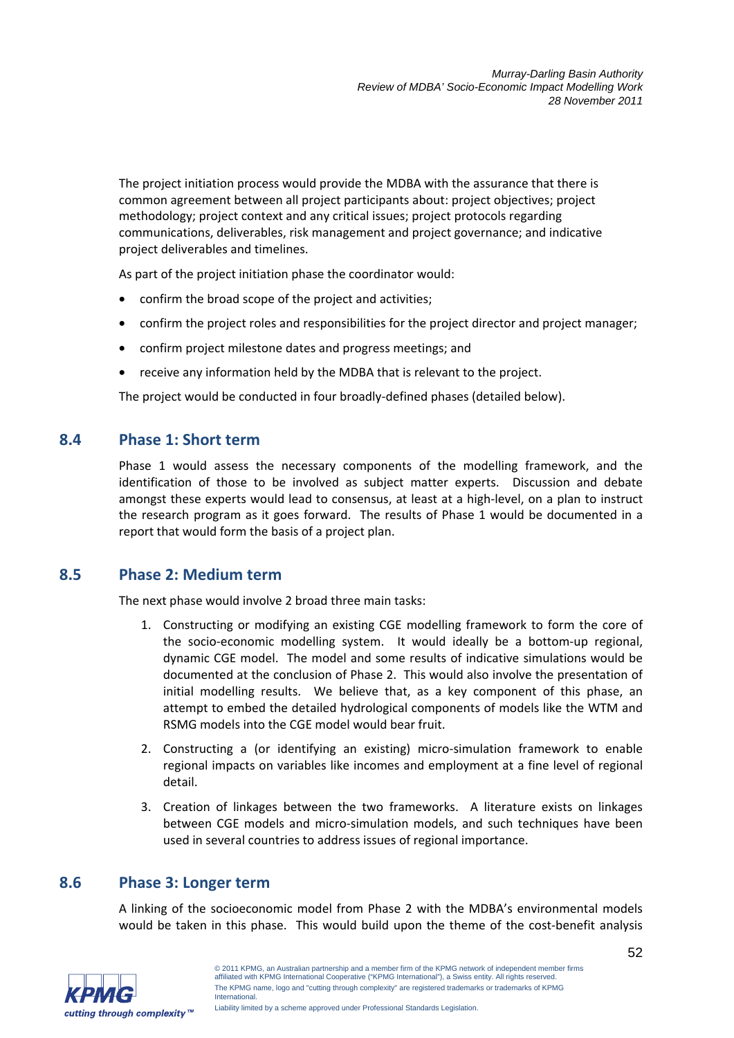The project initiation process would provide the MDBA with the assurance that there is common agreement between all project participants about: project objectives; project methodology; project context and any critical issues; project protocols regarding communications, deliverables, risk management and project governance; and indicative project deliverables and timelines.

As part of the project initiation phase the coordinator would:

- confirm the broad scope of the project and activities;
- confirm the project roles and responsibilities for the project director and project manager;
- confirm project milestone dates and progress meetings; and
- receive any information held by the MDBA that is relevant to the project.

The project would be conducted in four broadly-defined phases (detailed below).

## 8.4 Phase 1: Short term

Phase 1 would assess the necessary components of the modelling framework, and the identification of those to be involved as subject matter experts. Discussion and debate amongst these experts would lead to consensus, at least at a high-level, on a plan to instruct the research program as it goes forward. The results of Phase 1 would be documented in a report that would form the basis of a project plan.

## 8.5 Phase 2: Medium term

The next phase would involve 2 broad three main tasks:

1. Constructing or modifying an existing CGE modelling framework to form the core of the socio-economic modelling system. It would ideally be a bottom-up regional, dynamic CGE model. The model and some results of indicative simulations would be documented at the conclusion of Phase 2. This would also involve the presentation of initial modelling results. We believe that, as a key component of this phase, an attempt to embed the detailed hydrological components of models like the WTM and RSMG models into the CGE model would bear fruit.
2. Constructing a (or identifying an existing) micro-simulation framework to enable regional impacts on variables like incomes and employment at a fine level of regional detail.
3. Creation of linkages between the two frameworks. A literature exists on linkages between CGE models and micro-simulation models, and such techniques have been used in several countries to address issues of regional importance.

## 8.6 Phase 3: Longer term

A linking of the socioeconomic model from Phase 2 with the MDBA's environmental models would be taken in this phase. This would build upon the theme of the cost-benefit analysis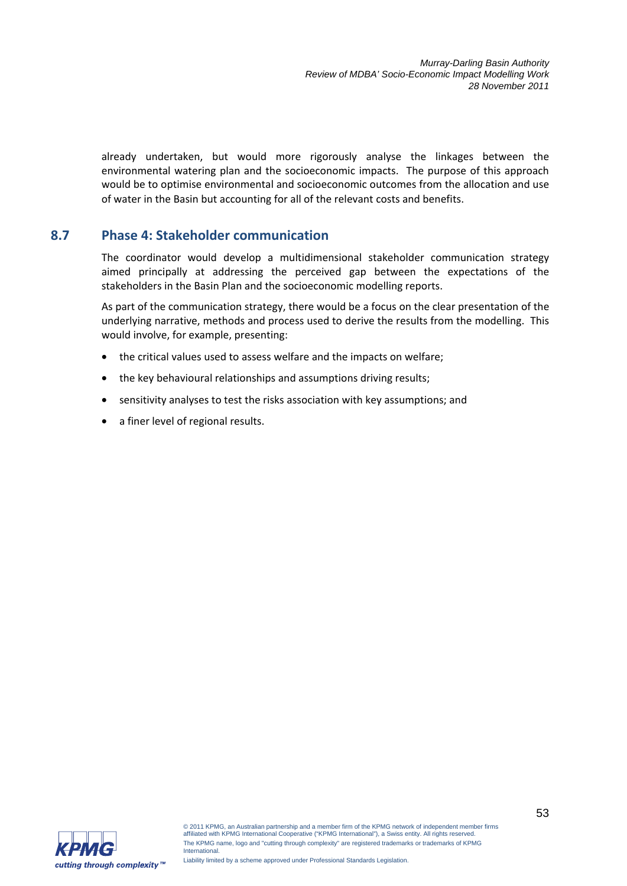already undertaken, but would more rigorously analyse the linkages between the environmental watering plan and the socioeconomic impacts. The purpose of this approach would be to optimise environmental and socioeconomic outcomes from the allocation and use of water in the Basin but accounting for all of the relevant costs and benefits.

## 8.7 Phase 4: Stakeholder communication

The coordinator would develop a multidimensional stakeholder communication strategy aimed principally at addressing the perceived gap between the expectations of the stakeholders in the Basin Plan and the socioeconomic modelling reports.

As part of the communication strategy, there would be a focus on the clear presentation of the underlying narrative, methods and process used to derive the results from the modelling. This would involve, for example, presenting:

- the critical values used to assess welfare and the impacts on welfare;
- the key behavioural relationships and assumptions driving results;
- sensitivity analyses to test the risks association with key assumptions; and
- a finer level of regional results.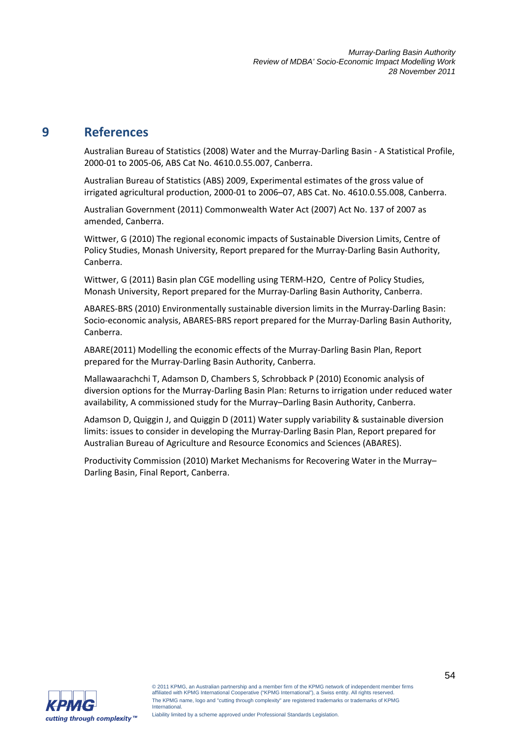# 9 References

Australian Bureau of Statistics (2008) Water and the Murray-Darling Basin - A Statistical Profile, 2000-01 to 2005-06, ABS Cat No. 4610.0.55.007, Canberra.

Australian Bureau of Statistics (ABS) 2009, Experimental estimates of the gross value of irrigated agricultural production, 2000-01 to 2006–07, ABS Cat. No. 4610.0.55.008, Canberra.

Australian Government (2011) Commonwealth Water Act (2007) Act No. 137 of 2007 as amended, Canberra.

Wittwer, G (2010) The regional economic impacts of Sustainable Diversion Limits, Centre of Policy Studies, Monash University, Report prepared for the Murray-Darling Basin Authority, Canberra.

Wittwer, G (2011) Basin plan CGE modelling using TERM-H2O, Centre of Policy Studies, Monash University, Report prepared for the Murray-Darling Basin Authority, Canberra.

ABARES-BRS (2010) Environmentally sustainable diversion limits in the Murray-Darling Basin: Socio-economic analysis, ABARES-BRS report prepared for the Murray-Darling Basin Authority, Canberra.

ABARE(2011) Modelling the economic effects of the Murray-Darling Basin Plan, Report prepared for the Murray-Darling Basin Authority, Canberra.

Mallawaarachchi T, Adamson D, Chambers S, Schrobback P (2010) Economic analysis of diversion options for the Murray-Darling Basin Plan: Returns to irrigation under reduced water availability, A commissioned study for the Murray–Darling Basin Authority, Canberra.

Adamson D, Quiggin J, and Quiggin D (2011) Water supply variability & sustainable diversion limits: issues to consider in developing the Murray-Darling Basin Plan, Report prepared for Australian Bureau of Agriculture and Resource Economics and Sciences (ABARES).

Productivity Commission (2010) Market Mechanisms for Recovering Water in the Murray–Darling Basin, Final Report, Canberra.